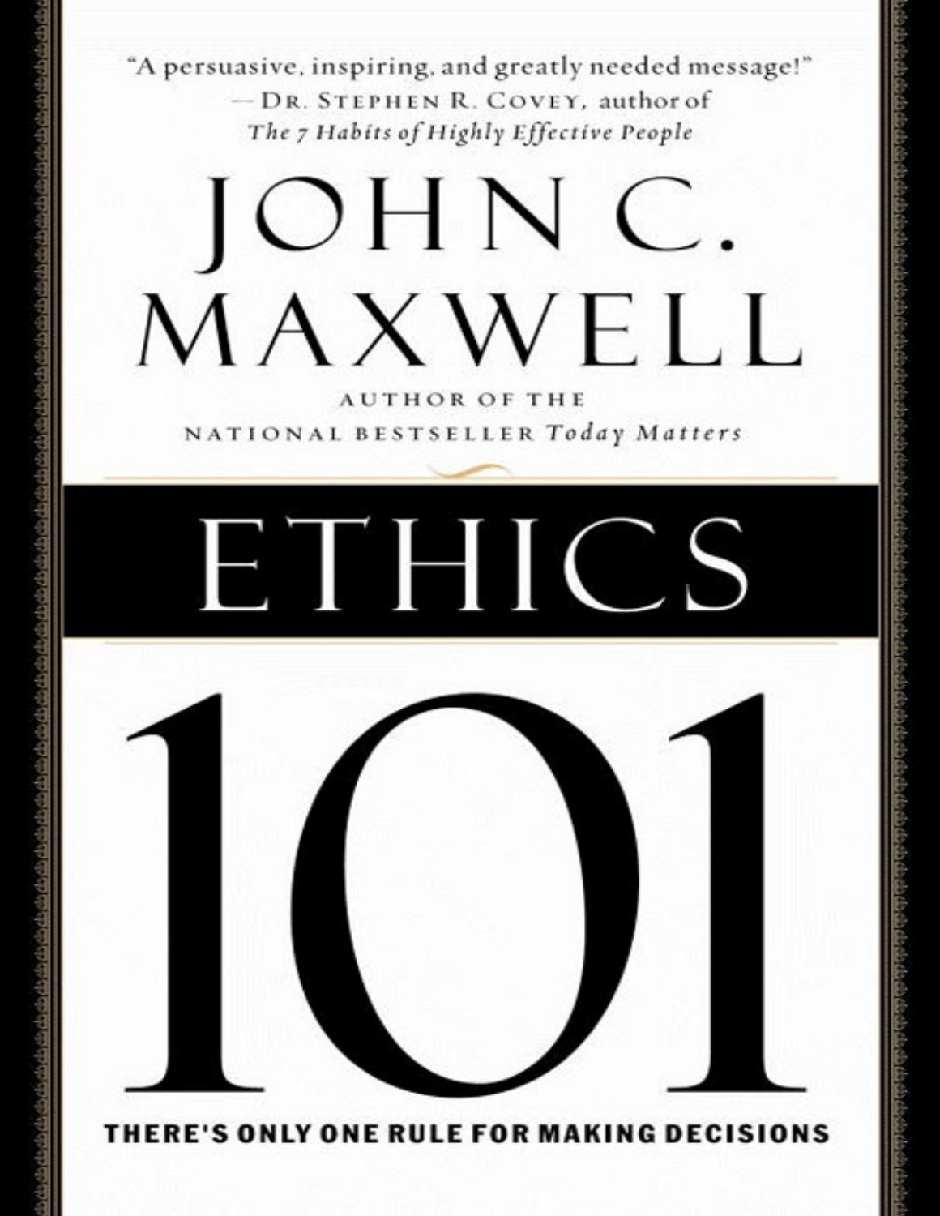"A persuasive, inspiring, and greatly needed message!"
— Dr. Stephen R. Covey, author of *The 7 Habits of Highly Effective People*

# JOHN C. MAXWELL

AUTHOR OF THE NATIONAL BESTSELLER *Today Matters*

# ETHICS 101

**THERE'S ONLY ONE RULE FOR MAKING DECISIONS**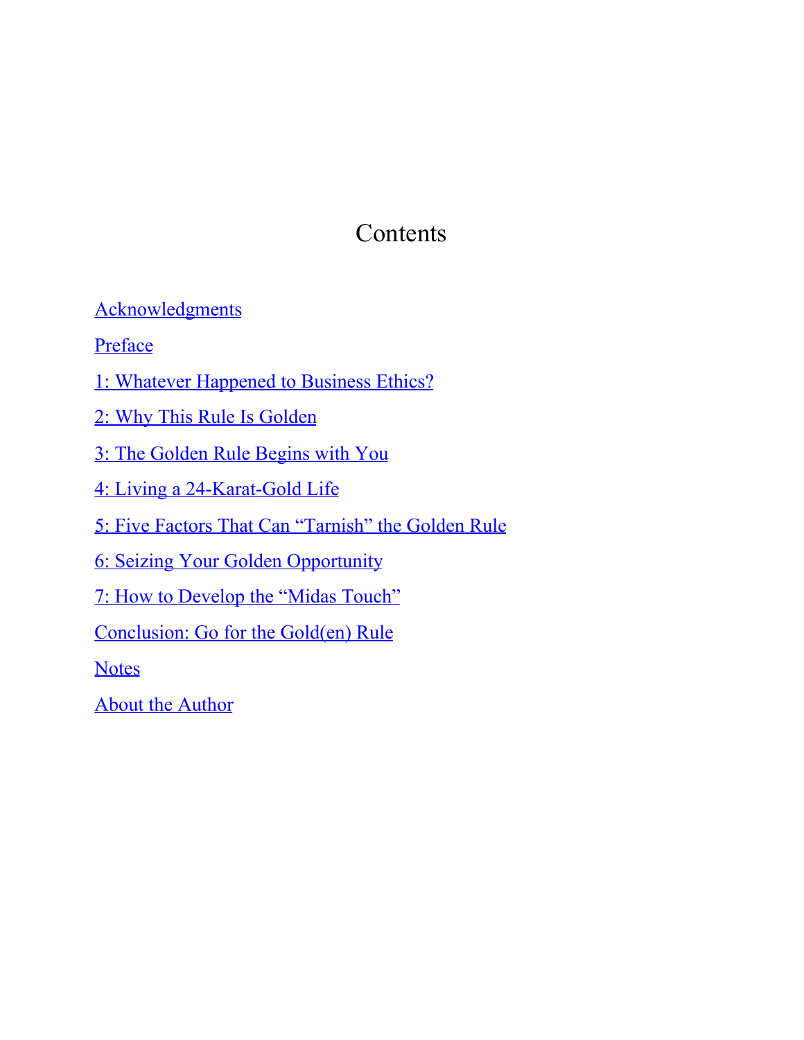# Contents

Acknowledgments

Preface

1: Whatever Happened to Business Ethics?

2: Why This Rule Is Golden

3: The Golden Rule Begins with You

4: Living a 24-Karat-Gold Life

5: Five Factors That Can "Tarnish" the Golden Rule

6: Seizing Your Golden Opportunity

7: How to Develop the "Midas Touch"

Conclusion: Go for the Gold(en) Rule

Notes

About the Author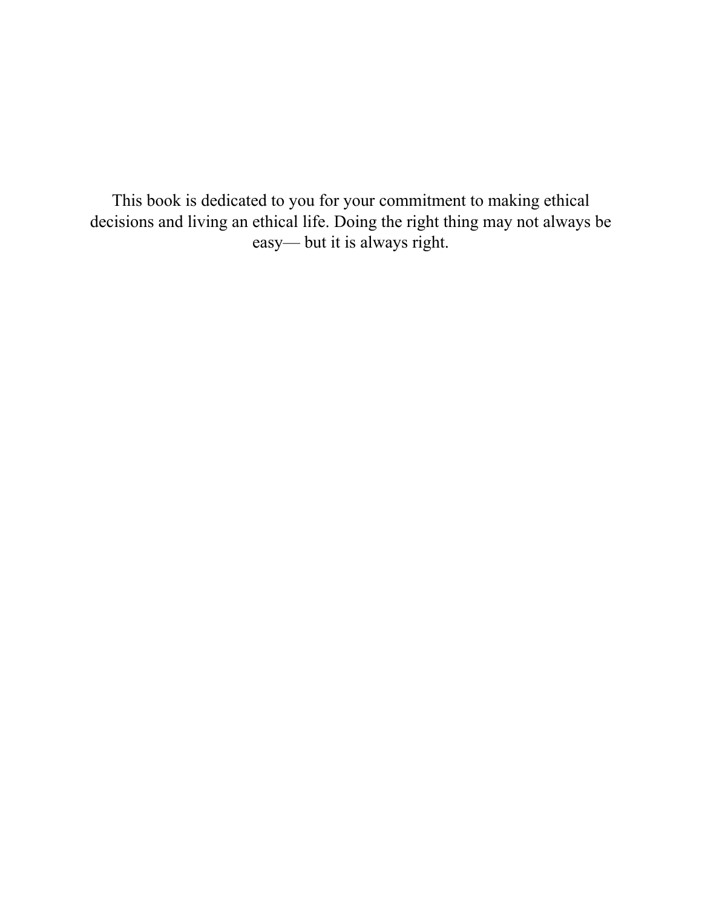This book is dedicated to you for your commitment to making ethical decisions and living an ethical life. Doing the right thing may not always be easy— but it is always right.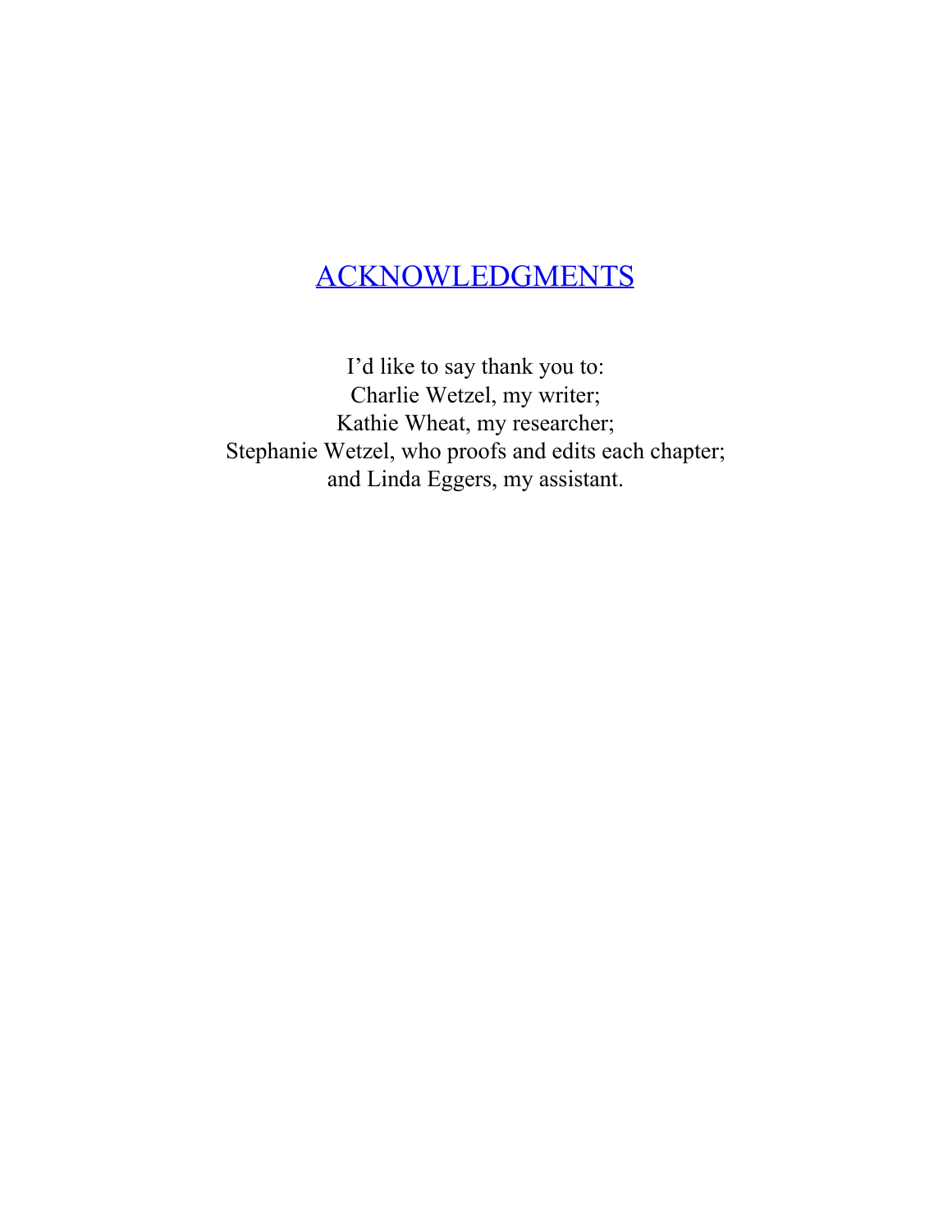# ACKNOWLEDGMENTS

I'd like to say thank you to:
Charlie Wetzel, my writer;
Kathie Wheat, my researcher;
Stephanie Wetzel, who proofs and edits each chapter;
and Linda Eggers, my assistant.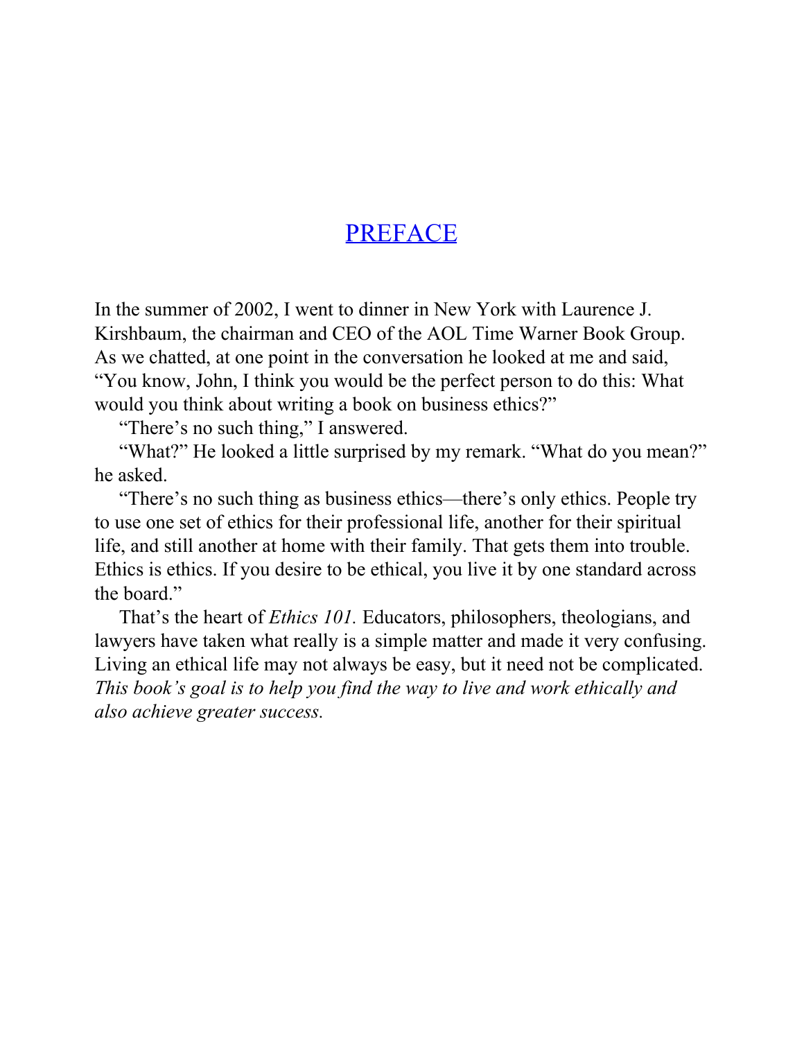# PREFACE

In the summer of 2002, I went to dinner in New York with Laurence J. Kirshbaum, the chairman and CEO of the AOL Time Warner Book Group. As we chatted, at one point in the conversation he looked at me and said, "You know, John, I think you would be the perfect person to do this: What would you think about writing a book on business ethics?"

"There's no such thing," I answered.

"What?" He looked a little surprised by my remark. "What do you mean?" he asked.

"There's no such thing as business ethics—there's only ethics. People try to use one set of ethics for their professional life, another for their spiritual life, and still another at home with their family. That gets them into trouble. Ethics is ethics. If you desire to be ethical, you live it by one standard across the board."

That's the heart of *Ethics 101.* Educators, philosophers, theologians, and lawyers have taken what really is a simple matter and made it very confusing. Living an ethical life may not always be easy, but it need not be complicated. *This book's goal is to help you find the way to live and work ethically and also achieve greater success.*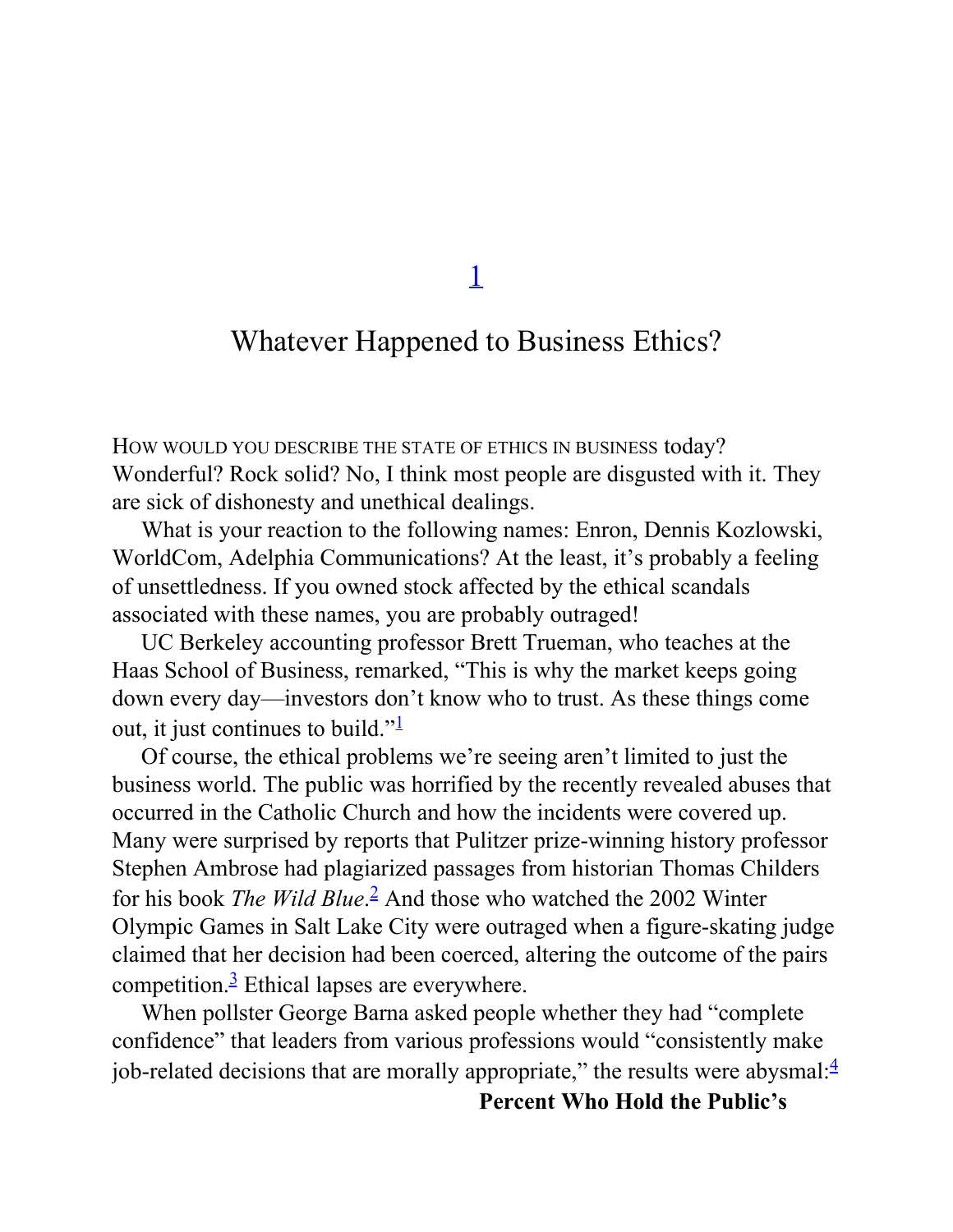# 1

## Whatever Happened to Business Ethics?

HOW WOULD YOU DESCRIBE THE STATE OF ETHICS IN BUSINESS today? Wonderful? Rock solid? No, I think most people are disgusted with it. They are sick of dishonesty and unethical dealings.

What is your reaction to the following names: Enron, Dennis Kozlowski, WorldCom, Adelphia Communications? At the least, it's probably a feeling of unsettledness. If you owned stock affected by the ethical scandals associated with these names, you are probably outraged!

UC Berkeley accounting professor Brett Trueman, who teaches at the Haas School of Business, remarked, "This is why the market keeps going down every day—investors don't know who to trust. As these things come out, it just continues to build."[1]

Of course, the ethical problems we're seeing aren't limited to just the business world. The public was horrified by the recently revealed abuses that occurred in the Catholic Church and how the incidents were covered up. Many were surprised by reports that Pulitzer prize-winning history professor Stephen Ambrose had plagiarized passages from historian Thomas Childers for his book *The Wild Blue*.[2] And those who watched the 2002 Winter Olympic Games in Salt Lake City were outraged when a figure-skating judge claimed that her decision had been coerced, altering the outcome of the pairs competition.[3] Ethical lapses are everywhere.

When pollster George Barna asked people whether they had "complete confidence" that leaders from various professions would "consistently make job-related decisions that are morally appropriate," the results were abysmal:[4]

**Percent Who Hold the Public's**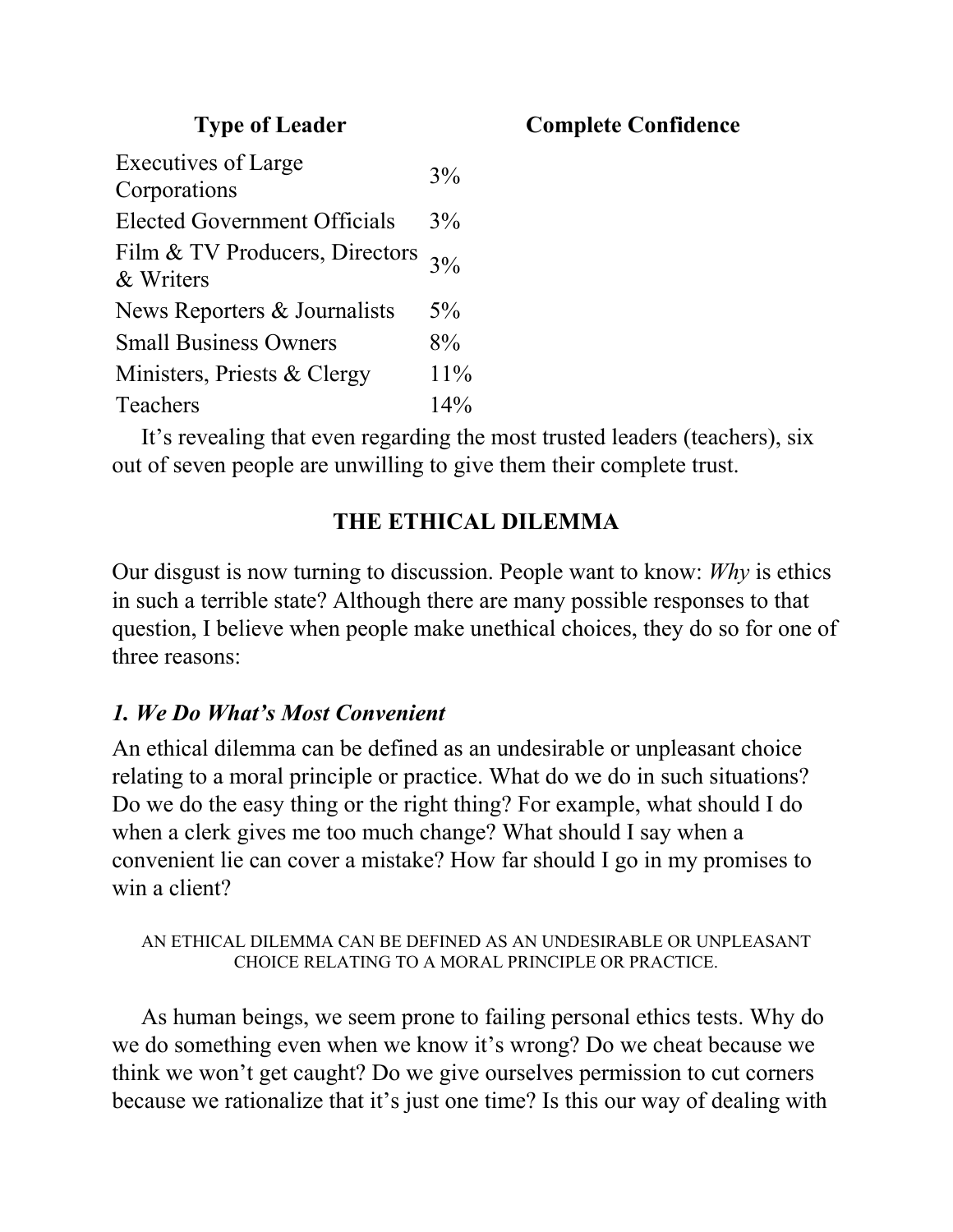| Type of Leader | Complete Confidence |
|---|---|
| Executives of Large Corporations | 3% |
| Elected Government Officials | 3% |
| Film & TV Producers, Directors & Writers | 3% |
| News Reporters & Journalists | 5% |
| Small Business Owners | 8% |
| Ministers, Priests & Clergy | 11% |
| Teachers | 14% |

It's revealing that even regarding the most trusted leaders (teachers), six out of seven people are unwilling to give them their complete trust.

## THE ETHICAL DILEMMA

Our disgust is now turning to discussion. People want to know: *Why* is ethics in such a terrible state? Although there are many possible responses to that question, I believe when people make unethical choices, they do so for one of three reasons:

### *1. We Do What's Most Convenient*

An ethical dilemma can be defined as an undesirable or unpleasant choice relating to a moral principle or practice. What do we do in such situations? Do we do the easy thing or the right thing? For example, what should I do when a clerk gives me too much change? What should I say when a convenient lie can cover a mistake? How far should I go in my promises to win a client?

AN ETHICAL DILEMMA CAN BE DEFINED AS AN UNDESIRABLE OR UNPLEASANT CHOICE RELATING TO A MORAL PRINCIPLE OR PRACTICE.

As human beings, we seem prone to failing personal ethics tests. Why do we do something even when we know it's wrong? Do we cheat because we think we won't get caught? Do we give ourselves permission to cut corners because we rationalize that it's just one time? Is this our way of dealing with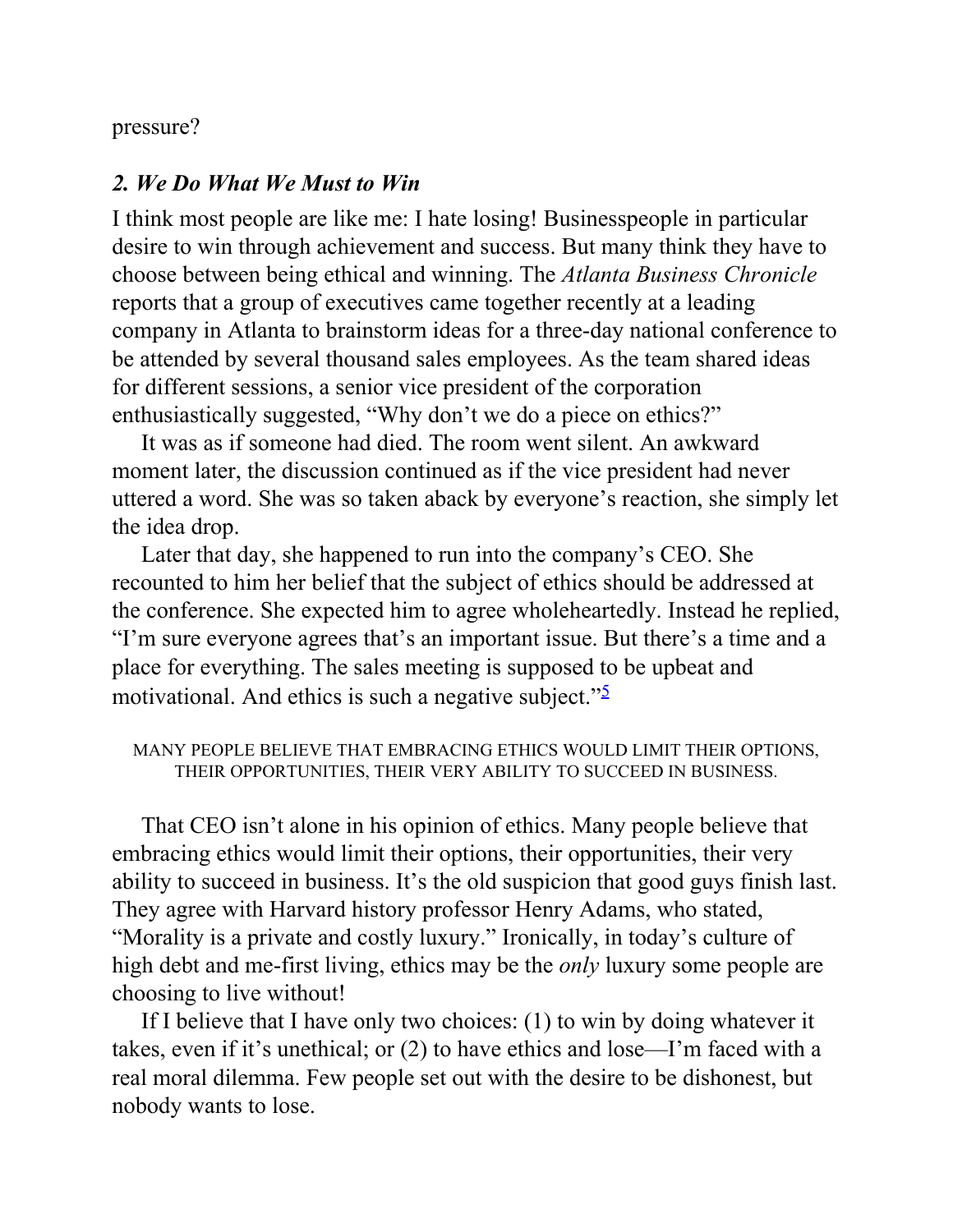pressure?

### *2. We Do What We Must to Win*

I think most people are like me: I hate losing! Businesspeople in particular desire to win through achievement and success. But many think they have to choose between being ethical and winning. The *Atlanta Business Chronicle* reports that a group of executives came together recently at a leading company in Atlanta to brainstorm ideas for a three-day national conference to be attended by several thousand sales employees. As the team shared ideas for different sessions, a senior vice president of the corporation enthusiastically suggested, "Why don't we do a piece on ethics?"

It was as if someone had died. The room went silent. An awkward moment later, the discussion continued as if the vice president had never uttered a word. She was so taken aback by everyone's reaction, she simply let the idea drop.

Later that day, she happened to run into the company's CEO. She recounted to him her belief that the subject of ethics should be addressed at the conference. She expected him to agree wholeheartedly. Instead he replied, "I'm sure everyone agrees that's an important issue. But there's a time and a place for everything. The sales meeting is supposed to be upbeat and motivational. And ethics is such a negative subject."[5]

MANY PEOPLE BELIEVE THAT EMBRACING ETHICS WOULD LIMIT THEIR OPTIONS, THEIR OPPORTUNITIES, THEIR VERY ABILITY TO SUCCEED IN BUSINESS.

That CEO isn't alone in his opinion of ethics. Many people believe that embracing ethics would limit their options, their opportunities, their very ability to succeed in business. It's the old suspicion that good guys finish last. They agree with Harvard history professor Henry Adams, who stated, "Morality is a private and costly luxury." Ironically, in today's culture of high debt and me-first living, ethics may be the *only* luxury some people are choosing to live without!

If I believe that I have only two choices: (1) to win by doing whatever it takes, even if it's unethical; or (2) to have ethics and lose—I'm faced with a real moral dilemma. Few people set out with the desire to be dishonest, but nobody wants to lose.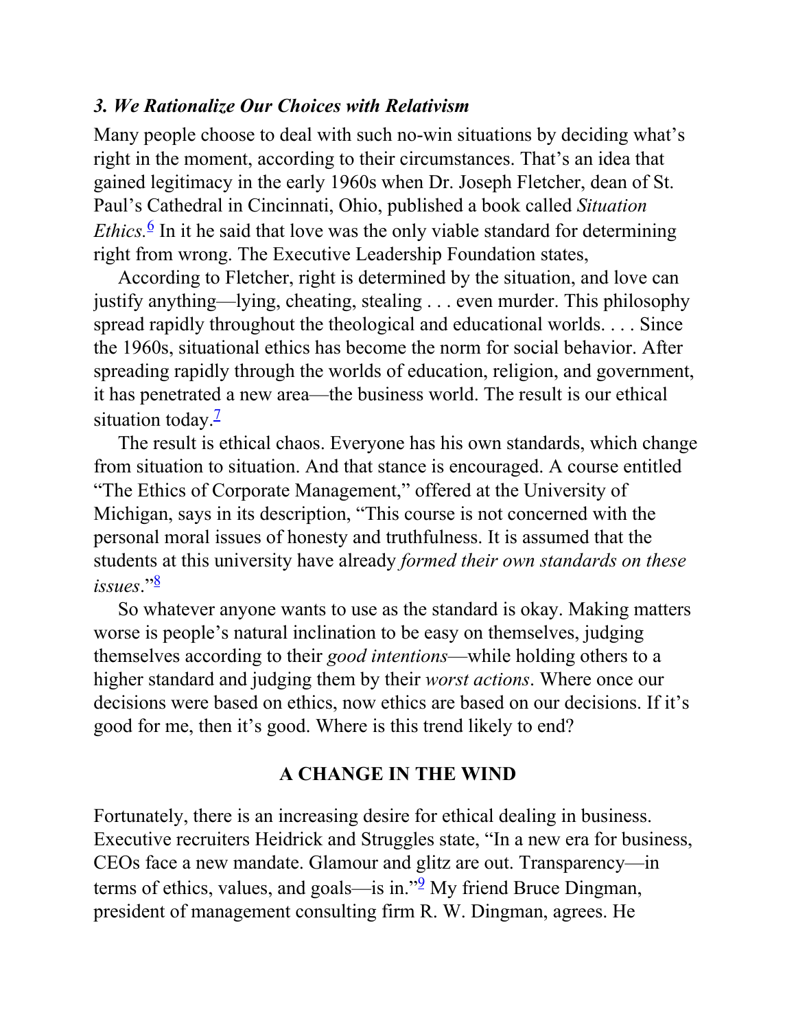### *3. We Rationalize Our Choices with Relativism*

Many people choose to deal with such no-win situations by deciding what's right in the moment, according to their circumstances. That's an idea that gained legitimacy in the early 1960s when Dr. Joseph Fletcher, dean of St. Paul's Cathedral in Cincinnati, Ohio, published a book called *Situation Ethics.*[6] In it he said that love was the only viable standard for determining right from wrong. The Executive Leadership Foundation states,

> According to Fletcher, right is determined by the situation, and love can justify anything—lying, cheating, stealing . . . even murder. This philosophy spread rapidly throughout the theological and educational worlds. . . . Since the 1960s, situational ethics has become the norm for social behavior. After spreading rapidly through the worlds of education, religion, and government, it has penetrated a new area—the business world. The result is our ethical situation today.[7]

The result is ethical chaos. Everyone has his own standards, which change from situation to situation. And that stance is encouraged. A course entitled "The Ethics of Corporate Management," offered at the University of Michigan, says in its description, "This course is not concerned with the personal moral issues of honesty and truthfulness. It is assumed that the students at this university have already *formed their own standards on these issues*."[8]

So whatever anyone wants to use as the standard is okay. Making matters worse is people's natural inclination to be easy on themselves, judging themselves according to their *good intentions*—while holding others to a higher standard and judging them by their *worst actions*. Where once our decisions were based on ethics, now ethics are based on our decisions. If it's good for me, then it's good. Where is this trend likely to end?

## A CHANGE IN THE WIND

Fortunately, there is an increasing desire for ethical dealing in business. Executive recruiters Heidrick and Struggles state, "In a new era for business, CEOs face a new mandate. Glamour and glitz are out. Transparency—in terms of ethics, values, and goals—is in."[9] My friend Bruce Dingman, president of management consulting firm R. W. Dingman, agrees. He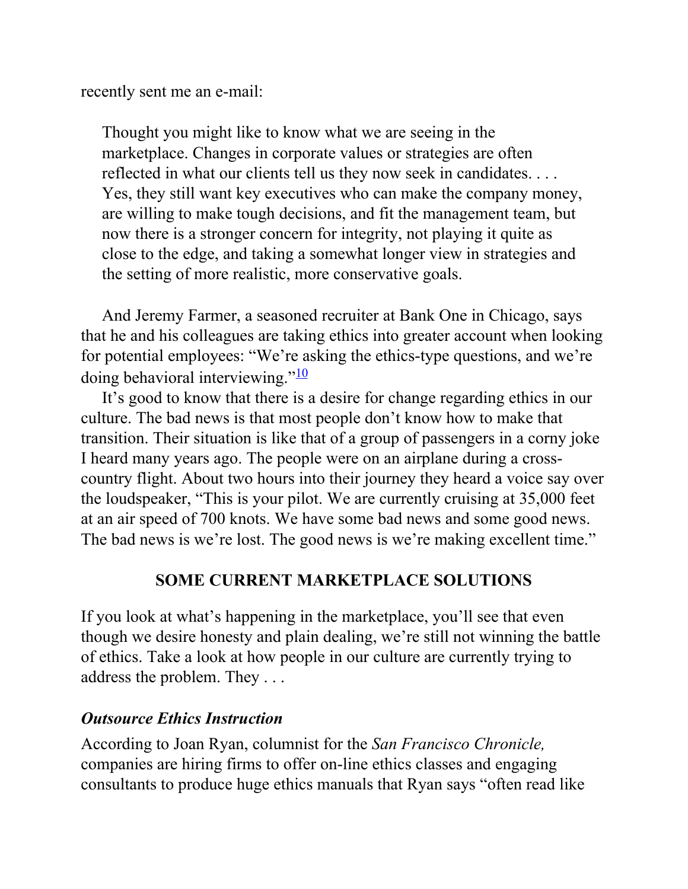recently sent me an e-mail:

> Thought you might like to know what we are seeing in the marketplace. Changes in corporate values or strategies are often reflected in what our clients tell us they now seek in candidates. . . . Yes, they still want key executives who can make the company money, are willing to make tough decisions, and fit the management team, but now there is a stronger concern for integrity, not playing it quite as close to the edge, and taking a somewhat longer view in strategies and the setting of more realistic, more conservative goals.

And Jeremy Farmer, a seasoned recruiter at Bank One in Chicago, says that he and his colleagues are taking ethics into greater account when looking for potential employees: "We're asking the ethics-type questions, and we're doing behavioral interviewing."[10]

It's good to know that there is a desire for change regarding ethics in our culture. The bad news is that most people don't know how to make that transition. Their situation is like that of a group of passengers in a corny joke I heard many years ago. The people were on an airplane during a cross-country flight. About two hours into their journey they heard a voice say over the loudspeaker, "This is your pilot. We are currently cruising at 35,000 feet at an air speed of 700 knots. We have some bad news and some good news. The bad news is we're lost. The good news is we're making excellent time."

## SOME CURRENT MARKETPLACE SOLUTIONS

If you look at what's happening in the marketplace, you'll see that even though we desire honesty and plain dealing, we're still not winning the battle of ethics. Take a look at how people in our culture are currently trying to address the problem. They . . .

### *Outsource Ethics Instruction*

According to Joan Ryan, columnist for the *San Francisco Chronicle,* companies are hiring firms to offer on-line ethics classes and engaging consultants to produce huge ethics manuals that Ryan says "often read like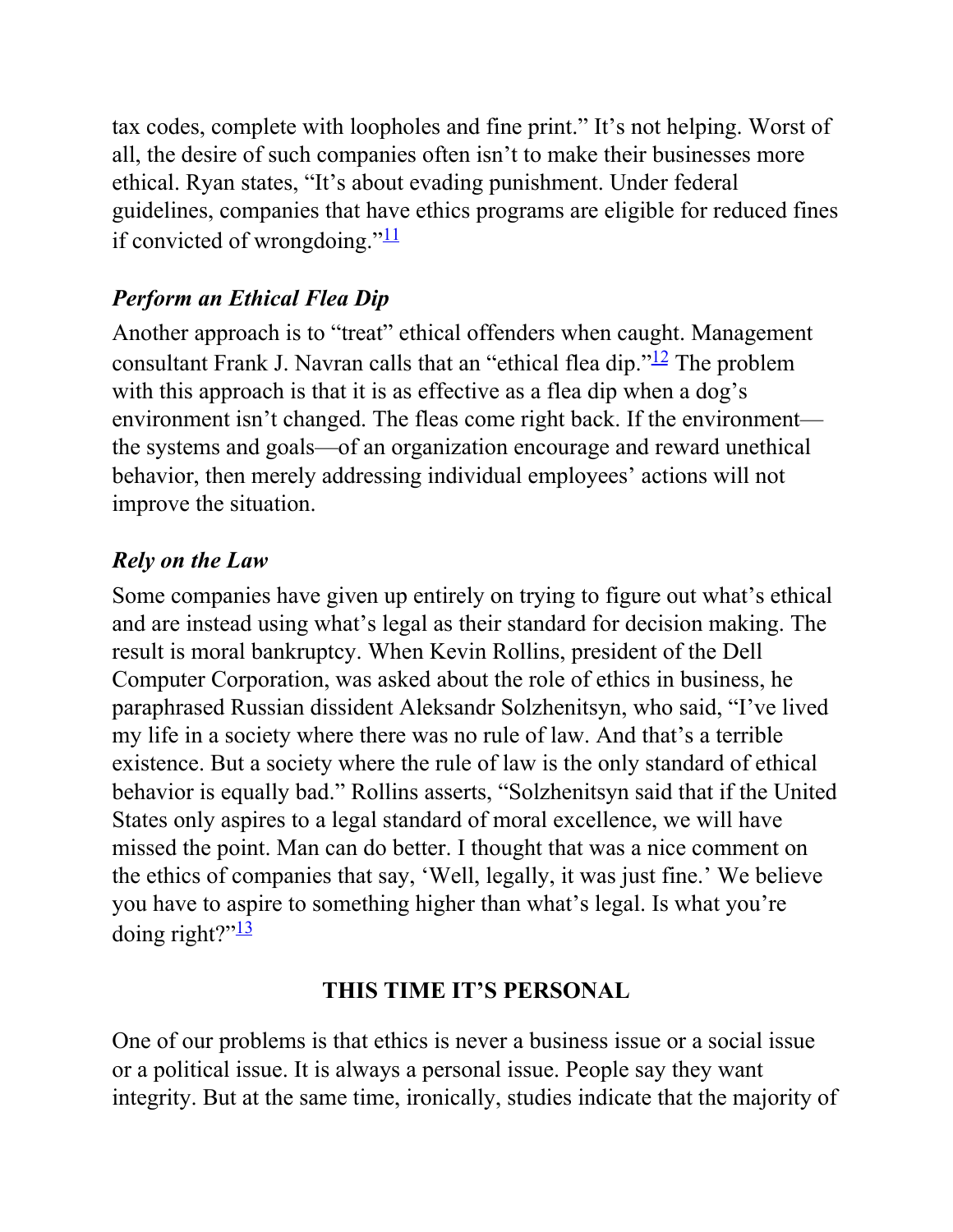tax codes, complete with loopholes and fine print." It's not helping. Worst of all, the desire of such companies often isn't to make their businesses more ethical. Ryan states, "It's about evading punishment. Under federal guidelines, companies that have ethics programs are eligible for reduced fines if convicted of wrongdoing."[11]

### *Perform an Ethical Flea Dip*

Another approach is to "treat" ethical offenders when caught. Management consultant Frank J. Navran calls that an "ethical flea dip."[12] The problem with this approach is that it is as effective as a flea dip when a dog's environment isn't changed. The fleas come right back. If the environment—the systems and goals—of an organization encourage and reward unethical behavior, then merely addressing individual employees' actions will not improve the situation.

### *Rely on the Law*

Some companies have given up entirely on trying to figure out what's ethical and are instead using what's legal as their standard for decision making. The result is moral bankruptcy. When Kevin Rollins, president of the Dell Computer Corporation, was asked about the role of ethics in business, he paraphrased Russian dissident Aleksandr Solzhenitsyn, who said, "I've lived my life in a society where there was no rule of law. And that's a terrible existence. But a society where the rule of law is the only standard of ethical behavior is equally bad." Rollins asserts, "Solzhenitsyn said that if the United States only aspires to a legal standard of moral excellence, we will have missed the point. Man can do better. I thought that was a nice comment on the ethics of companies that say, 'Well, legally, it was just fine.' We believe you have to aspire to something higher than what's legal. Is what you're doing right?"[13]

## THIS TIME IT'S PERSONAL

One of our problems is that ethics is never a business issue or a social issue or a political issue. It is always a personal issue. People say they want integrity. But at the same time, ironically, studies indicate that the majority of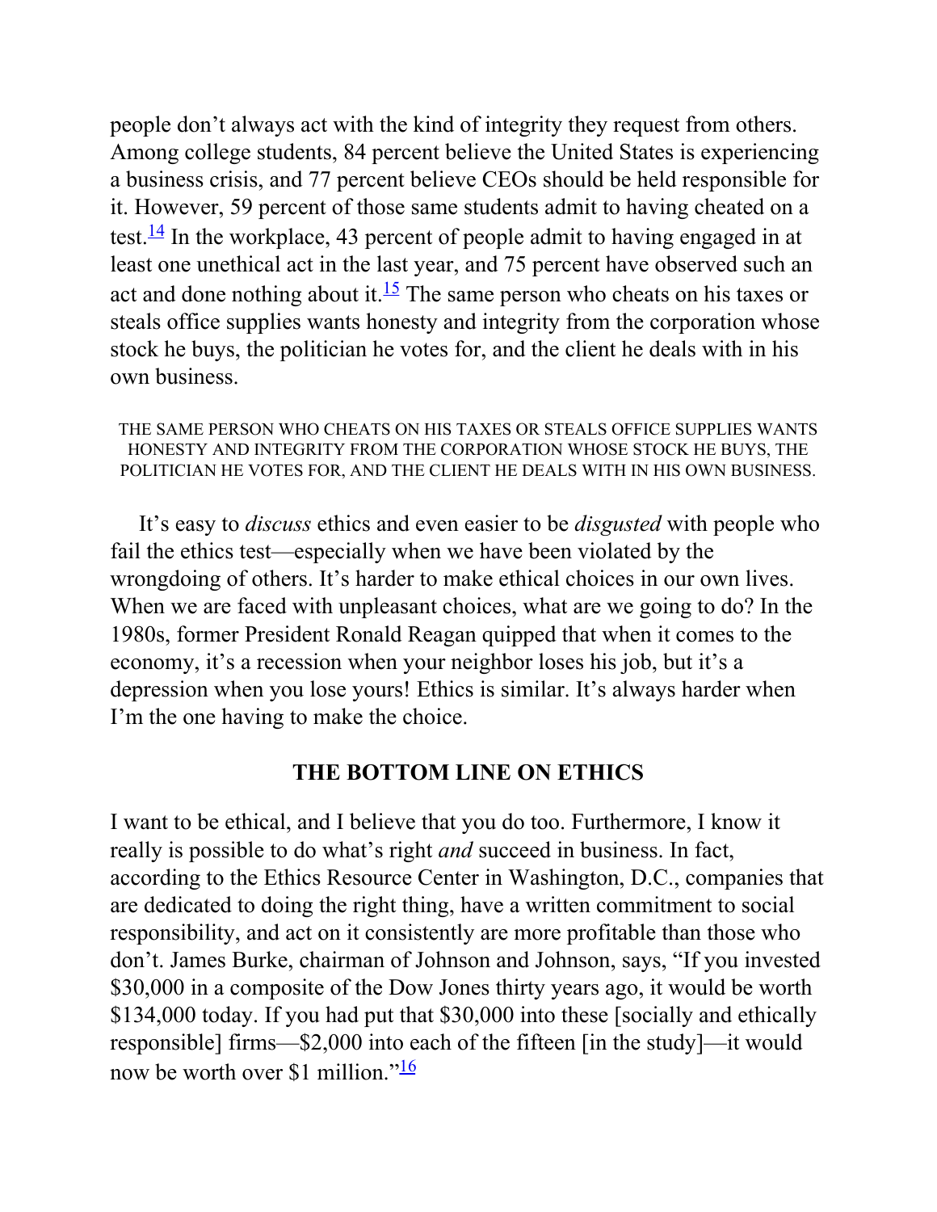people don't always act with the kind of integrity they request from others. Among college students, 84 percent believe the United States is experiencing a business crisis, and 77 percent believe CEOs should be held responsible for it. However, 59 percent of those same students admit to having cheated on a test.[14] In the workplace, 43 percent of people admit to having engaged in at least one unethical act in the last year, and 75 percent have observed such an act and done nothing about it.[15] The same person who cheats on his taxes or steals office supplies wants honesty and integrity from the corporation whose stock he buys, the politician he votes for, and the client he deals with in his own business.

THE SAME PERSON WHO CHEATS ON HIS TAXES OR STEALS OFFICE SUPPLIES WANTS HONESTY AND INTEGRITY FROM THE CORPORATION WHOSE STOCK HE BUYS, THE POLITICIAN HE VOTES FOR, AND THE CLIENT HE DEALS WITH IN HIS OWN BUSINESS.

It's easy to *discuss* ethics and even easier to be *disgusted* with people who fail the ethics test—especially when we have been violated by the wrongdoing of others. It's harder to make ethical choices in our own lives. When we are faced with unpleasant choices, what are we going to do? In the 1980s, former President Ronald Reagan quipped that when it comes to the economy, it's a recession when your neighbor loses his job, but it's a depression when you lose yours! Ethics is similar. It's always harder when I'm the one having to make the choice.

## THE BOTTOM LINE ON ETHICS

I want to be ethical, and I believe that you do too. Furthermore, I know it really is possible to do what's right *and* succeed in business. In fact, according to the Ethics Resource Center in Washington, D.C., companies that are dedicated to doing the right thing, have a written commitment to social responsibility, and act on it consistently are more profitable than those who don't. James Burke, chairman of Johnson and Johnson, says, "If you invested $30,000 in a composite of the Dow Jones thirty years ago, it would be worth $134,000 today. If you had put that $30,000 into these [socially and ethically responsible] firms—$2,000 into each of the fifteen [in the study]—it would now be worth over $1 million."[16]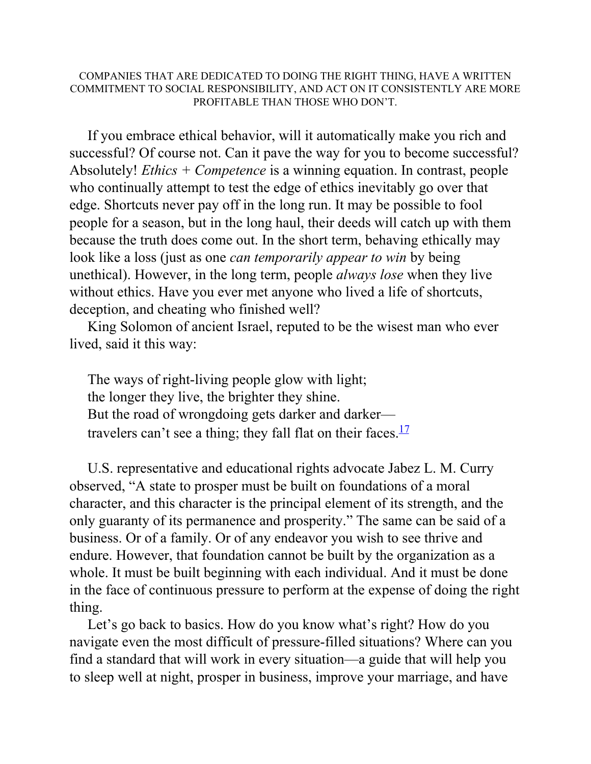COMPANIES THAT ARE DEDICATED TO DOING THE RIGHT THING, HAVE A WRITTEN COMMITMENT TO SOCIAL RESPONSIBILITY, AND ACT ON IT CONSISTENTLY ARE MORE PROFITABLE THAN THOSE WHO DON'T.

If you embrace ethical behavior, will it automatically make you rich and successful? Of course not. Can it pave the way for you to become successful? Absolutely! *Ethics + Competence* is a winning equation. In contrast, people who continually attempt to test the edge of ethics inevitably go over that edge. Shortcuts never pay off in the long run. It may be possible to fool people for a season, but in the long haul, their deeds will catch up with them because the truth does come out. In the short term, behaving ethically may look like a loss (just as one *can temporarily appear to win* by being unethical). However, in the long term, people *always lose* when they live without ethics. Have you ever met anyone who lived a life of shortcuts, deception, and cheating who finished well?

King Solomon of ancient Israel, reputed to be the wisest man who ever lived, said it this way:

> The ways of right-living people glow with light;
> the longer they live, the brighter they shine.
> But the road of wrongdoing gets darker and darker—
> travelers can't see a thing; they fall flat on their faces.[17]

U.S. representative and educational rights advocate Jabez L. M. Curry observed, "A state to prosper must be built on foundations of a moral character, and this character is the principal element of its strength, and the only guaranty of its permanence and prosperity." The same can be said of a business. Or of a family. Or of any endeavor you wish to see thrive and endure. However, that foundation cannot be built by the organization as a whole. It must be built beginning with each individual. And it must be done in the face of continuous pressure to perform at the expense of doing the right thing.

Let's go back to basics. How do you know what's right? How do you navigate even the most difficult of pressure-filled situations? Where can you find a standard that will work in every situation—a guide that will help you to sleep well at night, prosper in business, improve your marriage, and have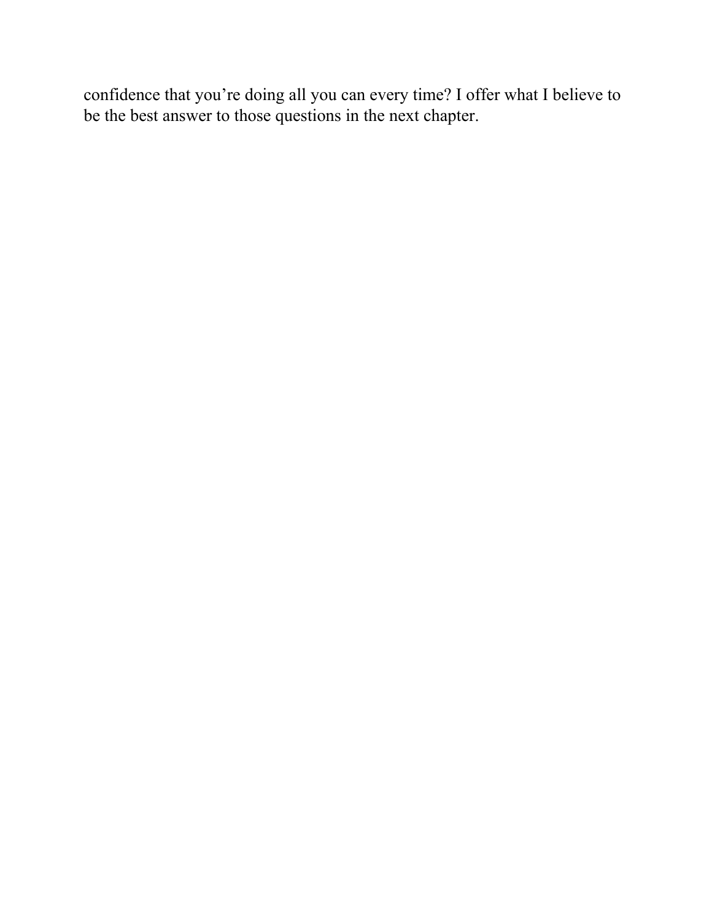confidence that you’re doing all you can every time? I offer what I believe to be the best answer to those questions in the next chapter.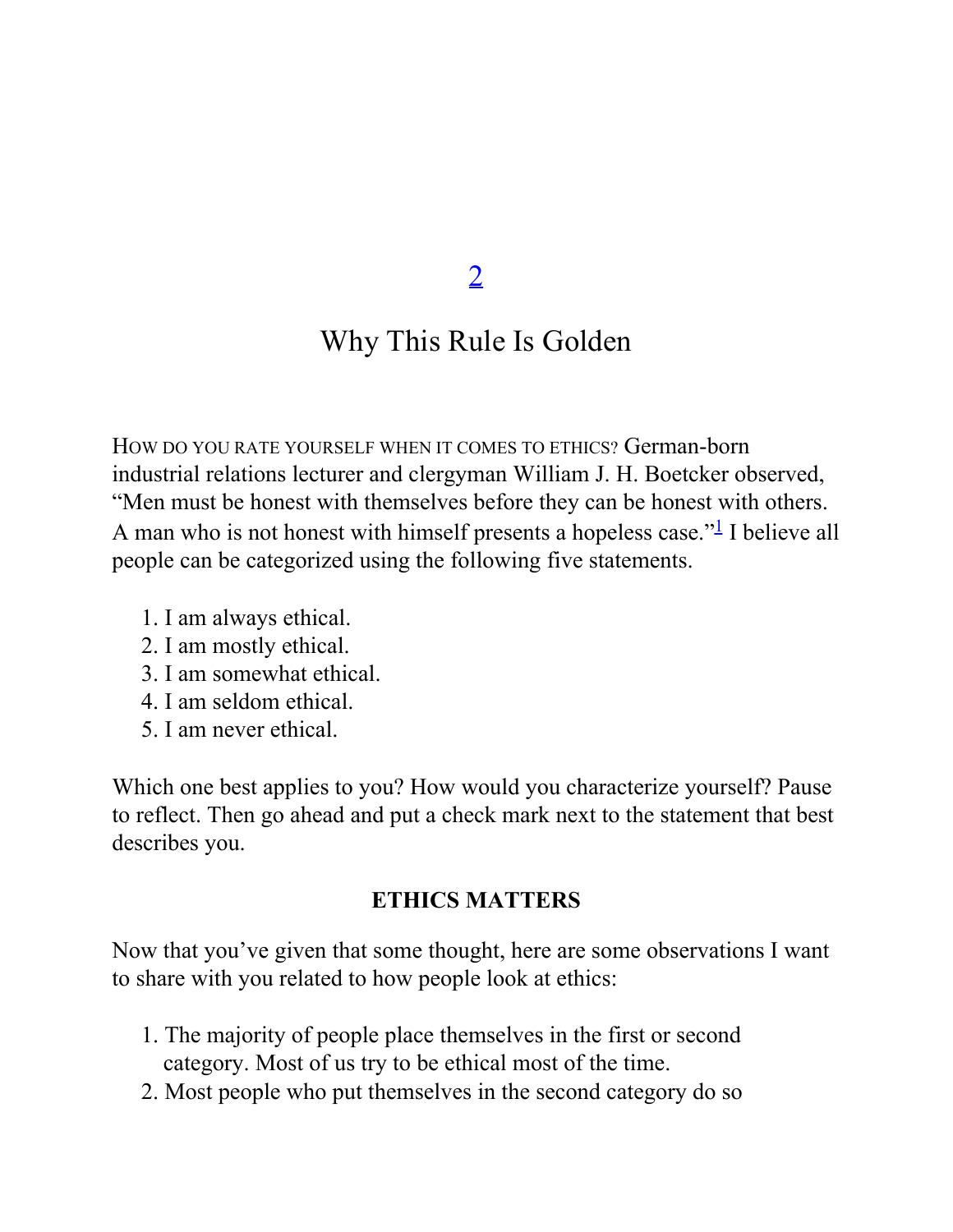# 2

# Why This Rule Is Golden

HOW DO YOU RATE YOURSELF WHEN IT COMES TO ETHICS? German-born industrial relations lecturer and clergyman William J. H. Boetcker observed, "Men must be honest with themselves before they can be honest with others. A man who is not honest with himself presents a hopeless case."[1] I believe all people can be categorized using the following five statements.

1. I am always ethical.
2. I am mostly ethical.
3. I am somewhat ethical.
4. I am seldom ethical.
5. I am never ethical.

Which one best applies to you? How would you characterize yourself? Pause to reflect. Then go ahead and put a check mark next to the statement that best describes you.

## ETHICS MATTERS

Now that you've given that some thought, here are some observations I want to share with you related to how people look at ethics:

1. The majority of people place themselves in the first or second category. Most of us try to be ethical most of the time.
2. Most people who put themselves in the second category do so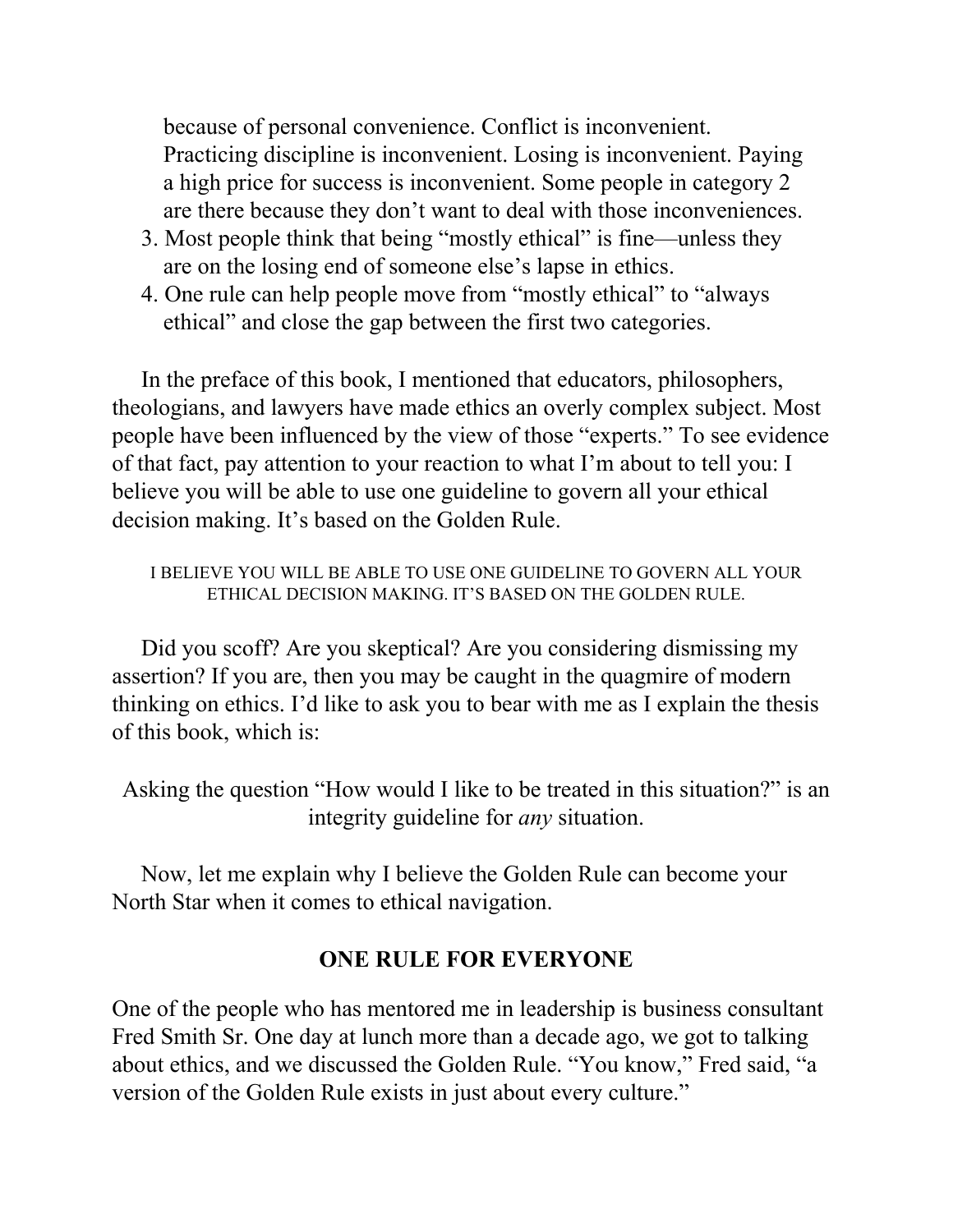because of personal convenience. Conflict is inconvenient. Practicing discipline is inconvenient. Losing is inconvenient. Paying a high price for success is inconvenient. Some people in category 2 are there because they don't want to deal with those inconveniences.

3. Most people think that being "mostly ethical" is fine—unless they are on the losing end of someone else's lapse in ethics.
4. One rule can help people move from "mostly ethical" to "always ethical" and close the gap between the first two categories.

In the preface of this book, I mentioned that educators, philosophers, theologians, and lawyers have made ethics an overly complex subject. Most people have been influenced by the view of those "experts." To see evidence of that fact, pay attention to your reaction to what I'm about to tell you: I believe you will be able to use one guideline to govern all your ethical decision making. It's based on the Golden Rule.

I BELIEVE YOU WILL BE ABLE TO USE ONE GUIDELINE TO GOVERN ALL YOUR ETHICAL DECISION MAKING. IT'S BASED ON THE GOLDEN RULE.

Did you scoff? Are you skeptical? Are you considering dismissing my assertion? If you are, then you may be caught in the quagmire of modern thinking on ethics. I'd like to ask you to bear with me as I explain the thesis of this book, which is:

Asking the question "How would I like to be treated in this situation?" is an integrity guideline for *any* situation.

Now, let me explain why I believe the Golden Rule can become your North Star when it comes to ethical navigation.

## ONE RULE FOR EVERYONE

One of the people who has mentored me in leadership is business consultant Fred Smith Sr. One day at lunch more than a decade ago, we got to talking about ethics, and we discussed the Golden Rule. "You know," Fred said, "a version of the Golden Rule exists in just about every culture."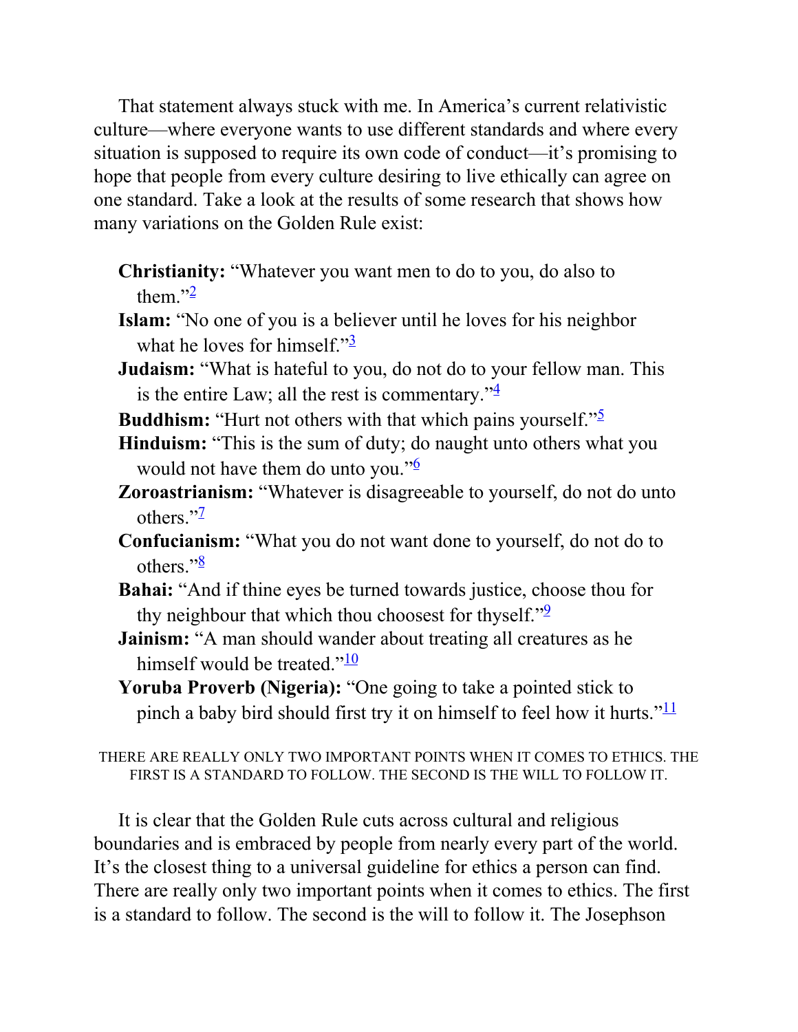That statement always stuck with me. In America's current relativistic culture—where everyone wants to use different standards and where every situation is supposed to require its own code of conduct—it's promising to hope that people from every culture desiring to live ethically can agree on one standard. Take a look at the results of some research that shows how many variations on the Golden Rule exist:

**Christianity:** "Whatever you want men to do to you, do also to them."[2]

**Islam:** "No one of you is a believer until he loves for his neighbor what he loves for himself."[3]

**Judaism:** "What is hateful to you, do not do to your fellow man. This is the entire Law; all the rest is commentary."[4]

**Buddhism:** "Hurt not others with that which pains yourself."[5]

**Hinduism:** "This is the sum of duty; do naught unto others what you would not have them do unto you."[6]

**Zoroastrianism:** "Whatever is disagreeable to yourself, do not do unto others."[7]

**Confucianism:** "What you do not want done to yourself, do not do to others."[8]

**Bahai:** "And if thine eyes be turned towards justice, choose thou for thy neighbour that which thou choosest for thyself."[9]

**Jainism:** "A man should wander about treating all creatures as he himself would be treated."[10]

**Yoruba Proverb (Nigeria):** "One going to take a pointed stick to pinch a baby bird should first try it on himself to feel how it hurts."[11]

THERE ARE REALLY ONLY TWO IMPORTANT POINTS WHEN IT COMES TO ETHICS. THE FIRST IS A STANDARD TO FOLLOW. THE SECOND IS THE WILL TO FOLLOW IT.

It is clear that the Golden Rule cuts across cultural and religious boundaries and is embraced by people from nearly every part of the world. It's the closest thing to a universal guideline for ethics a person can find. There are really only two important points when it comes to ethics. The first is a standard to follow. The second is the will to follow it. The Josephson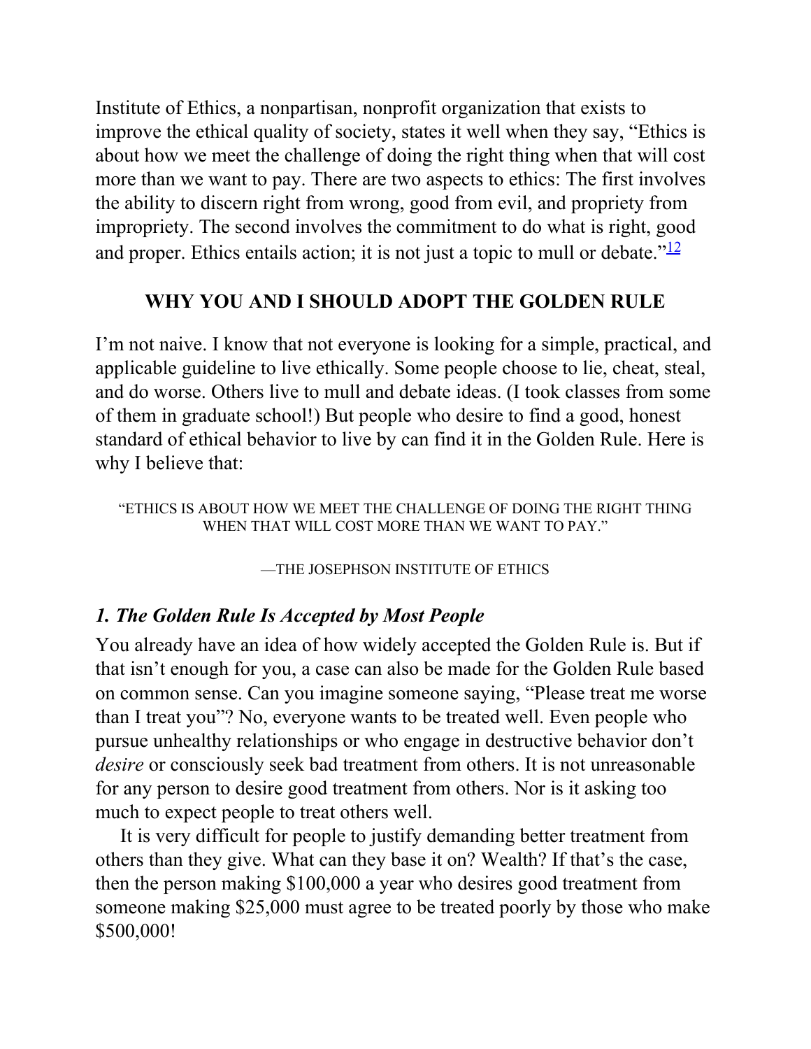Institute of Ethics, a nonpartisan, nonprofit organization that exists to improve the ethical quality of society, states it well when they say, "Ethics is about how we meet the challenge of doing the right thing when that will cost more than we want to pay. There are two aspects to ethics: The first involves the ability to discern right from wrong, good from evil, and propriety from impropriety. The second involves the commitment to do what is right, good and proper. Ethics entails action; it is not just a topic to mull or debate."[12]

## WHY YOU AND I SHOULD ADOPT THE GOLDEN RULE

I'm not naive. I know that not everyone is looking for a simple, practical, and applicable guideline to live ethically. Some people choose to lie, cheat, steal, and do worse. Others live to mull and debate ideas. (I took classes from some of them in graduate school!) But people who desire to find a good, honest standard of ethical behavior to live by can find it in the Golden Rule. Here is why I believe that:

> "ETHICS IS ABOUT HOW WE MEET THE CHALLENGE OF DOING THE RIGHT THING WHEN THAT WILL COST MORE THAN WE WANT TO PAY."
>
> —THE JOSEPHSON INSTITUTE OF ETHICS

### *1. The Golden Rule Is Accepted by Most People*

You already have an idea of how widely accepted the Golden Rule is. But if that isn't enough for you, a case can also be made for the Golden Rule based on common sense. Can you imagine someone saying, "Please treat me worse than I treat you"? No, everyone wants to be treated well. Even people who pursue unhealthy relationships or who engage in destructive behavior don't *desire* or consciously seek bad treatment from others. It is not unreasonable for any person to desire good treatment from others. Nor is it asking too much to expect people to treat others well.

It is very difficult for people to justify demanding better treatment from others than they give. What can they base it on? Wealth? If that's the case, then the person making $100,000 a year who desires good treatment from someone making $25,000 must agree to be treated poorly by those who make $500,000!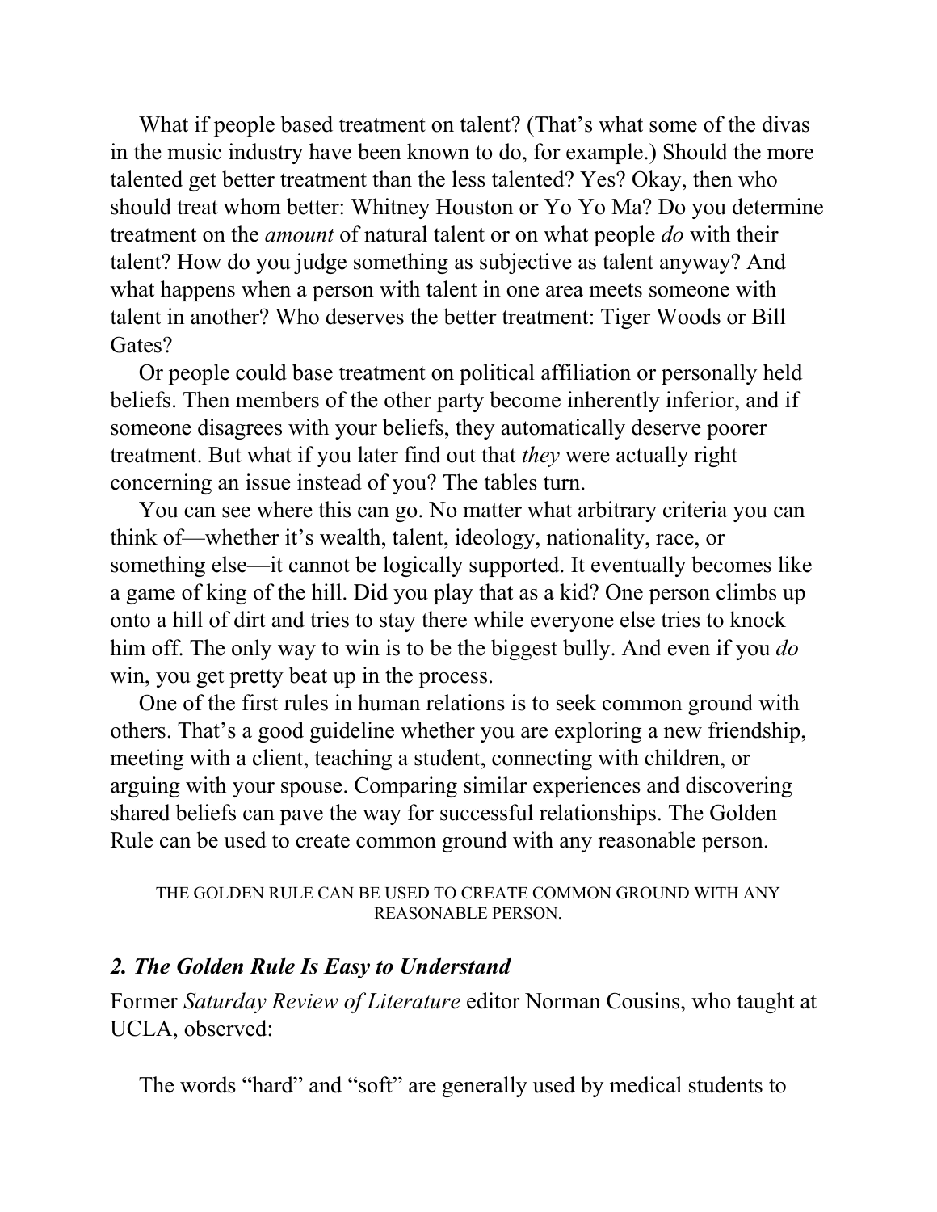What if people based treatment on talent? (That's what some of the divas in the music industry have been known to do, for example.) Should the more talented get better treatment than the less talented? Yes? Okay, then who should treat whom better: Whitney Houston or Yo Yo Ma? Do you determine treatment on the *amount* of natural talent or on what people *do* with their talent? How do you judge something as subjective as talent anyway? And what happens when a person with talent in one area meets someone with talent in another? Who deserves the better treatment: Tiger Woods or Bill Gates?

Or people could base treatment on political affiliation or personally held beliefs. Then members of the other party become inherently inferior, and if someone disagrees with your beliefs, they automatically deserve poorer treatment. But what if you later find out that *they* were actually right concerning an issue instead of you? The tables turn.

You can see where this can go. No matter what arbitrary criteria you can think of—whether it's wealth, talent, ideology, nationality, race, or something else—it cannot be logically supported. It eventually becomes like a game of king of the hill. Did you play that as a kid? One person climbs up onto a hill of dirt and tries to stay there while everyone else tries to knock him off. The only way to win is to be the biggest bully. And even if you *do* win, you get pretty beat up in the process.

One of the first rules in human relations is to seek common ground with others. That's a good guideline whether you are exploring a new friendship, meeting with a client, teaching a student, connecting with children, or arguing with your spouse. Comparing similar experiences and discovering shared beliefs can pave the way for successful relationships. The Golden Rule can be used to create common ground with any reasonable person.

THE GOLDEN RULE CAN BE USED TO CREATE COMMON GROUND WITH ANY REASONABLE PERSON.

### *2. The Golden Rule Is Easy to Understand*

Former *Saturday Review of Literature* editor Norman Cousins, who taught at UCLA, observed:

> The words "hard" and "soft" are generally used by medical students to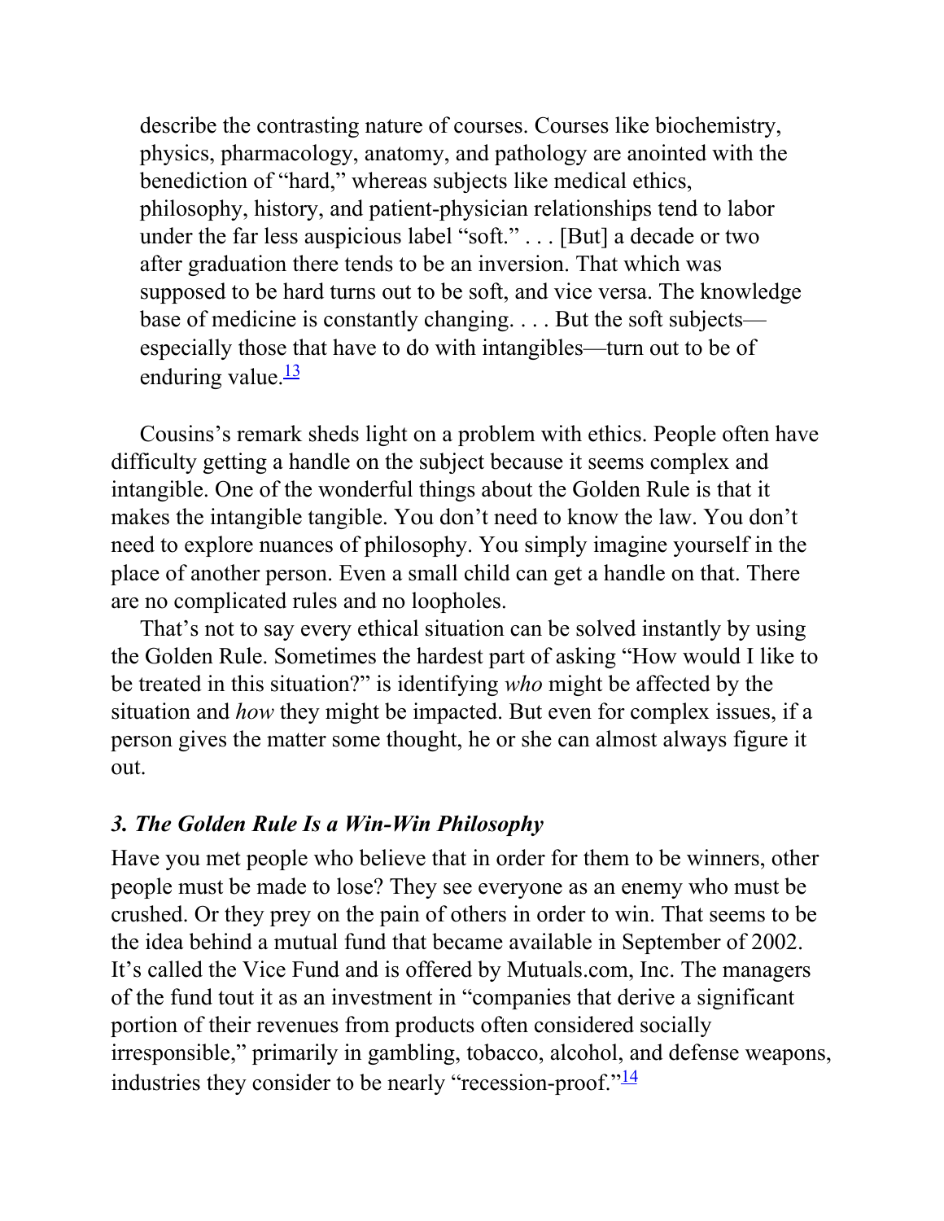> describe the contrasting nature of courses. Courses like biochemistry, physics, pharmacology, anatomy, and pathology are anointed with the benediction of "hard," whereas subjects like medical ethics, philosophy, history, and patient-physician relationships tend to labor under the far less auspicious label "soft." . . . [But] a decade or two after graduation there tends to be an inversion. That which was supposed to be hard turns out to be soft, and vice versa. The knowledge base of medicine is constantly changing. . . . But the soft subjects—especially those that have to do with intangibles—turn out to be of enduring value.[13]

Cousins's remark sheds light on a problem with ethics. People often have difficulty getting a handle on the subject because it seems complex and intangible. One of the wonderful things about the Golden Rule is that it makes the intangible tangible. You don't need to know the law. You don't need to explore nuances of philosophy. You simply imagine yourself in the place of another person. Even a small child can get a handle on that. There are no complicated rules and no loopholes.

That's not to say every ethical situation can be solved instantly by using the Golden Rule. Sometimes the hardest part of asking "How would I like to be treated in this situation?" is identifying *who* might be affected by the situation and *how* they might be impacted. But even for complex issues, if a person gives the matter some thought, he or she can almost always figure it out.

### *3. The Golden Rule Is a Win-Win Philosophy*

Have you met people who believe that in order for them to be winners, other people must be made to lose? They see everyone as an enemy who must be crushed. Or they prey on the pain of others in order to win. That seems to be the idea behind a mutual fund that became available in September of 2002. It's called the Vice Fund and is offered by Mutuals.com, Inc. The managers of the fund tout it as an investment in "companies that derive a significant portion of their revenues from products often considered socially irresponsible," primarily in gambling, tobacco, alcohol, and defense weapons, industries they consider to be nearly "recession-proof."[14]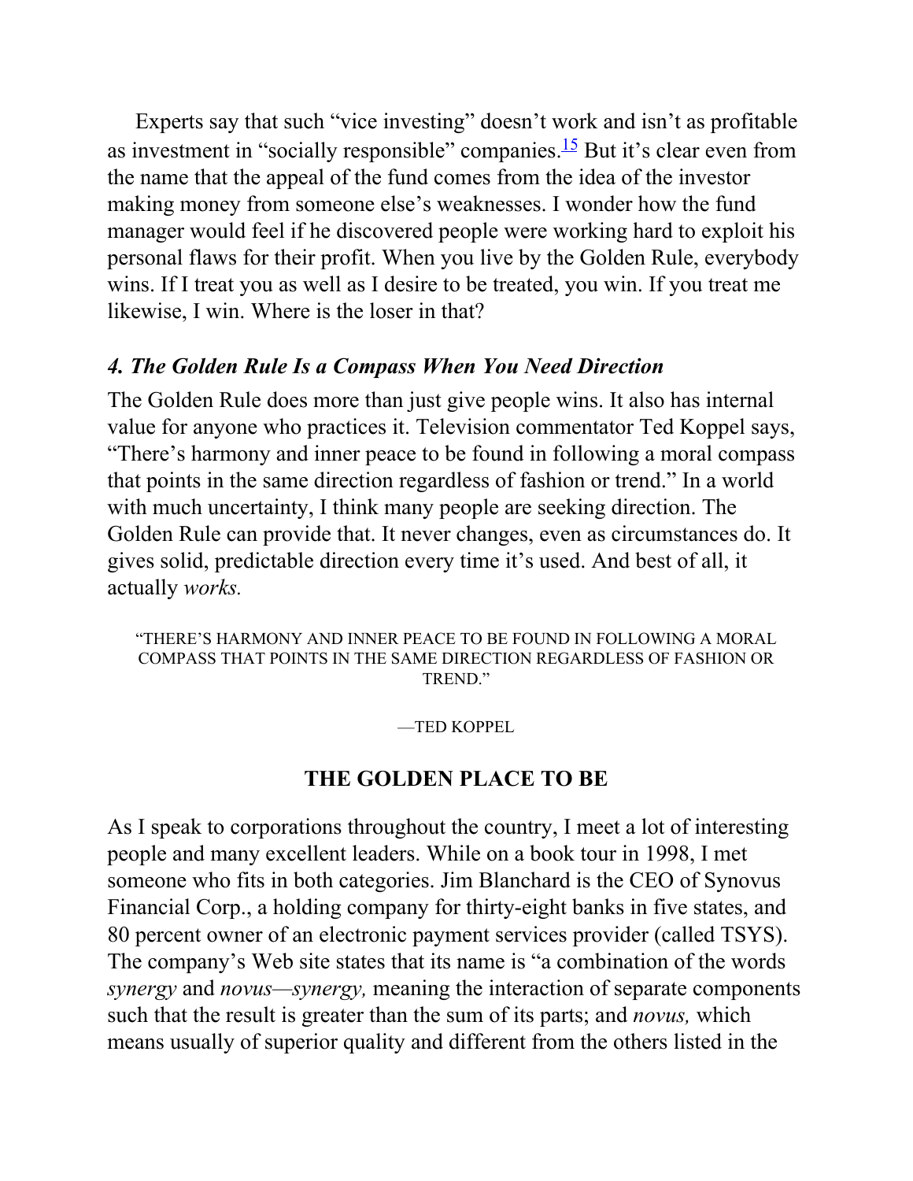Experts say that such “vice investing” doesn’t work and isn’t as profitable as investment in “socially responsible” companies.[15] But it’s clear even from the name that the appeal of the fund comes from the idea of the investor making money from someone else’s weaknesses. I wonder how the fund manager would feel if he discovered people were working hard to exploit his personal flaws for their profit. When you live by the Golden Rule, everybody wins. If I treat you as well as I desire to be treated, you win. If you treat me likewise, I win. Where is the loser in that?

### *4. The Golden Rule Is a Compass When You Need Direction*

The Golden Rule does more than just give people wins. It also has internal value for anyone who practices it. Television commentator Ted Koppel says, “There’s harmony and inner peace to be found in following a moral compass that points in the same direction regardless of fashion or trend.” In a world with much uncertainty, I think many people are seeking direction. The Golden Rule can provide that. It never changes, even as circumstances do. It gives solid, predictable direction every time it’s used. And best of all, it actually *works.*

> “THERE’S HARMONY AND INNER PEACE TO BE FOUND IN FOLLOWING A MORAL COMPASS THAT POINTS IN THE SAME DIRECTION REGARDLESS OF FASHION OR TREND.”
>
> —TED KOPPEL

## THE GOLDEN PLACE TO BE

As I speak to corporations throughout the country, I meet a lot of interesting people and many excellent leaders. While on a book tour in 1998, I met someone who fits in both categories. Jim Blanchard is the CEO of Synovus Financial Corp., a holding company for thirty-eight banks in five states, and 80 percent owner of an electronic payment services provider (called TSYS). The company’s Web site states that its name is “a combination of the words *synergy* and *novus—synergy,* meaning the interaction of separate components such that the result is greater than the sum of its parts; and *novus,* which means usually of superior quality and different from the others listed in the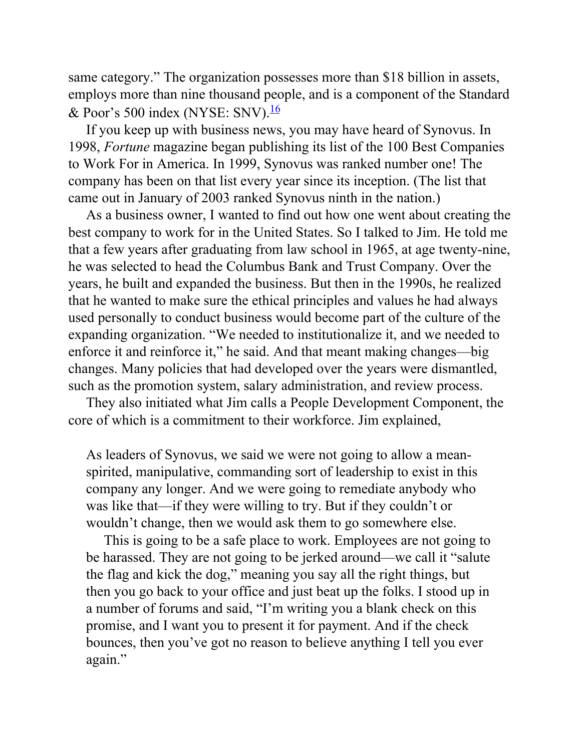same category." The organization possesses more than $18 billion in assets, employs more than nine thousand people, and is a component of the Standard & Poor's 500 index (NYSE: SNV).[16]

If you keep up with business news, you may have heard of Synovus. In 1998, *Fortune* magazine began publishing its list of the 100 Best Companies to Work For in America. In 1999, Synovus was ranked number one! The company has been on that list every year since its inception. (The list that came out in January of 2003 ranked Synovus ninth in the nation.)

As a business owner, I wanted to find out how one went about creating the best company to work for in the United States. So I talked to Jim. He told me that a few years after graduating from law school in 1965, at age twenty-nine, he was selected to head the Columbus Bank and Trust Company. Over the years, he built and expanded the business. But then in the 1990s, he realized that he wanted to make sure the ethical principles and values he had always used personally to conduct business would become part of the culture of the expanding organization. "We needed to institutionalize it, and we needed to enforce it and reinforce it," he said. And that meant making changes—big changes. Many policies that had developed over the years were dismantled, such as the promotion system, salary administration, and review process.

They also initiated what Jim calls a People Development Component, the core of which is a commitment to their workforce. Jim explained,

> As leaders of Synovus, we said we were not going to allow a mean-spirited, manipulative, commanding sort of leadership to exist in this company any longer. And we were going to remediate anybody who was like that—if they were willing to try. But if they couldn't or wouldn't change, then we would ask them to go somewhere else.
>
> This is going to be a safe place to work. Employees are not going to be harassed. They are not going to be jerked around—we call it "salute the flag and kick the dog," meaning you say all the right things, but then you go back to your office and just beat up the folks. I stood up in a number of forums and said, "I'm writing you a blank check on this promise, and I want you to present it for payment. And if the check bounces, then you've got no reason to believe anything I tell you ever again."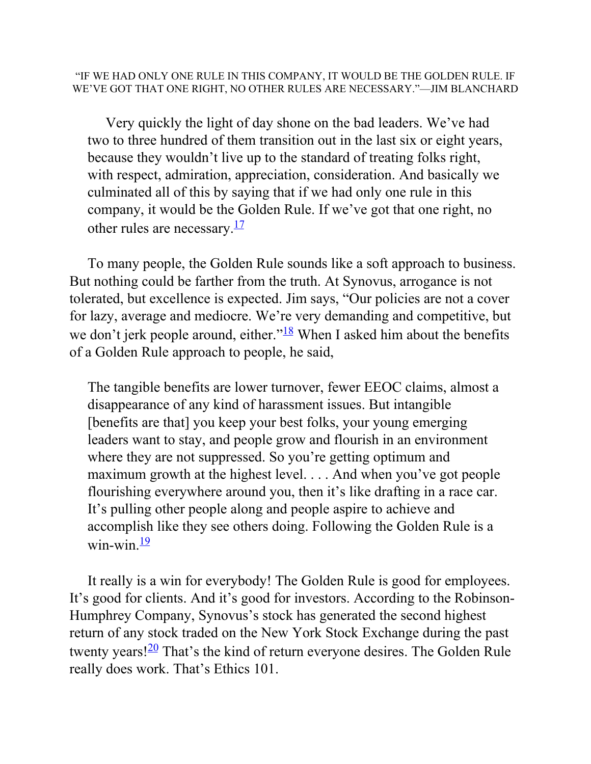"IF WE HAD ONLY ONE RULE IN THIS COMPANY, IT WOULD BE THE GOLDEN RULE. IF WE'VE GOT THAT ONE RIGHT, NO OTHER RULES ARE NECESSARY."—JIM BLANCHARD

> Very quickly the light of day shone on the bad leaders. We've had two to three hundred of them transition out in the last six or eight years, because they wouldn't live up to the standard of treating folks right, with respect, admiration, appreciation, consideration. And basically we culminated all of this by saying that if we had only one rule in this company, it would be the Golden Rule. If we've got that one right, no other rules are necessary.[17]

To many people, the Golden Rule sounds like a soft approach to business. But nothing could be farther from the truth. At Synovus, arrogance is not tolerated, but excellence is expected. Jim says, "Our policies are not a cover for lazy, average and mediocre. We're very demanding and competitive, but we don't jerk people around, either."[18] When I asked him about the benefits of a Golden Rule approach to people, he said,

> The tangible benefits are lower turnover, fewer EEOC claims, almost a disappearance of any kind of harassment issues. But intangible [benefits are that] you keep your best folks, your young emerging leaders want to stay, and people grow and flourish in an environment where they are not suppressed. So you're getting optimum and maximum growth at the highest level. . . . And when you've got people flourishing everywhere around you, then it's like drafting in a race car. It's pulling other people along and people aspire to achieve and accomplish like they see others doing. Following the Golden Rule is a win-win.[19]

It really is a win for everybody! The Golden Rule is good for employees. It's good for clients. And it's good for investors. According to the Robinson-Humphrey Company, Synovus's stock has generated the second highest return of any stock traded on the New York Stock Exchange during the past twenty years![20] That's the kind of return everyone desires. The Golden Rule really does work. That's Ethics 101.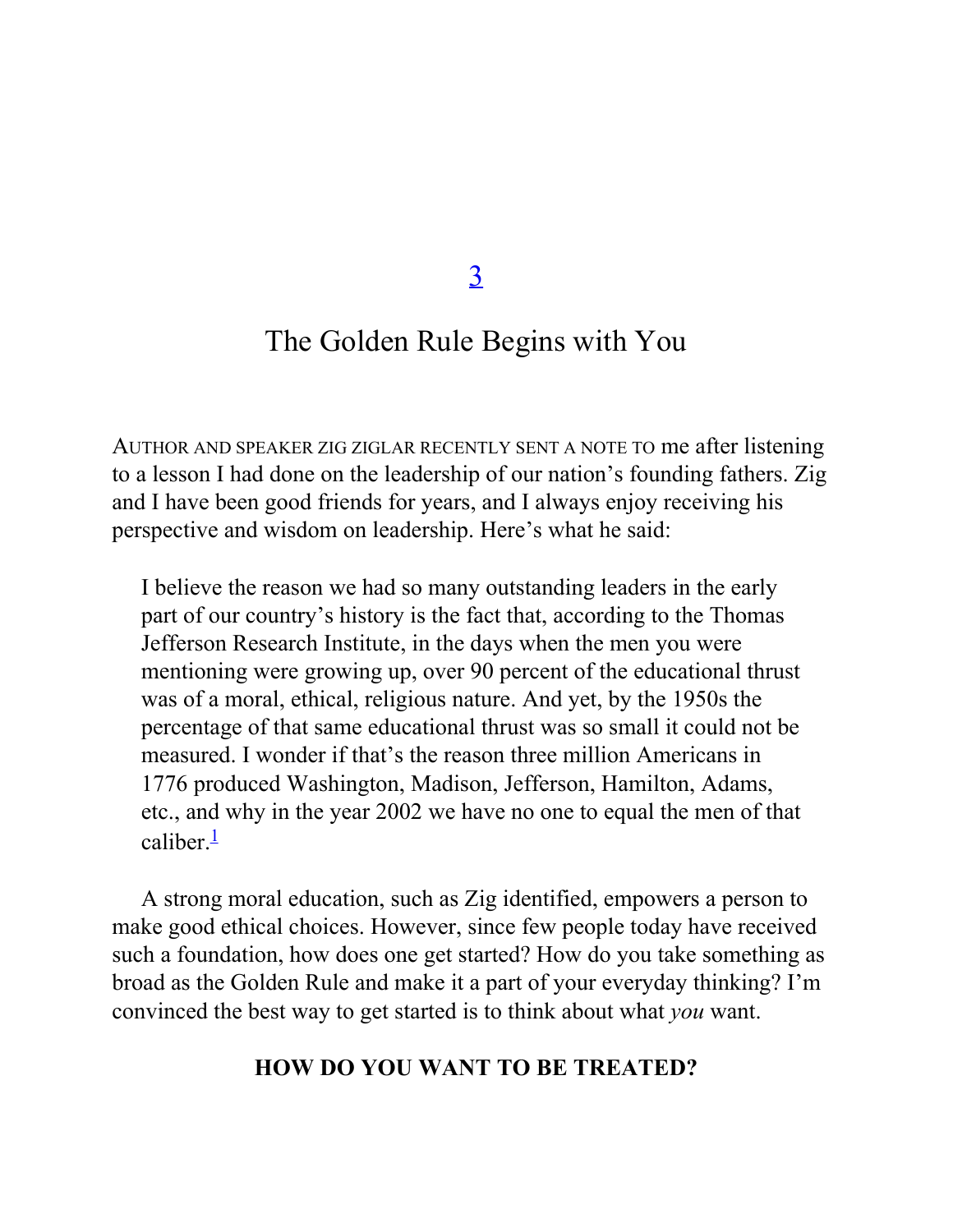# 3

# The Golden Rule Begins with You

AUTHOR AND SPEAKER ZIG ZIGLAR RECENTLY SENT A NOTE TO me after listening to a lesson I had done on the leadership of our nation's founding fathers. Zig and I have been good friends for years, and I always enjoy receiving his perspective and wisdom on leadership. Here's what he said:

> I believe the reason we had so many outstanding leaders in the early part of our country's history is the fact that, according to the Thomas Jefferson Research Institute, in the days when the men you were mentioning were growing up, over 90 percent of the educational thrust was of a moral, ethical, religious nature. And yet, by the 1950s the percentage of that same educational thrust was so small it could not be measured. I wonder if that's the reason three million Americans in 1776 produced Washington, Madison, Jefferson, Hamilton, Adams, etc., and why in the year 2002 we have no one to equal the men of that caliber.[1]

A strong moral education, such as Zig identified, empowers a person to make good ethical choices. However, since few people today have received such a foundation, how does one get started? How do you take something as broad as the Golden Rule and make it a part of your everyday thinking? I'm convinced the best way to get started is to think about what *you* want.

## HOW DO YOU WANT TO BE TREATED?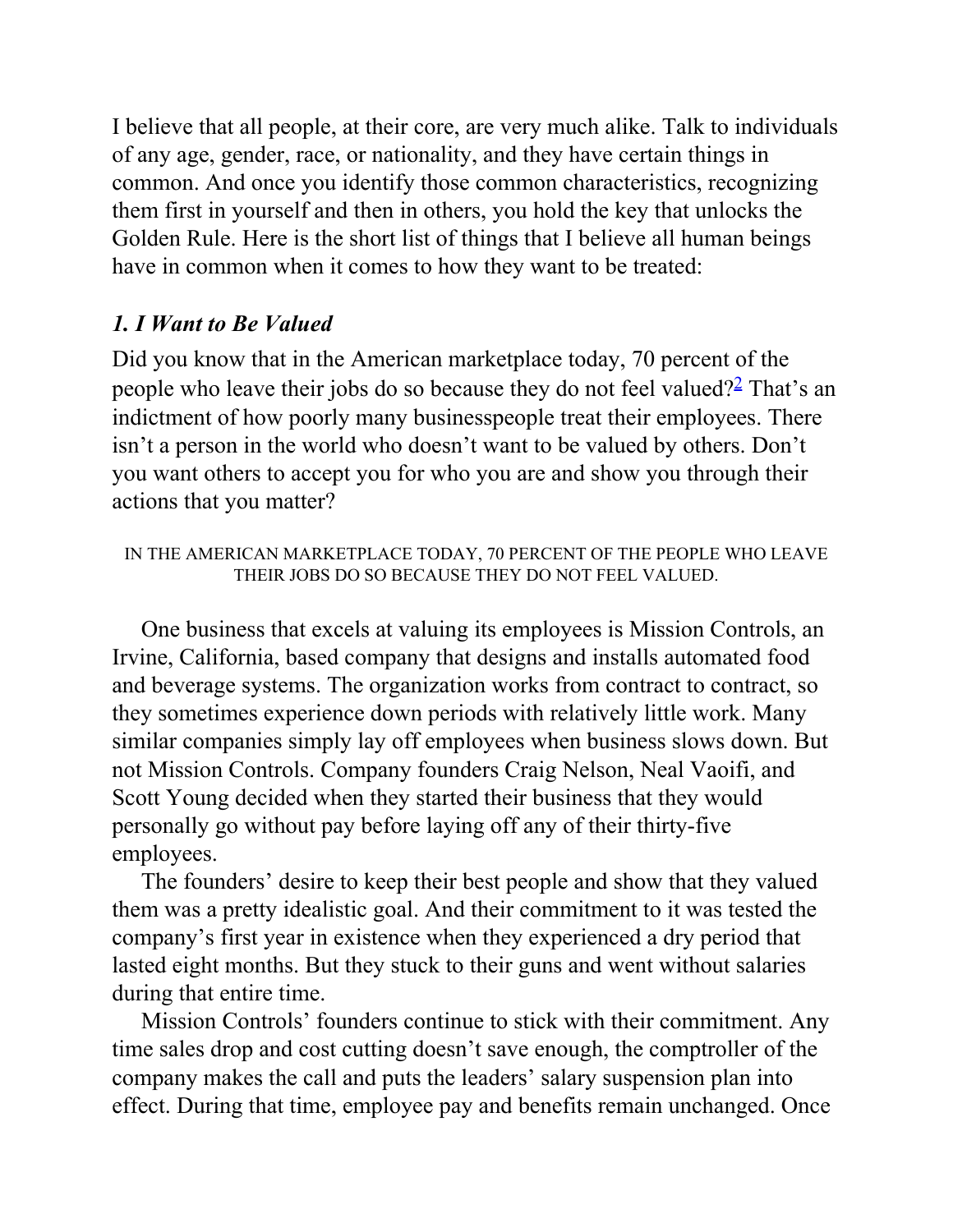I believe that all people, at their core, are very much alike. Talk to individuals of any age, gender, race, or nationality, and they have certain things in common. And once you identify those common characteristics, recognizing them first in yourself and then in others, you hold the key that unlocks the Golden Rule. Here is the short list of things that I believe all human beings have in common when it comes to how they want to be treated:

### *1. I Want to Be Valued*

Did you know that in the American marketplace today, 70 percent of the people who leave their jobs do so because they do not feel valued?[2] That's an indictment of how poorly many businesspeople treat their employees. There isn't a person in the world who doesn't want to be valued by others. Don't you want others to accept you for who you are and show you through their actions that you matter?

IN THE AMERICAN MARKETPLACE TODAY, 70 PERCENT OF THE PEOPLE WHO LEAVE THEIR JOBS DO SO BECAUSE THEY DO NOT FEEL VALUED.

One business that excels at valuing its employees is Mission Controls, an Irvine, California, based company that designs and installs automated food and beverage systems. The organization works from contract to contract, so they sometimes experience down periods with relatively little work. Many similar companies simply lay off employees when business slows down. But not Mission Controls. Company founders Craig Nelson, Neal Vaoifi, and Scott Young decided when they started their business that they would personally go without pay before laying off any of their thirty-five employees.

The founders' desire to keep their best people and show that they valued them was a pretty idealistic goal. And their commitment to it was tested the company's first year in existence when they experienced a dry period that lasted eight months. But they stuck to their guns and went without salaries during that entire time.

Mission Controls' founders continue to stick with their commitment. Any time sales drop and cost cutting doesn't save enough, the comptroller of the company makes the call and puts the leaders' salary suspension plan into effect. During that time, employee pay and benefits remain unchanged. Once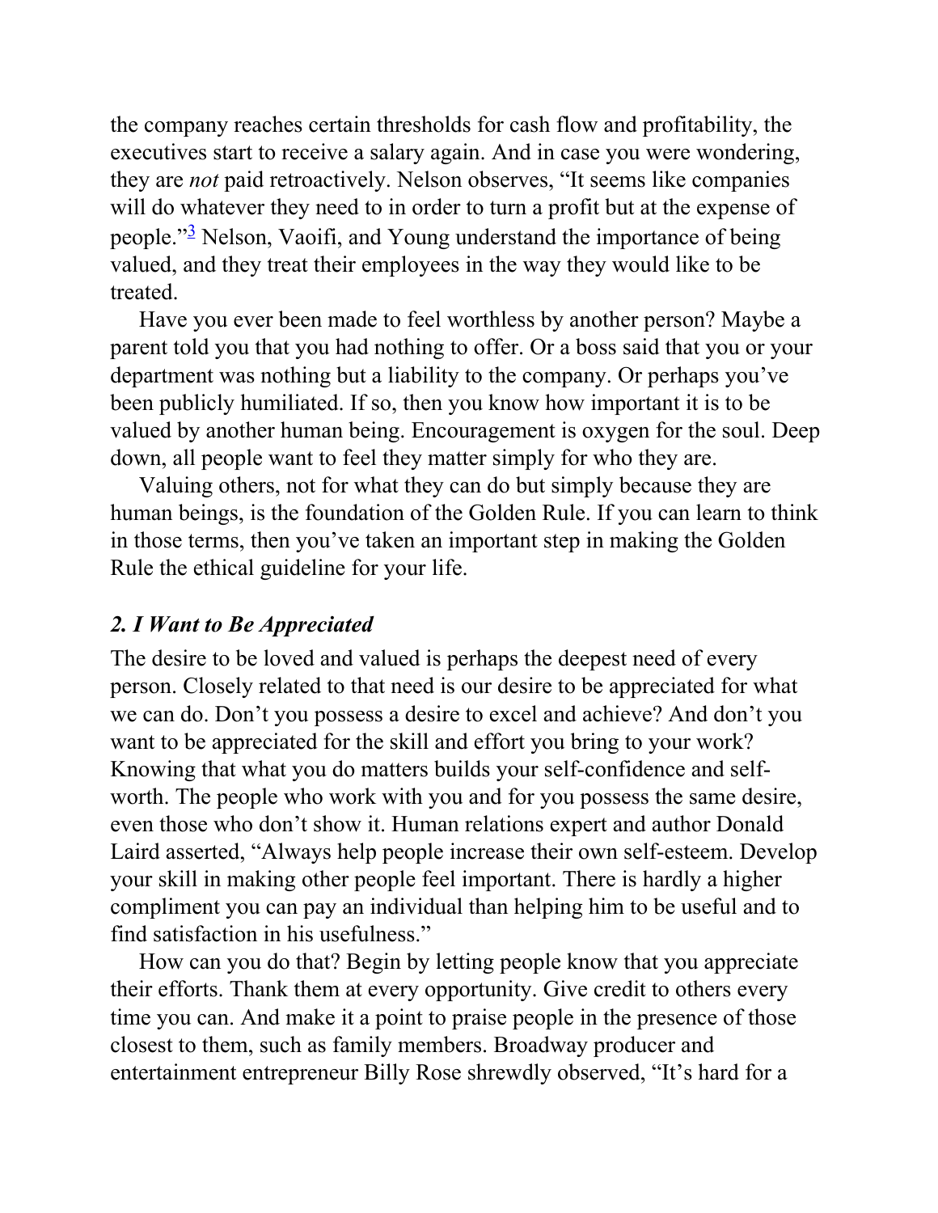the company reaches certain thresholds for cash flow and profitability, the executives start to receive a salary again. And in case you were wondering, they are *not* paid retroactively. Nelson observes, "It seems like companies will do whatever they need to in order to turn a profit but at the expense of people."[3] Nelson, Vaoifi, and Young understand the importance of being valued, and they treat their employees in the way they would like to be treated.

Have you ever been made to feel worthless by another person? Maybe a parent told you that you had nothing to offer. Or a boss said that you or your department was nothing but a liability to the company. Or perhaps you've been publicly humiliated. If so, then you know how important it is to be valued by another human being. Encouragement is oxygen for the soul. Deep down, all people want to feel they matter simply for who they are.

Valuing others, not for what they can do but simply because they are human beings, is the foundation of the Golden Rule. If you can learn to think in those terms, then you've taken an important step in making the Golden Rule the ethical guideline for your life.

### *2. I Want to Be Appreciated*

The desire to be loved and valued is perhaps the deepest need of every person. Closely related to that need is our desire to be appreciated for what we can do. Don't you possess a desire to excel and achieve? And don't you want to be appreciated for the skill and effort you bring to your work? Knowing that what you do matters builds your self-confidence and self-worth. The people who work with you and for you possess the same desire, even those who don't show it. Human relations expert and author Donald Laird asserted, "Always help people increase their own self-esteem. Develop your skill in making other people feel important. There is hardly a higher compliment you can pay an individual than helping him to be useful and to find satisfaction in his usefulness."

How can you do that? Begin by letting people know that you appreciate their efforts. Thank them at every opportunity. Give credit to others every time you can. And make it a point to praise people in the presence of those closest to them, such as family members. Broadway producer and entertainment entrepreneur Billy Rose shrewdly observed, "It's hard for a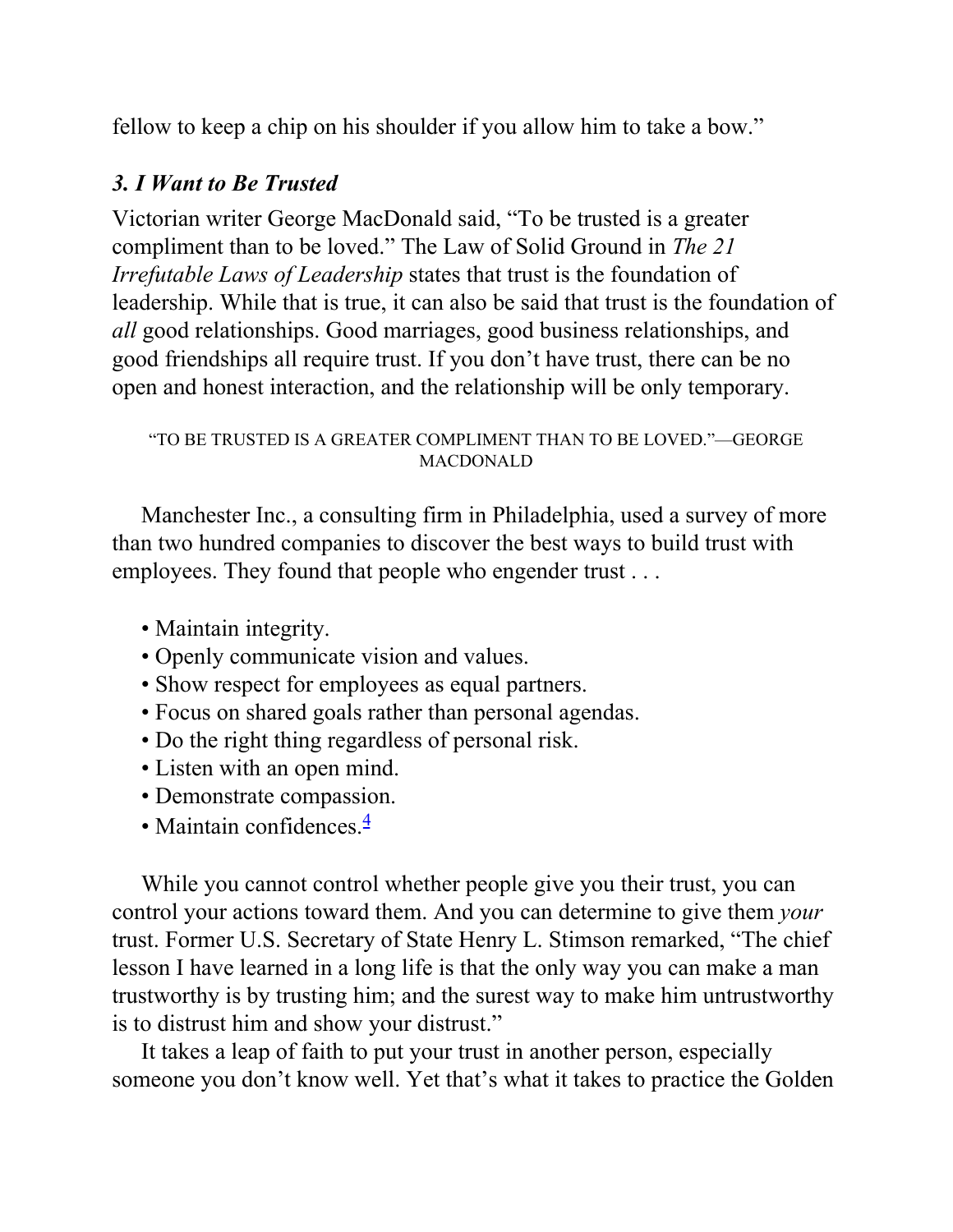fellow to keep a chip on his shoulder if you allow him to take a bow."

### *3. I Want to Be Trusted*

Victorian writer George MacDonald said, "To be trusted is a greater compliment than to be loved." The Law of Solid Ground in *The 21 Irrefutable Laws of Leadership* states that trust is the foundation of leadership. While that is true, it can also be said that trust is the foundation of *all* good relationships. Good marriages, good business relationships, and good friendships all require trust. If you don't have trust, there can be no open and honest interaction, and the relationship will be only temporary.

"TO BE TRUSTED IS A GREATER COMPLIMENT THAN TO BE LOVED."—GEORGE MACDONALD

Manchester Inc., a consulting firm in Philadelphia, used a survey of more than two hundred companies to discover the best ways to build trust with employees. They found that people who engender trust . . .

- Maintain integrity.
- Openly communicate vision and values.
- Show respect for employees as equal partners.
- Focus on shared goals rather than personal agendas.
- Do the right thing regardless of personal risk.
- Listen with an open mind.
- Demonstrate compassion.
- Maintain confidences.[4]

While you cannot control whether people give you their trust, you can control your actions toward them. And you can determine to give them *your* trust. Former U.S. Secretary of State Henry L. Stimson remarked, "The chief lesson I have learned in a long life is that the only way you can make a man trustworthy is by trusting him; and the surest way to make him untrustworthy is to distrust him and show your distrust."

It takes a leap of faith to put your trust in another person, especially someone you don't know well. Yet that's what it takes to practice the Golden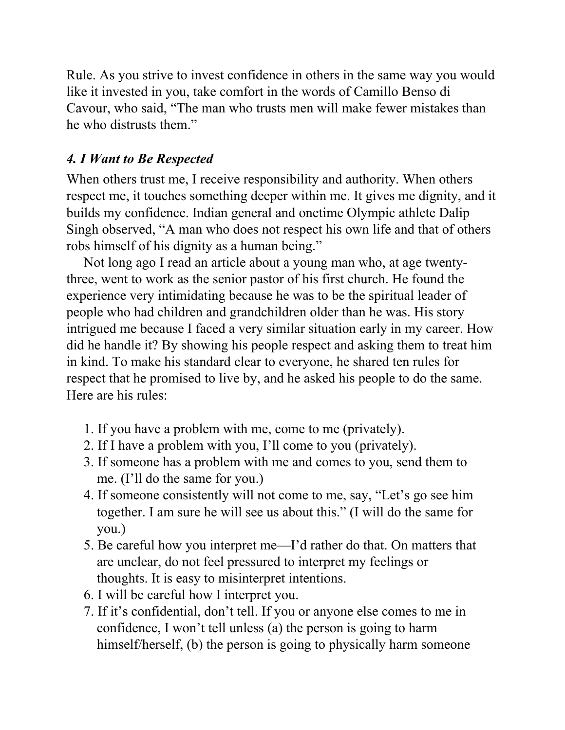Rule. As you strive to invest confidence in others in the same way you would like it invested in you, take comfort in the words of Camillo Benso di Cavour, who said, “The man who trusts men will make fewer mistakes than he who distrusts them.”

### *4. I Want to Be Respected*

When others trust me, I receive responsibility and authority. When others respect me, it touches something deeper within me. It gives me dignity, and it builds my confidence. Indian general and onetime Olympic athlete Dalip Singh observed, “A man who does not respect his own life and that of others robs himself of his dignity as a human being.”

Not long ago I read an article about a young man who, at age twenty-three, went to work as the senior pastor of his first church. He found the experience very intimidating because he was to be the spiritual leader of people who had children and grandchildren older than he was. His story intrigued me because I faced a very similar situation early in my career. How did he handle it? By showing his people respect and asking them to treat him in kind. To make his standard clear to everyone, he shared ten rules for respect that he promised to live by, and he asked his people to do the same. Here are his rules:

1. If you have a problem with me, come to me (privately).
2. If I have a problem with you, I’ll come to you (privately).
3. If someone has a problem with me and comes to you, send them to me. (I’ll do the same for you.)
4. If someone consistently will not come to me, say, “Let’s go see him together. I am sure he will see us about this.” (I will do the same for you.)
5. Be careful how you interpret me—I’d rather do that. On matters that are unclear, do not feel pressured to interpret my feelings or thoughts. It is easy to misinterpret intentions.
6. I will be careful how I interpret you.
7. If it’s confidential, don’t tell. If you or anyone else comes to me in confidence, I won’t tell unless (a) the person is going to harm himself/herself, (b) the person is going to physically harm someone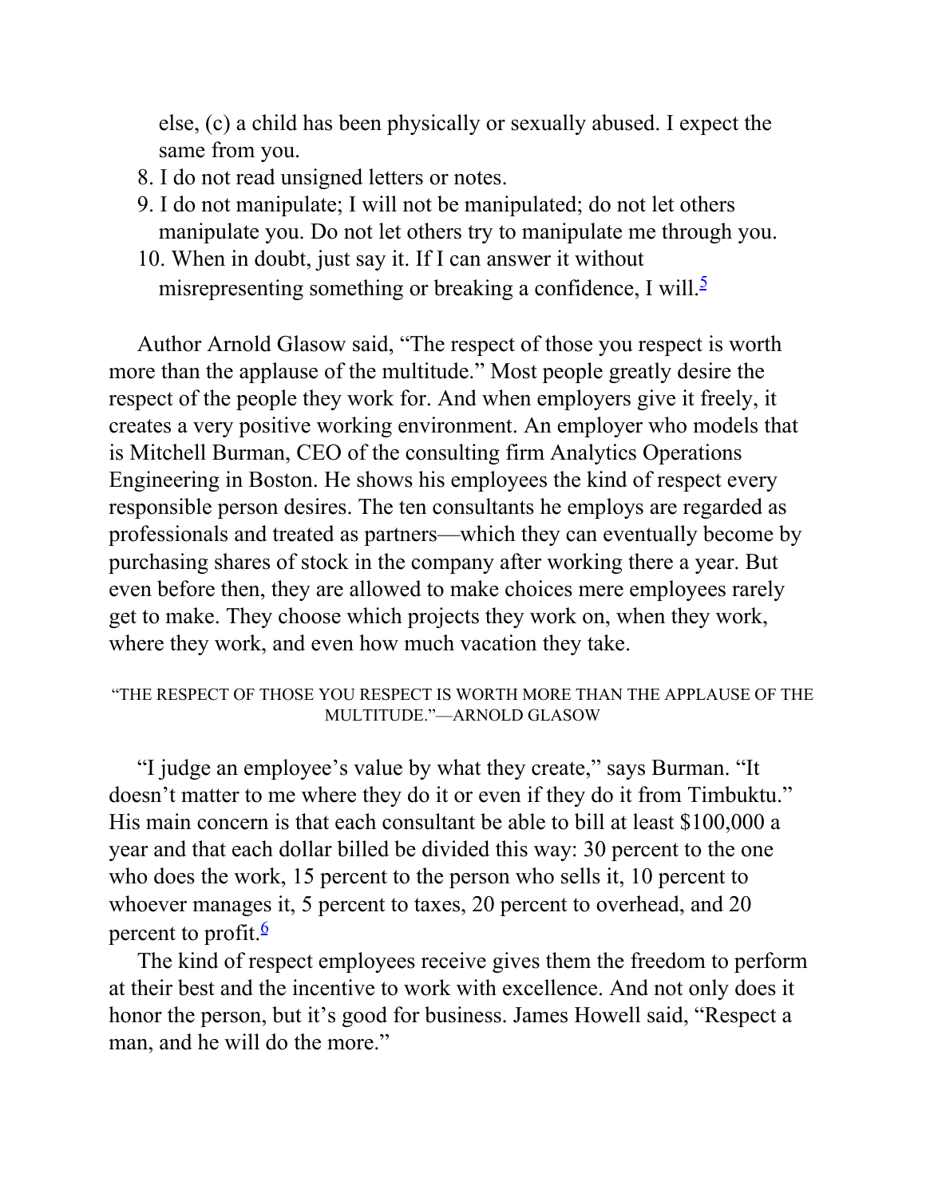else, (c) a child has been physically or sexually abused. I expect the same from you.

8. I do not read unsigned letters or notes.
9. I do not manipulate; I will not be manipulated; do not let others manipulate you. Do not let others try to manipulate me through you.
10. When in doubt, just say it. If I can answer it without misrepresenting something or breaking a confidence, I will.[5]

Author Arnold Glasow said, "The respect of those you respect is worth more than the applause of the multitude." Most people greatly desire the respect of the people they work for. And when employers give it freely, it creates a very positive working environment. An employer who models that is Mitchell Burman, CEO of the consulting firm Analytics Operations Engineering in Boston. He shows his employees the kind of respect every responsible person desires. The ten consultants he employs are regarded as professionals and treated as partners—which they can eventually become by purchasing shares of stock in the company after working there a year. But even before then, they are allowed to make choices mere employees rarely get to make. They choose which projects they work on, when they work, where they work, and even how much vacation they take.

"THE RESPECT OF THOSE YOU RESPECT IS WORTH MORE THAN THE APPLAUSE OF THE MULTITUDE."—ARNOLD GLASOW

"I judge an employee's value by what they create," says Burman. "It doesn't matter to me where they do it or even if they do it from Timbuktu." His main concern is that each consultant be able to bill at least $100,000 a year and that each dollar billed be divided this way: 30 percent to the one who does the work, 15 percent to the person who sells it, 10 percent to whoever manages it, 5 percent to taxes, 20 percent to overhead, and 20 percent to profit.[6]

The kind of respect employees receive gives them the freedom to perform at their best and the incentive to work with excellence. And not only does it honor the person, but it's good for business. James Howell said, "Respect a man, and he will do the more."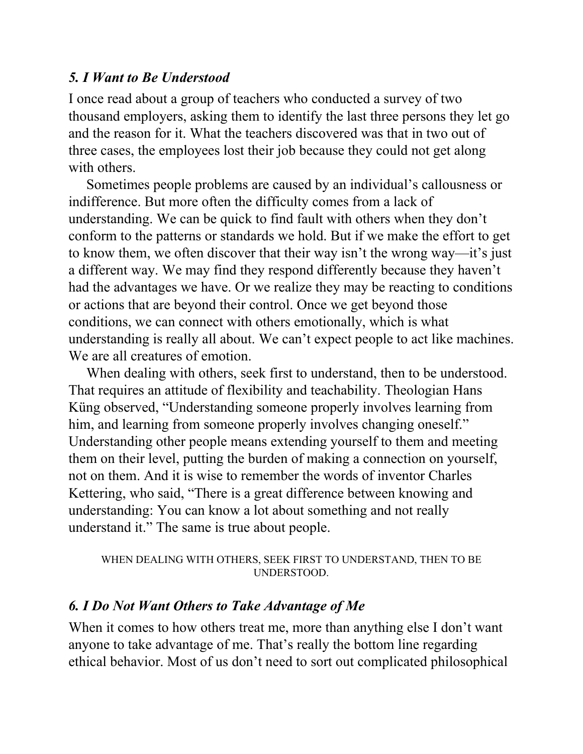### *5. I Want to Be Understood*

I once read about a group of teachers who conducted a survey of two thousand employers, asking them to identify the last three persons they let go and the reason for it. What the teachers discovered was that in two out of three cases, the employees lost their job because they could not get along with others.

Sometimes people problems are caused by an individual's callousness or indifference. But more often the difficulty comes from a lack of understanding. We can be quick to find fault with others when they don't conform to the patterns or standards we hold. But if we make the effort to get to know them, we often discover that their way isn't the wrong way—it's just a different way. We may find they respond differently because they haven't had the advantages we have. Or we realize they may be reacting to conditions or actions that are beyond their control. Once we get beyond those conditions, we can connect with others emotionally, which is what understanding is really all about. We can't expect people to act like machines. We are all creatures of emotion.

When dealing with others, seek first to understand, then to be understood. That requires an attitude of flexibility and teachability. Theologian Hans Küng observed, "Understanding someone properly involves learning from him, and learning from someone properly involves changing oneself." Understanding other people means extending yourself to them and meeting them on their level, putting the burden of making a connection on yourself, not on them. And it is wise to remember the words of inventor Charles Kettering, who said, "There is a great difference between knowing and understanding: You can know a lot about something and not really understand it." The same is true about people.

WHEN DEALING WITH OTHERS, SEEK FIRST TO UNDERSTAND, THEN TO BE UNDERSTOOD.

### *6. I Do Not Want Others to Take Advantage of Me*

When it comes to how others treat me, more than anything else I don't want anyone to take advantage of me. That's really the bottom line regarding ethical behavior. Most of us don't need to sort out complicated philosophical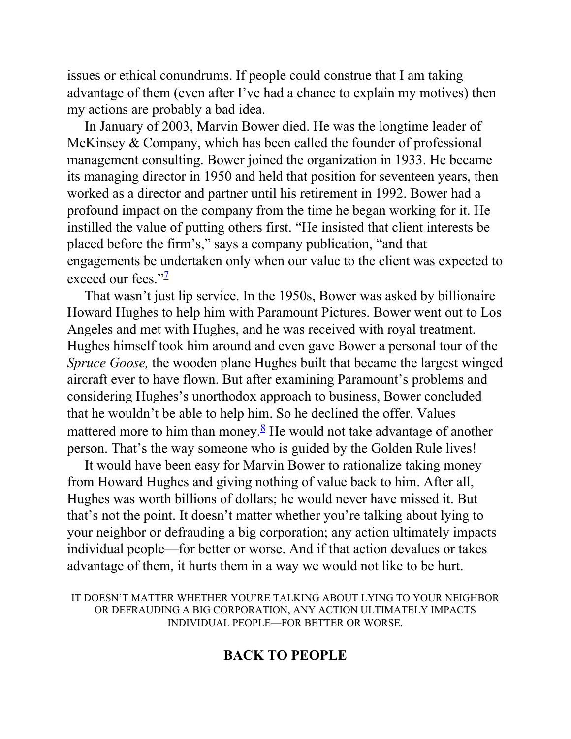issues or ethical conundrums. If people could construe that I am taking advantage of them (even after I've had a chance to explain my motives) then my actions are probably a bad idea.

In January of 2003, Marvin Bower died. He was the longtime leader of McKinsey & Company, which has been called the founder of professional management consulting. Bower joined the organization in 1933. He became its managing director in 1950 and held that position for seventeen years, then worked as a director and partner until his retirement in 1992. Bower had a profound impact on the company from the time he began working for it. He instilled the value of putting others first. "He insisted that client interests be placed before the firm's," says a company publication, "and that engagements be undertaken only when our value to the client was expected to exceed our fees."[7]

That wasn't just lip service. In the 1950s, Bower was asked by billionaire Howard Hughes to help him with Paramount Pictures. Bower went out to Los Angeles and met with Hughes, and he was received with royal treatment. Hughes himself took him around and even gave Bower a personal tour of the *Spruce Goose,* the wooden plane Hughes built that became the largest winged aircraft ever to have flown. But after examining Paramount's problems and considering Hughes's unorthodox approach to business, Bower concluded that he wouldn't be able to help him. So he declined the offer. Values mattered more to him than money.[8] He would not take advantage of another person. That's the way someone who is guided by the Golden Rule lives!

It would have been easy for Marvin Bower to rationalize taking money from Howard Hughes and giving nothing of value back to him. After all, Hughes was worth billions of dollars; he would never have missed it. But that's not the point. It doesn't matter whether you're talking about lying to your neighbor or defrauding a big corporation; any action ultimately impacts individual people—for better or worse. And if that action devalues or takes advantage of them, it hurts them in a way we would not like to be hurt.

IT DOESN'T MATTER WHETHER YOU'RE TALKING ABOUT LYING TO YOUR NEIGHBOR OR DEFRAUDING A BIG CORPORATION, ANY ACTION ULTIMATELY IMPACTS INDIVIDUAL PEOPLE—FOR BETTER OR WORSE.

## BACK TO PEOPLE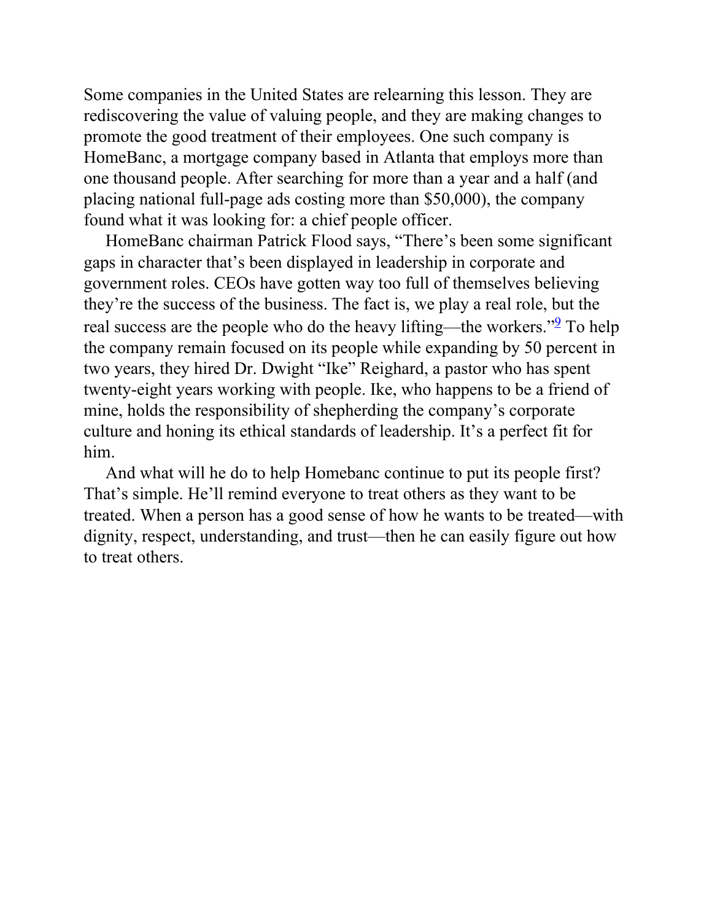Some companies in the United States are relearning this lesson. They are rediscovering the value of valuing people, and they are making changes to promote the good treatment of their employees. One such company is HomeBanc, a mortgage company based in Atlanta that employs more than one thousand people. After searching for more than a year and a half (and placing national full-page ads costing more than $50,000), the company found what it was looking for: a chief people officer.

HomeBanc chairman Patrick Flood says, "There's been some significant gaps in character that's been displayed in leadership in corporate and government roles. CEOs have gotten way too full of themselves believing they're the success of the business. The fact is, we play a real role, but the real success are the people who do the heavy lifting—the workers."[9] To help the company remain focused on its people while expanding by 50 percent in two years, they hired Dr. Dwight "Ike" Reighard, a pastor who has spent twenty-eight years working with people. Ike, who happens to be a friend of mine, holds the responsibility of shepherding the company's corporate culture and honing its ethical standards of leadership. It's a perfect fit for him.

And what will he do to help Homebanc continue to put its people first? That's simple. He'll remind everyone to treat others as they want to be treated. When a person has a good sense of how he wants to be treated—with dignity, respect, understanding, and trust—then he can easily figure out how to treat others.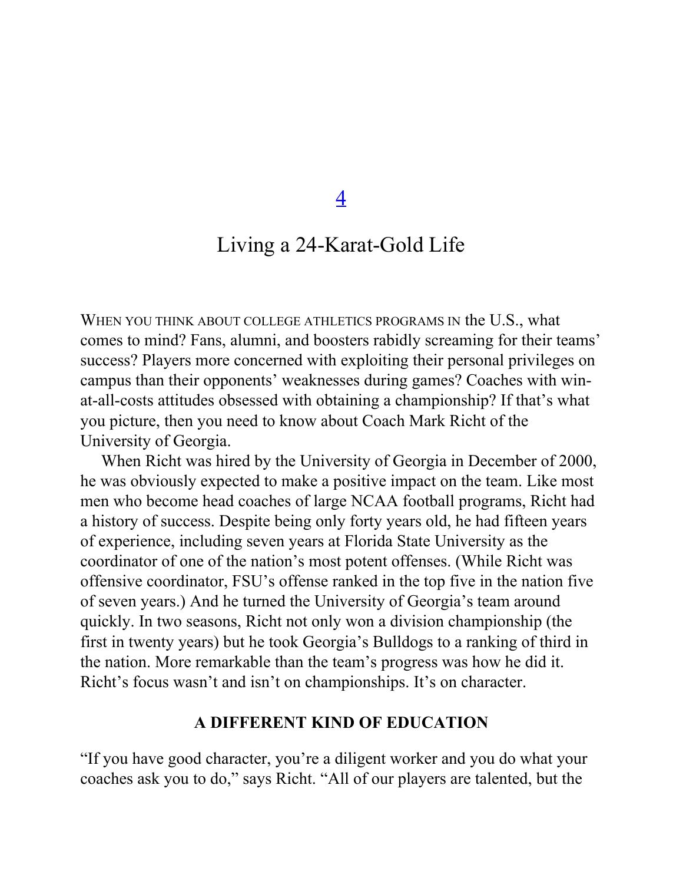# 4

# Living a 24-Karat-Gold Life

When you think about college athletics programs in the U.S., what comes to mind? Fans, alumni, and boosters rabidly screaming for their teams' success? Players more concerned with exploiting their personal privileges on campus than their opponents' weaknesses during games? Coaches with win-at-all-costs attitudes obsessed with obtaining a championship? If that's what you picture, then you need to know about Coach Mark Richt of the University of Georgia.

When Richt was hired by the University of Georgia in December of 2000, he was obviously expected to make a positive impact on the team. Like most men who become head coaches of large NCAA football programs, Richt had a history of success. Despite being only forty years old, he had fifteen years of experience, including seven years at Florida State University as the coordinator of one of the nation's most potent offenses. (While Richt was offensive coordinator, FSU's offense ranked in the top five in the nation five of seven years.) And he turned the University of Georgia's team around quickly. In two seasons, Richt not only won a division championship (the first in twenty years) but he took Georgia's Bulldogs to a ranking of third in the nation. More remarkable than the team's progress was how he did it. Richt's focus wasn't and isn't on championships. It's on character.

## A DIFFERENT KIND OF EDUCATION

"If you have good character, you're a diligent worker and you do what your coaches ask you to do," says Richt. "All of our players are talented, but the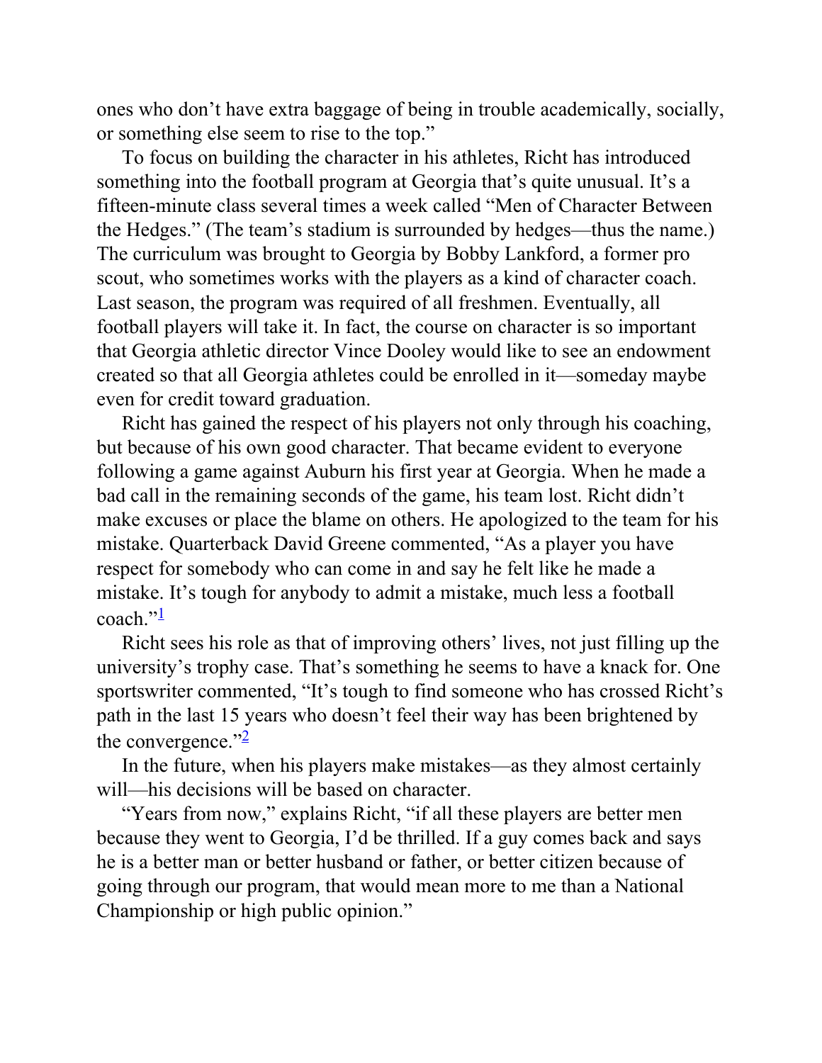ones who don't have extra baggage of being in trouble academically, socially, or something else seem to rise to the top."

To focus on building the character in his athletes, Richt has introduced something into the football program at Georgia that's quite unusual. It's a fifteen-minute class several times a week called "Men of Character Between the Hedges." (The team's stadium is surrounded by hedges—thus the name.) The curriculum was brought to Georgia by Bobby Lankford, a former pro scout, who sometimes works with the players as a kind of character coach. Last season, the program was required of all freshmen. Eventually, all football players will take it. In fact, the course on character is so important that Georgia athletic director Vince Dooley would like to see an endowment created so that all Georgia athletes could be enrolled in it—someday maybe even for credit toward graduation.

Richt has gained the respect of his players not only through his coaching, but because of his own good character. That became evident to everyone following a game against Auburn his first year at Georgia. When he made a bad call in the remaining seconds of the game, his team lost. Richt didn't make excuses or place the blame on others. He apologized to the team for his mistake. Quarterback David Greene commented, "As a player you have respect for somebody who can come in and say he felt like he made a mistake. It's tough for anybody to admit a mistake, much less a football coach."[1]

Richt sees his role as that of improving others' lives, not just filling up the university's trophy case. That's something he seems to have a knack for. One sportswriter commented, "It's tough to find someone who has crossed Richt's path in the last 15 years who doesn't feel their way has been brightened by the convergence."[2]

In the future, when his players make mistakes—as they almost certainly will—his decisions will be based on character.

"Years from now," explains Richt, "if all these players are better men because they went to Georgia, I'd be thrilled. If a guy comes back and says he is a better man or better husband or father, or better citizen because of going through our program, that would mean more to me than a National Championship or high public opinion."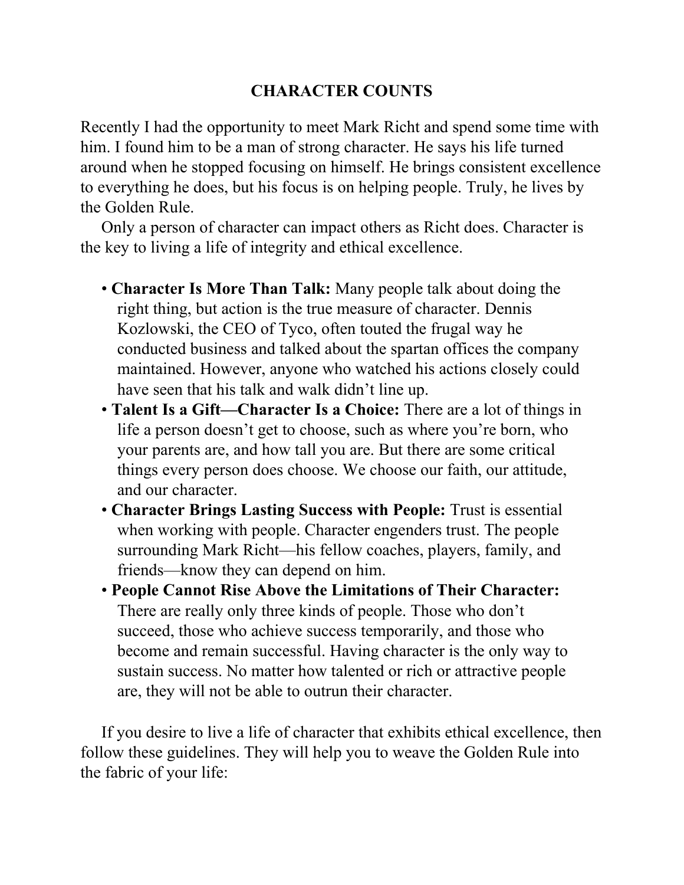# CHARACTER COUNTS

Recently I had the opportunity to meet Mark Richt and spend some time with him. I found him to be a man of strong character. He says his life turned around when he stopped focusing on himself. He brings consistent excellence to everything he does, but his focus is on helping people. Truly, he lives by the Golden Rule.

Only a person of character can impact others as Richt does. Character is the key to living a life of integrity and ethical excellence.

- **Character Is More Than Talk:** Many people talk about doing the right thing, but action is the true measure of character. Dennis Kozlowski, the CEO of Tyco, often touted the frugal way he conducted business and talked about the spartan offices the company maintained. However, anyone who watched his actions closely could have seen that his talk and walk didn't line up.
- **Talent Is a Gift—Character Is a Choice:** There are a lot of things in life a person doesn't get to choose, such as where you're born, who your parents are, and how tall you are. But there are some critical things every person does choose. We choose our faith, our attitude, and our character.
- **Character Brings Lasting Success with People:** Trust is essential when working with people. Character engenders trust. The people surrounding Mark Richt—his fellow coaches, players, family, and friends—know they can depend on him.
- **People Cannot Rise Above the Limitations of Their Character:** There are really only three kinds of people. Those who don't succeed, those who achieve success temporarily, and those who become and remain successful. Having character is the only way to sustain success. No matter how talented or rich or attractive people are, they will not be able to outrun their character.

If you desire to live a life of character that exhibits ethical excellence, then follow these guidelines. They will help you to weave the Golden Rule into the fabric of your life: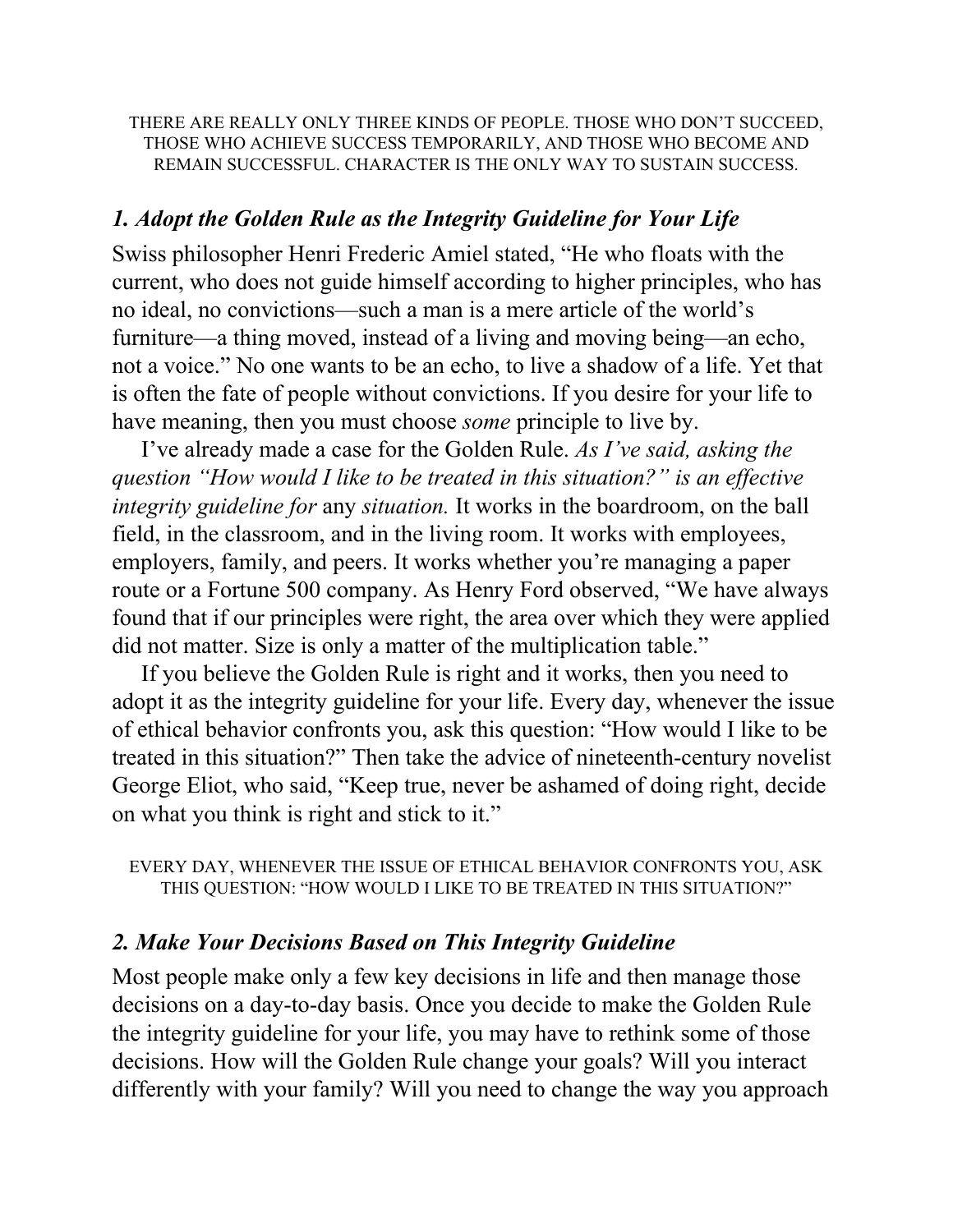THERE ARE REALLY ONLY THREE KINDS OF PEOPLE. THOSE WHO DON'T SUCCEED, THOSE WHO ACHIEVE SUCCESS TEMPORARILY, AND THOSE WHO BECOME AND REMAIN SUCCESSFUL. CHARACTER IS THE ONLY WAY TO SUSTAIN SUCCESS.

### *1. Adopt the Golden Rule as the Integrity Guideline for Your Life*

Swiss philosopher Henri Frederic Amiel stated, "He who floats with the current, who does not guide himself according to higher principles, who has no ideal, no convictions—such a man is a mere article of the world's furniture—a thing moved, instead of a living and moving being—an echo, not a voice." No one wants to be an echo, to live a shadow of a life. Yet that is often the fate of people without convictions. If you desire for your life to have meaning, then you must choose *some* principle to live by.

I've already made a case for the Golden Rule. *As I've said, asking the question "How would I like to be treated in this situation?" is an effective integrity guideline for* any *situation.* It works in the boardroom, on the ball field, in the classroom, and in the living room. It works with employees, employers, family, and peers. It works whether you're managing a paper route or a Fortune 500 company. As Henry Ford observed, "We have always found that if our principles were right, the area over which they were applied did not matter. Size is only a matter of the multiplication table."

If you believe the Golden Rule is right and it works, then you need to adopt it as the integrity guideline for your life. Every day, whenever the issue of ethical behavior confronts you, ask this question: "How would I like to be treated in this situation?" Then take the advice of nineteenth-century novelist George Eliot, who said, "Keep true, never be ashamed of doing right, decide on what you think is right and stick to it."

EVERY DAY, WHENEVER THE ISSUE OF ETHICAL BEHAVIOR CONFRONTS YOU, ASK THIS QUESTION: "HOW WOULD I LIKE TO BE TREATED IN THIS SITUATION?"

### *2. Make Your Decisions Based on This Integrity Guideline*

Most people make only a few key decisions in life and then manage those decisions on a day-to-day basis. Once you decide to make the Golden Rule the integrity guideline for your life, you may have to rethink some of those decisions. How will the Golden Rule change your goals? Will you interact differently with your family? Will you need to change the way you approach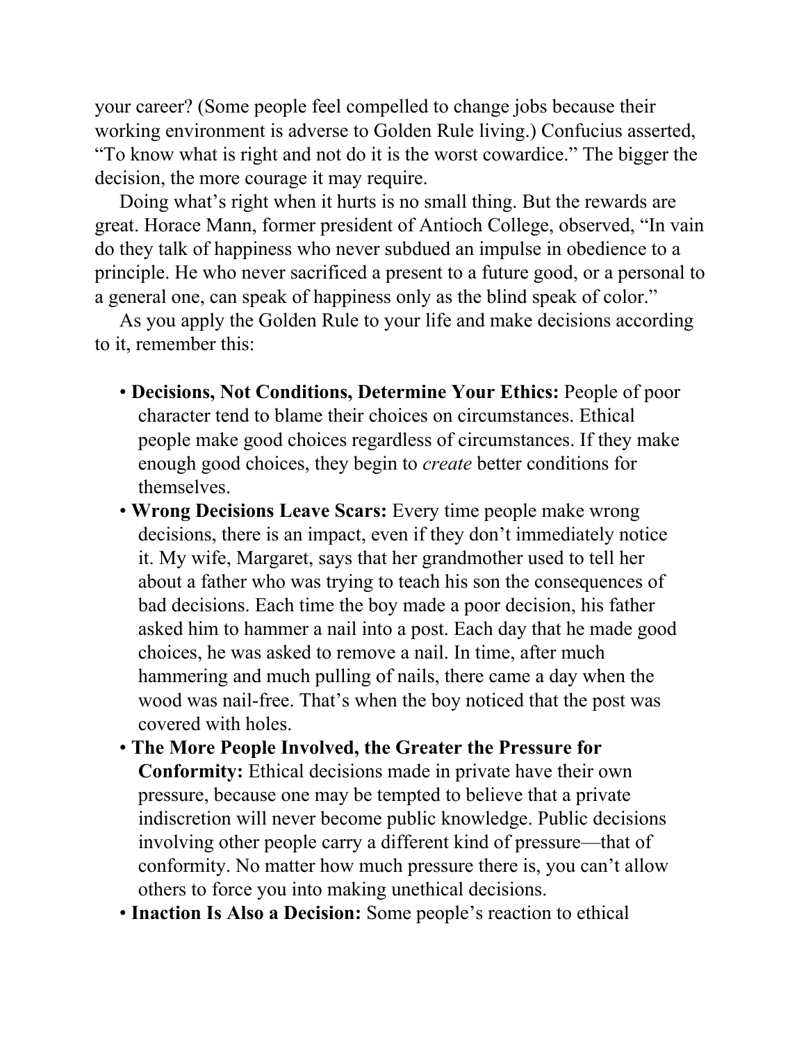your career? (Some people feel compelled to change jobs because their working environment is adverse to Golden Rule living.) Confucius asserted, “To know what is right and not do it is the worst cowardice.” The bigger the decision, the more courage it may require.

Doing what’s right when it hurts is no small thing. But the rewards are great. Horace Mann, former president of Antioch College, observed, “In vain do they talk of happiness who never subdued an impulse in obedience to a principle. He who never sacrificed a present to a future good, or a personal to a general one, can speak of happiness only as the blind speak of color.”

As you apply the Golden Rule to your life and make decisions according to it, remember this:

- **Decisions, Not Conditions, Determine Your Ethics:** People of poor character tend to blame their choices on circumstances. Ethical people make good choices regardless of circumstances. If they make enough good choices, they begin to *create* better conditions for themselves.
- **Wrong Decisions Leave Scars:** Every time people make wrong decisions, there is an impact, even if they don’t immediately notice it. My wife, Margaret, says that her grandmother used to tell her about a father who was trying to teach his son the consequences of bad decisions. Each time the boy made a poor decision, his father asked him to hammer a nail into a post. Each day that he made good choices, he was asked to remove a nail. In time, after much hammering and much pulling of nails, there came a day when the wood was nail-free. That’s when the boy noticed that the post was covered with holes.
- **The More People Involved, the Greater the Pressure for Conformity:** Ethical decisions made in private have their own pressure, because one may be tempted to believe that a private indiscretion will never become public knowledge. Public decisions involving other people carry a different kind of pressure—that of conformity. No matter how much pressure there is, you can’t allow others to force you into making unethical decisions.
- **Inaction Is Also a Decision:** Some people’s reaction to ethical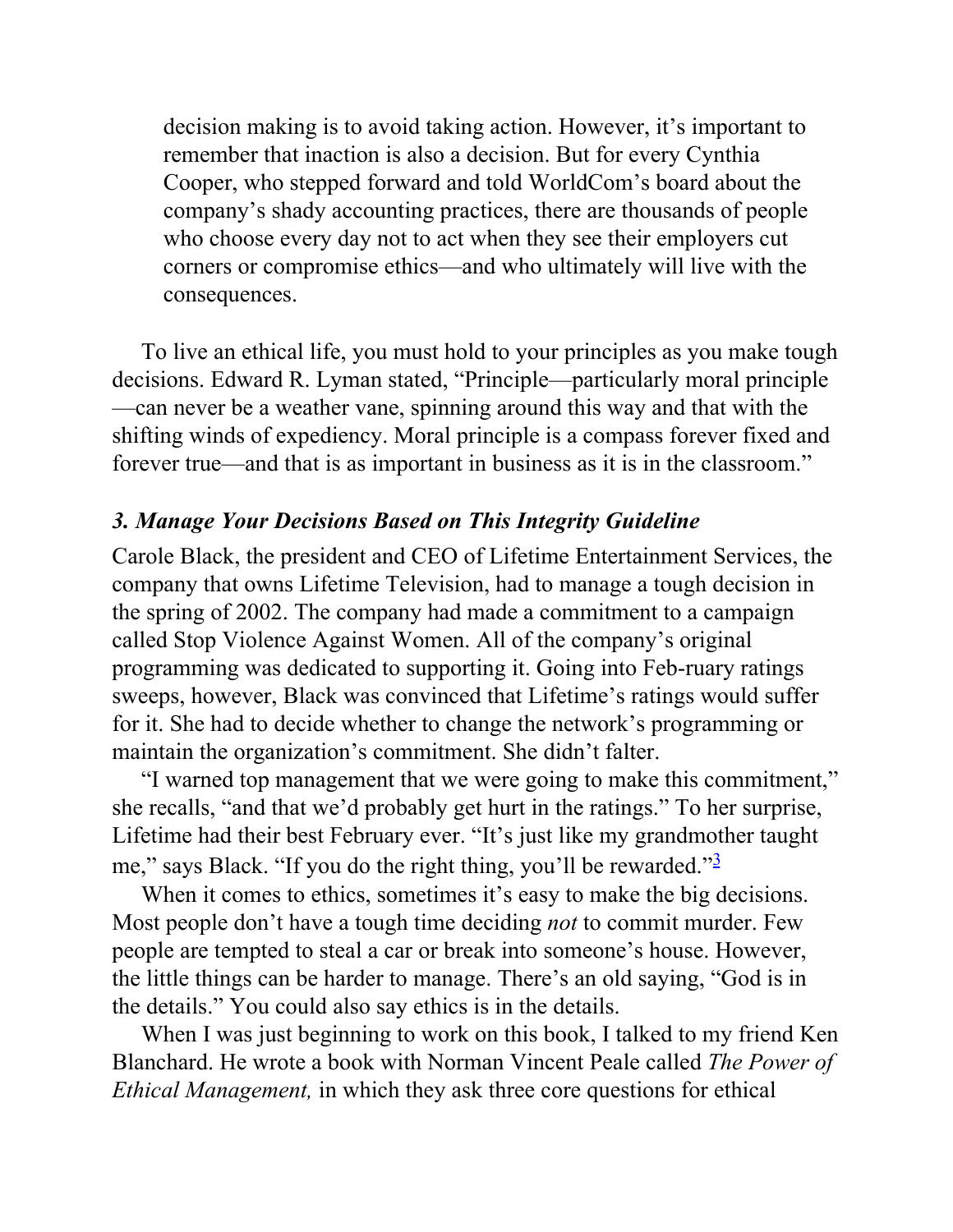decision making is to avoid taking action. However, it's important to remember that inaction is also a decision. But for every Cynthia Cooper, who stepped forward and told WorldCom's board about the company's shady accounting practices, there are thousands of people who choose every day not to act when they see their employers cut corners or compromise ethics—and who ultimately will live with the consequences.

To live an ethical life, you must hold to your principles as you make tough decisions. Edward R. Lyman stated, "Principle—particularly moral principle—can never be a weather vane, spinning around this way and that with the shifting winds of expediency. Moral principle is a compass forever fixed and forever true—and that is as important in business as it is in the classroom."

### *3. Manage Your Decisions Based on This Integrity Guideline*

Carole Black, the president and CEO of Lifetime Entertainment Services, the company that owns Lifetime Television, had to manage a tough decision in the spring of 2002. The company had made a commitment to a campaign called Stop Violence Against Women. All of the company's original programming was dedicated to supporting it. Going into Feb-ruary ratings sweeps, however, Black was convinced that Lifetime's ratings would suffer for it. She had to decide whether to change the network's programming or maintain the organization's commitment. She didn't falter.

"I warned top management that we were going to make this commitment," she recalls, "and that we'd probably get hurt in the ratings." To her surprise, Lifetime had their best February ever. "It's just like my grandmother taught me," says Black. "If you do the right thing, you'll be rewarded."[3]

When it comes to ethics, sometimes it's easy to make the big decisions. Most people don't have a tough time deciding *not* to commit murder. Few people are tempted to steal a car or break into someone's house. However, the little things can be harder to manage. There's an old saying, "God is in the details." You could also say ethics is in the details.

When I was just beginning to work on this book, I talked to my friend Ken Blanchard. He wrote a book with Norman Vincent Peale called *The Power of Ethical Management,* in which they ask three core questions for ethical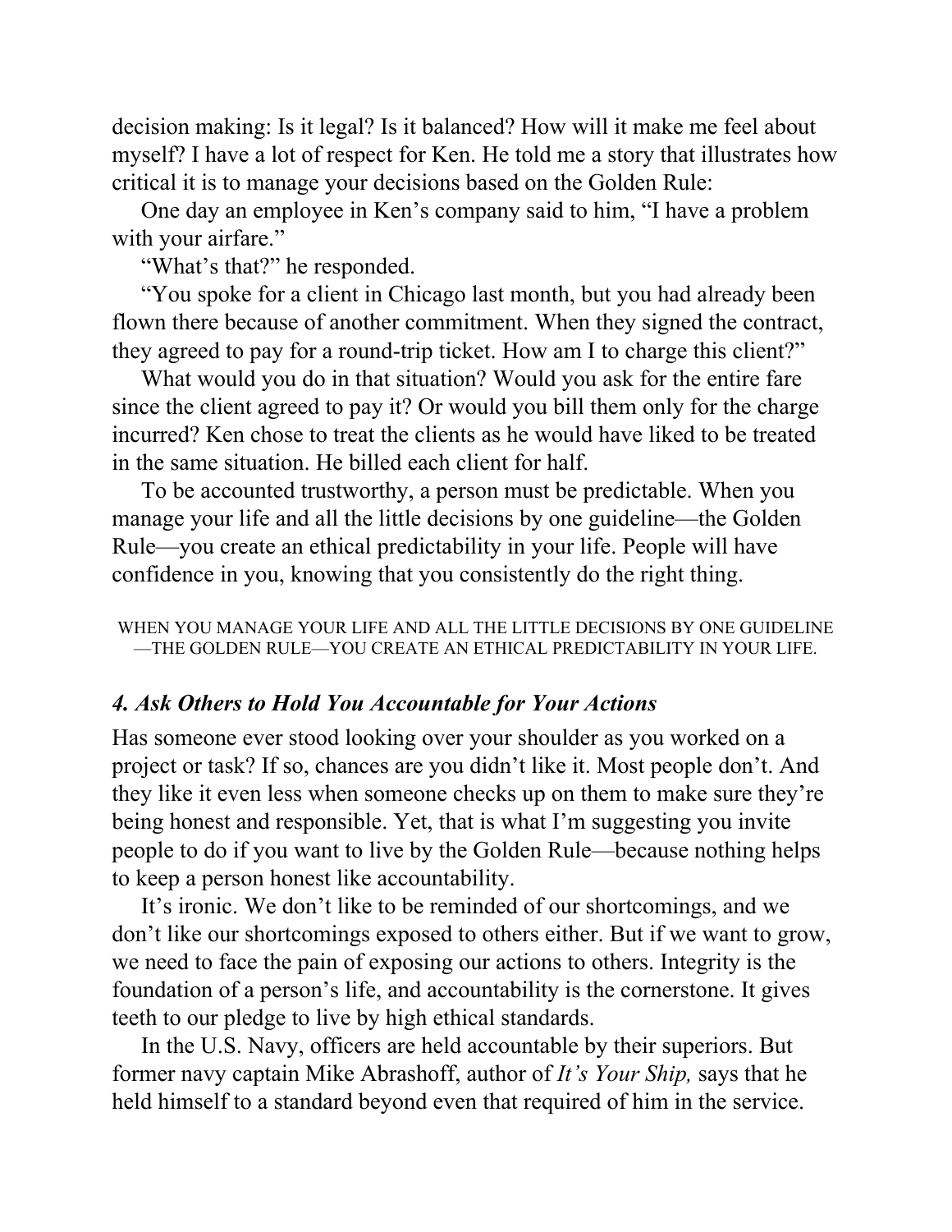decision making: Is it legal? Is it balanced? How will it make me feel about myself? I have a lot of respect for Ken. He told me a story that illustrates how critical it is to manage your decisions based on the Golden Rule:

One day an employee in Ken's company said to him, "I have a problem with your airfare."

"What's that?" he responded.

"You spoke for a client in Chicago last month, but you had already been flown there because of another commitment. When they signed the contract, they agreed to pay for a round-trip ticket. How am I to charge this client?"

What would you do in that situation? Would you ask for the entire fare since the client agreed to pay it? Or would you bill them only for the charge incurred? Ken chose to treat the clients as he would have liked to be treated in the same situation. He billed each client for half.

To be accounted trustworthy, a person must be predictable. When you manage your life and all the little decisions by one guideline—the Golden Rule—you create an ethical predictability in your life. People will have confidence in you, knowing that you consistently do the right thing.

WHEN YOU MANAGE YOUR LIFE AND ALL THE LITTLE DECISIONS BY ONE GUIDELINE—THE GOLDEN RULE—YOU CREATE AN ETHICAL PREDICTABILITY IN YOUR LIFE.

### *4. Ask Others to Hold You Accountable for Your Actions*

Has someone ever stood looking over your shoulder as you worked on a project or task? If so, chances are you didn't like it. Most people don't. And they like it even less when someone checks up on them to make sure they're being honest and responsible. Yet, that is what I'm suggesting you invite people to do if you want to live by the Golden Rule—because nothing helps to keep a person honest like accountability.

It's ironic. We don't like to be reminded of our shortcomings, and we don't like our shortcomings exposed to others either. But if we want to grow, we need to face the pain of exposing our actions to others. Integrity is the foundation of a person's life, and accountability is the cornerstone. It gives teeth to our pledge to live by high ethical standards.

In the U.S. Navy, officers are held accountable by their superiors. But former navy captain Mike Abrashoff, author of *It's Your Ship,* says that he held himself to a standard beyond even that required of him in the service.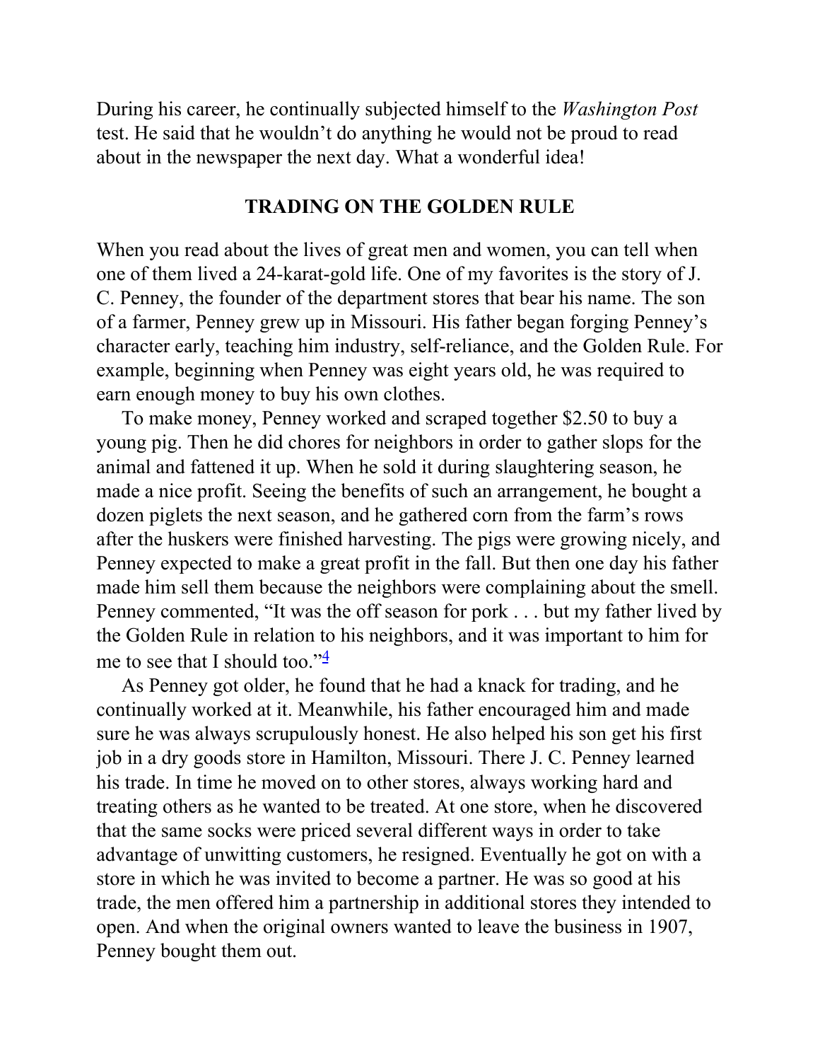During his career, he continually subjected himself to the *Washington Post* test. He said that he wouldn't do anything he would not be proud to read about in the newspaper the next day. What a wonderful idea!

## TRADING ON THE GOLDEN RULE

When you read about the lives of great men and women, you can tell when one of them lived a 24-karat-gold life. One of my favorites is the story of J. C. Penney, the founder of the department stores that bear his name. The son of a farmer, Penney grew up in Missouri. His father began forging Penney's character early, teaching him industry, self-reliance, and the Golden Rule. For example, beginning when Penney was eight years old, he was required to earn enough money to buy his own clothes.

To make money, Penney worked and scraped together $2.50 to buy a young pig. Then he did chores for neighbors in order to gather slops for the animal and fattened it up. When he sold it during slaughtering season, he made a nice profit. Seeing the benefits of such an arrangement, he bought a dozen piglets the next season, and he gathered corn from the farm's rows after the huskers were finished harvesting. The pigs were growing nicely, and Penney expected to make a great profit in the fall. But then one day his father made him sell them because the neighbors were complaining about the smell. Penney commented, "It was the off season for pork . . . but my father lived by the Golden Rule in relation to his neighbors, and it was important to him for me to see that I should too."[4]

As Penney got older, he found that he had a knack for trading, and he continually worked at it. Meanwhile, his father encouraged him and made sure he was always scrupulously honest. He also helped his son get his first job in a dry goods store in Hamilton, Missouri. There J. C. Penney learned his trade. In time he moved on to other stores, always working hard and treating others as he wanted to be treated. At one store, when he discovered that the same socks were priced several different ways in order to take advantage of unwitting customers, he resigned. Eventually he got on with a store in which he was invited to become a partner. He was so good at his trade, the men offered him a partnership in additional stores they intended to open. And when the original owners wanted to leave the business in 1907, Penney bought them out.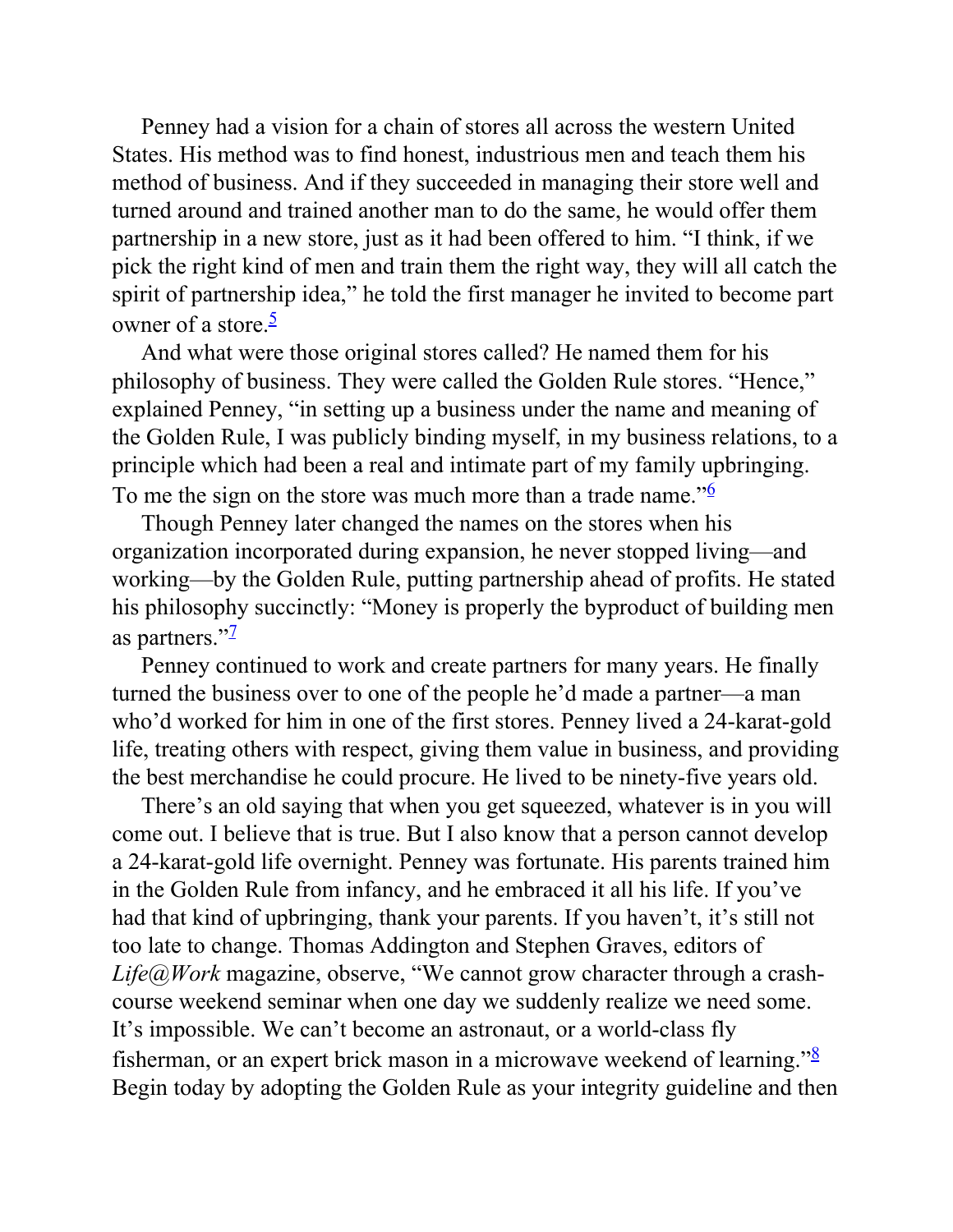Penney had a vision for a chain of stores all across the western United States. His method was to find honest, industrious men and teach them his method of business. And if they succeeded in managing their store well and turned around and trained another man to do the same, he would offer them partnership in a new store, just as it had been offered to him. "I think, if we pick the right kind of men and train them the right way, they will all catch the spirit of partnership idea," he told the first manager he invited to become part owner of a store.[5]

And what were those original stores called? He named them for his philosophy of business. They were called the Golden Rule stores. "Hence," explained Penney, "in setting up a business under the name and meaning of the Golden Rule, I was publicly binding myself, in my business relations, to a principle which had been a real and intimate part of my family upbringing. To me the sign on the store was much more than a trade name."[6]

Though Penney later changed the names on the stores when his organization incorporated during expansion, he never stopped living—and working—by the Golden Rule, putting partnership ahead of profits. He stated his philosophy succinctly: "Money is properly the byproduct of building men as partners."[7]

Penney continued to work and create partners for many years. He finally turned the business over to one of the people he'd made a partner—a man who'd worked for him in one of the first stores. Penney lived a 24-karat-gold life, treating others with respect, giving them value in business, and providing the best merchandise he could procure. He lived to be ninety-five years old.

There's an old saying that when you get squeezed, whatever is in you will come out. I believe that is true. But I also know that a person cannot develop a 24-karat-gold life overnight. Penney was fortunate. His parents trained him in the Golden Rule from infancy, and he embraced it all his life. If you've had that kind of upbringing, thank your parents. If you haven't, it's still not too late to change. Thomas Addington and Stephen Graves, editors of *Life@Work* magazine, observe, "We cannot grow character through a crash-course weekend seminar when one day we suddenly realize we need some. It's impossible. We can't become an astronaut, or a world-class fly fisherman, or an expert brick mason in a microwave weekend of learning."[8] Begin today by adopting the Golden Rule as your integrity guideline and then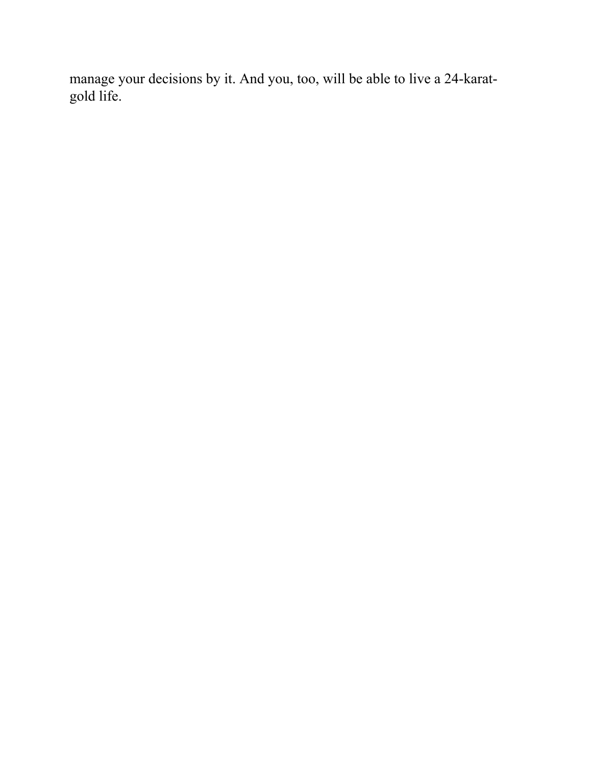manage your decisions by it. And you, too, will be able to live a 24-karat-gold life.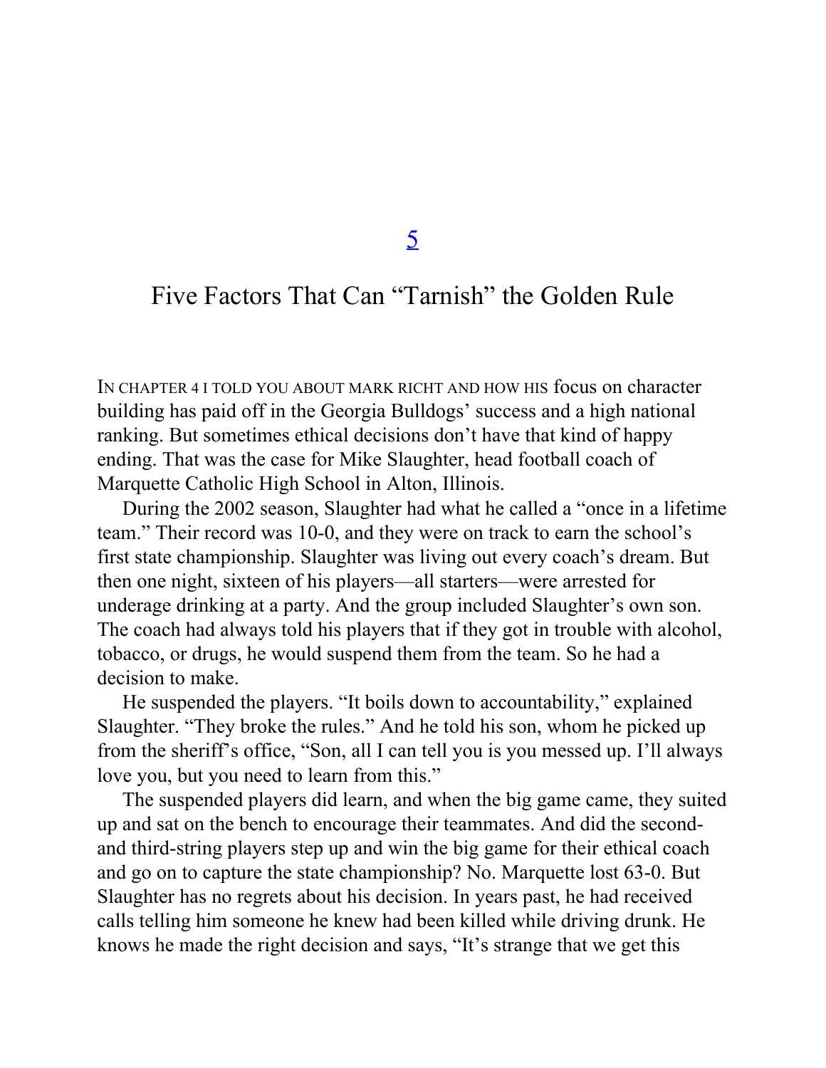# 5

## Five Factors That Can "Tarnish" the Golden Rule

IN CHAPTER 4 I TOLD YOU ABOUT MARK RICHT AND HOW HIS focus on character building has paid off in the Georgia Bulldogs' success and a high national ranking. But sometimes ethical decisions don't have that kind of happy ending. That was the case for Mike Slaughter, head football coach of Marquette Catholic High School in Alton, Illinois.

During the 2002 season, Slaughter had what he called a "once in a lifetime team." Their record was 10-0, and they were on track to earn the school's first state championship. Slaughter was living out every coach's dream. But then one night, sixteen of his players—all starters—were arrested for underage drinking at a party. And the group included Slaughter's own son. The coach had always told his players that if they got in trouble with alcohol, tobacco, or drugs, he would suspend them from the team. So he had a decision to make.

He suspended the players. "It boils down to accountability," explained Slaughter. "They broke the rules." And he told his son, whom he picked up from the sheriff's office, "Son, all I can tell you is you messed up. I'll always love you, but you need to learn from this."

The suspended players did learn, and when the big game came, they suited up and sat on the bench to encourage their teammates. And did the second- and third-string players step up and win the big game for their ethical coach and go on to capture the state championship? No. Marquette lost 63-0. But Slaughter has no regrets about his decision. In years past, he had received calls telling him someone he knew had been killed while driving drunk. He knows he made the right decision and says, "It's strange that we get this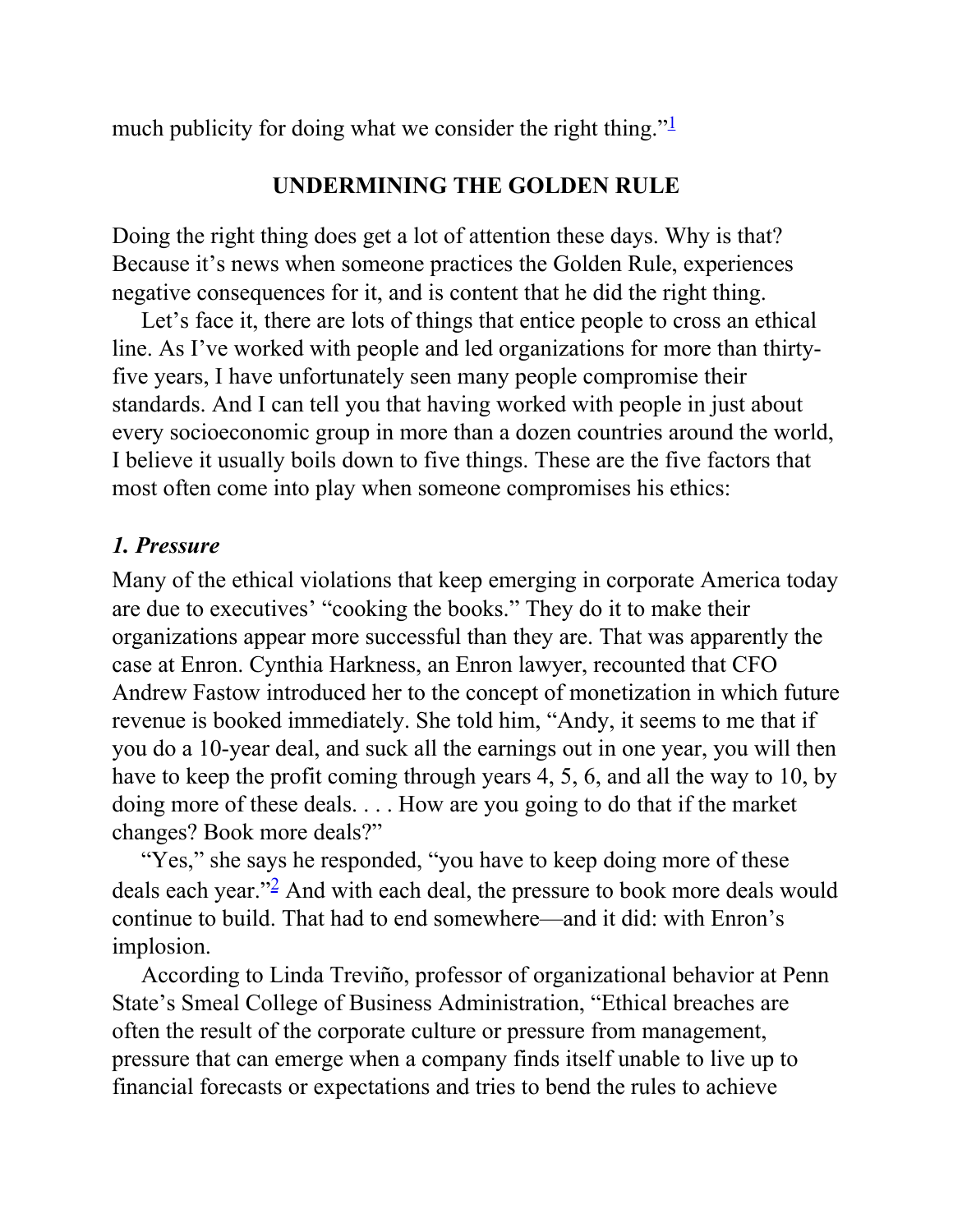much publicity for doing what we consider the right thing."[1]

## UNDERMINING THE GOLDEN RULE

Doing the right thing does get a lot of attention these days. Why is that? Because it's news when someone practices the Golden Rule, experiences negative consequences for it, and is content that he did the right thing.

Let's face it, there are lots of things that entice people to cross an ethical line. As I've worked with people and led organizations for more than thirty-five years, I have unfortunately seen many people compromise their standards. And I can tell you that having worked with people in just about every socioeconomic group in more than a dozen countries around the world, I believe it usually boils down to five things. These are the five factors that most often come into play when someone compromises his ethics:

### *1. Pressure*

Many of the ethical violations that keep emerging in corporate America today are due to executives' "cooking the books." They do it to make their organizations appear more successful than they are. That was apparently the case at Enron. Cynthia Harkness, an Enron lawyer, recounted that CFO Andrew Fastow introduced her to the concept of monetization in which future revenue is booked immediately. She told him, "Andy, it seems to me that if you do a 10-year deal, and suck all the earnings out in one year, you will then have to keep the profit coming through years 4, 5, 6, and all the way to 10, by doing more of these deals. . . . How are you going to do that if the market changes? Book more deals?"

"Yes," she says he responded, "you have to keep doing more of these deals each year."[2] And with each deal, the pressure to book more deals would continue to build. That had to end somewhere—and it did: with Enron's implosion.

According to Linda Treviño, professor of organizational behavior at Penn State's Smeal College of Business Administration, "Ethical breaches are often the result of the corporate culture or pressure from management, pressure that can emerge when a company finds itself unable to live up to financial forecasts or expectations and tries to bend the rules to achieve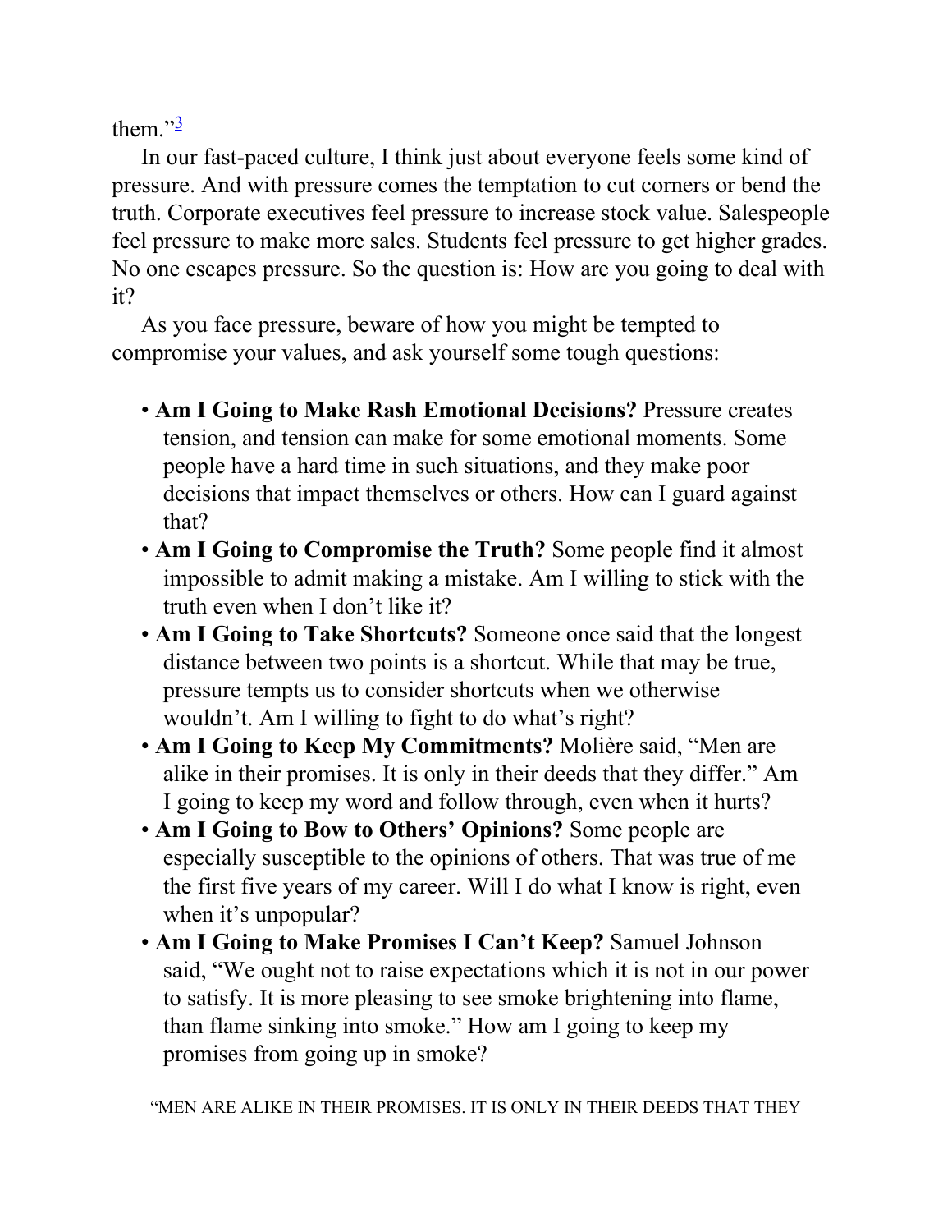them."[3]

In our fast-paced culture, I think just about everyone feels some kind of pressure. And with pressure comes the temptation to cut corners or bend the truth. Corporate executives feel pressure to increase stock value. Salespeople feel pressure to make more sales. Students feel pressure to get higher grades. No one escapes pressure. So the question is: How are you going to deal with it?

As you face pressure, beware of how you might be tempted to compromise your values, and ask yourself some tough questions:

- **Am I Going to Make Rash Emotional Decisions?** Pressure creates tension, and tension can make for some emotional moments. Some people have a hard time in such situations, and they make poor decisions that impact themselves or others. How can I guard against that?
- **Am I Going to Compromise the Truth?** Some people find it almost impossible to admit making a mistake. Am I willing to stick with the truth even when I don't like it?
- **Am I Going to Take Shortcuts?** Someone once said that the longest distance between two points is a shortcut. While that may be true, pressure tempts us to consider shortcuts when we otherwise wouldn't. Am I willing to fight to do what's right?
- **Am I Going to Keep My Commitments?** Molière said, "Men are alike in their promises. It is only in their deeds that they differ." Am I going to keep my word and follow through, even when it hurts?
- **Am I Going to Bow to Others' Opinions?** Some people are especially susceptible to the opinions of others. That was true of me the first five years of my career. Will I do what I know is right, even when it's unpopular?
- **Am I Going to Make Promises I Can't Keep?** Samuel Johnson said, "We ought not to raise expectations which it is not in our power to satisfy. It is more pleasing to see smoke brightening into flame, than flame sinking into smoke." How am I going to keep my promises from going up in smoke?

"MEN ARE ALIKE IN THEIR PROMISES. IT IS ONLY IN THEIR DEEDS THAT THEY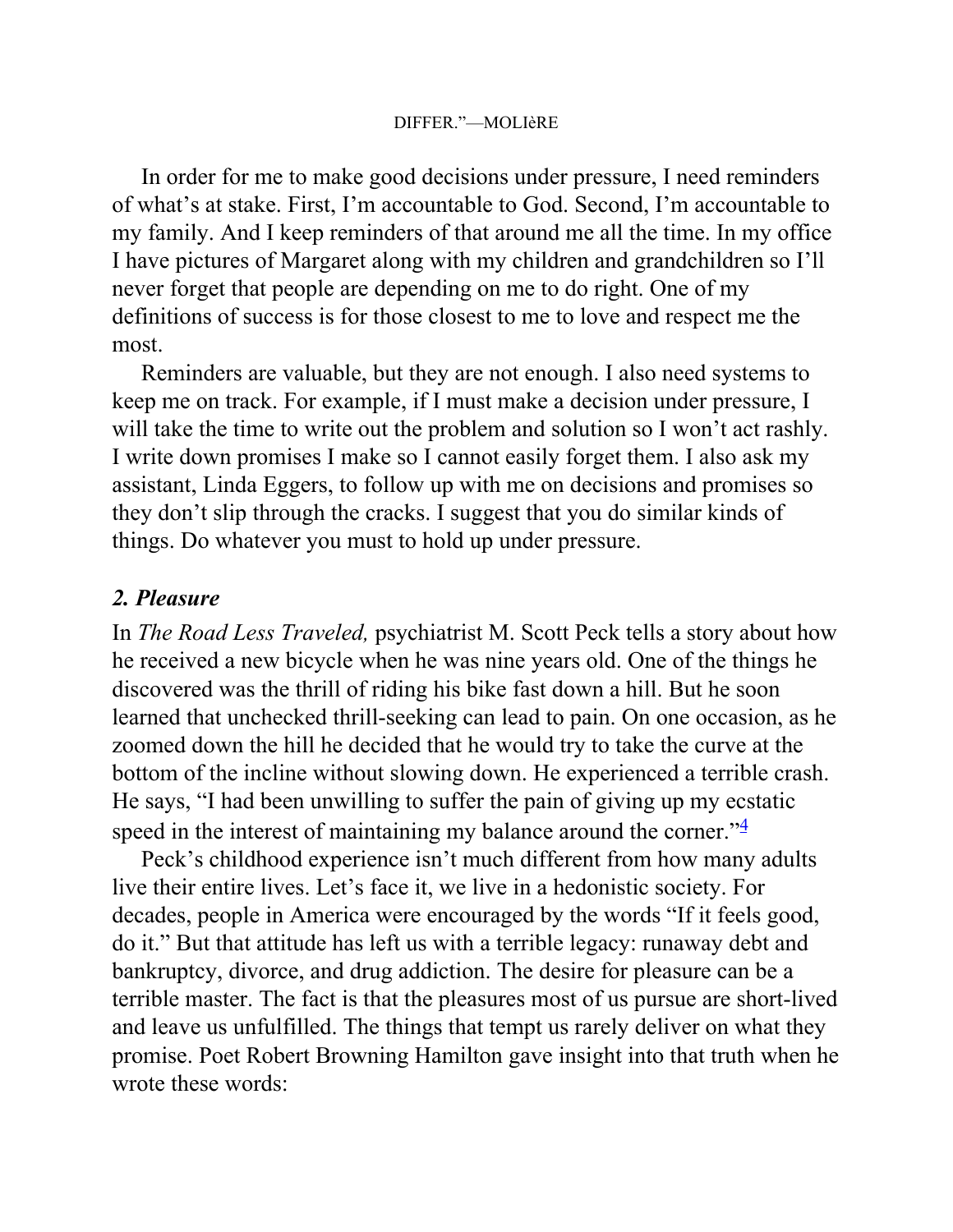DIFFER."—MOLIèRE

In order for me to make good decisions under pressure, I need reminders of what's at stake. First, I'm accountable to God. Second, I'm accountable to my family. And I keep reminders of that around me all the time. In my office I have pictures of Margaret along with my children and grandchildren so I'll never forget that people are depending on me to do right. One of my definitions of success is for those closest to me to love and respect me the most.

Reminders are valuable, but they are not enough. I also need systems to keep me on track. For example, if I must make a decision under pressure, I will take the time to write out the problem and solution so I won't act rashly. I write down promises I make so I cannot easily forget them. I also ask my assistant, Linda Eggers, to follow up with me on decisions and promises so they don't slip through the cracks. I suggest that you do similar kinds of things. Do whatever you must to hold up under pressure.

### *2. Pleasure*

In *The Road Less Traveled,* psychiatrist M. Scott Peck tells a story about how he received a new bicycle when he was nine years old. One of the things he discovered was the thrill of riding his bike fast down a hill. But he soon learned that unchecked thrill-seeking can lead to pain. On one occasion, as he zoomed down the hill he decided that he would try to take the curve at the bottom of the incline without slowing down. He experienced a terrible crash. He says, "I had been unwilling to suffer the pain of giving up my ecstatic speed in the interest of maintaining my balance around the corner."[4]

Peck's childhood experience isn't much different from how many adults live their entire lives. Let's face it, we live in a hedonistic society. For decades, people in America were encouraged by the words "If it feels good, do it." But that attitude has left us with a terrible legacy: runaway debt and bankruptcy, divorce, and drug addiction. The desire for pleasure can be a terrible master. The fact is that the pleasures most of us pursue are short-lived and leave us unfulfilled. The things that tempt us rarely deliver on what they promise. Poet Robert Browning Hamilton gave insight into that truth when he wrote these words: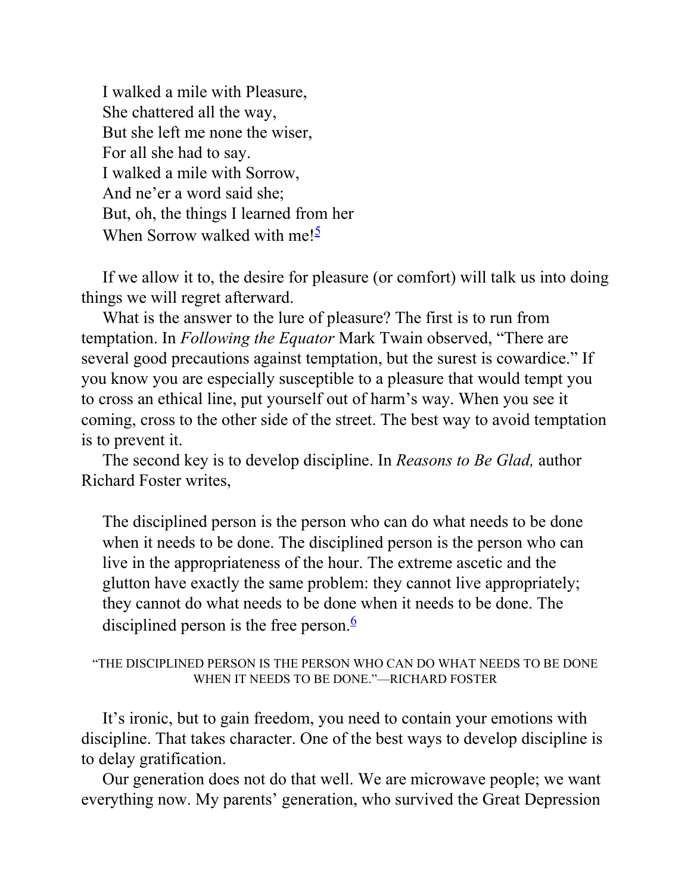I walked a mile with Pleasure,
She chattered all the way,
But she left me none the wiser,
For all she had to say.
I walked a mile with Sorrow,
And ne'er a word said she;
But, oh, the things I learned from her
When Sorrow walked with me![5]

If we allow it to, the desire for pleasure (or comfort) will talk us into doing things we will regret afterward.

What is the answer to the lure of pleasure? The first is to run from temptation. In *Following the Equator* Mark Twain observed, "There are several good precautions against temptation, but the surest is cowardice." If you know you are especially susceptible to a pleasure that would tempt you to cross an ethical line, put yourself out of harm's way. When you see it coming, cross to the other side of the street. The best way to avoid temptation is to prevent it.

The second key is to develop discipline. In *Reasons to Be Glad,* author Richard Foster writes,

> The disciplined person is the person who can do what needs to be done when it needs to be done. The disciplined person is the person who can live in the appropriateness of the hour. The extreme ascetic and the glutton have exactly the same problem: they cannot live appropriately; they cannot do what needs to be done when it needs to be done. The disciplined person is the free person.[6]

"THE DISCIPLINED PERSON IS THE PERSON WHO CAN DO WHAT NEEDS TO BE DONE WHEN IT NEEDS TO BE DONE."—RICHARD FOSTER

It's ironic, but to gain freedom, you need to contain your emotions with discipline. That takes character. One of the best ways to develop discipline is to delay gratification.

Our generation does not do that well. We are microwave people; we want everything now. My parents' generation, who survived the Great Depression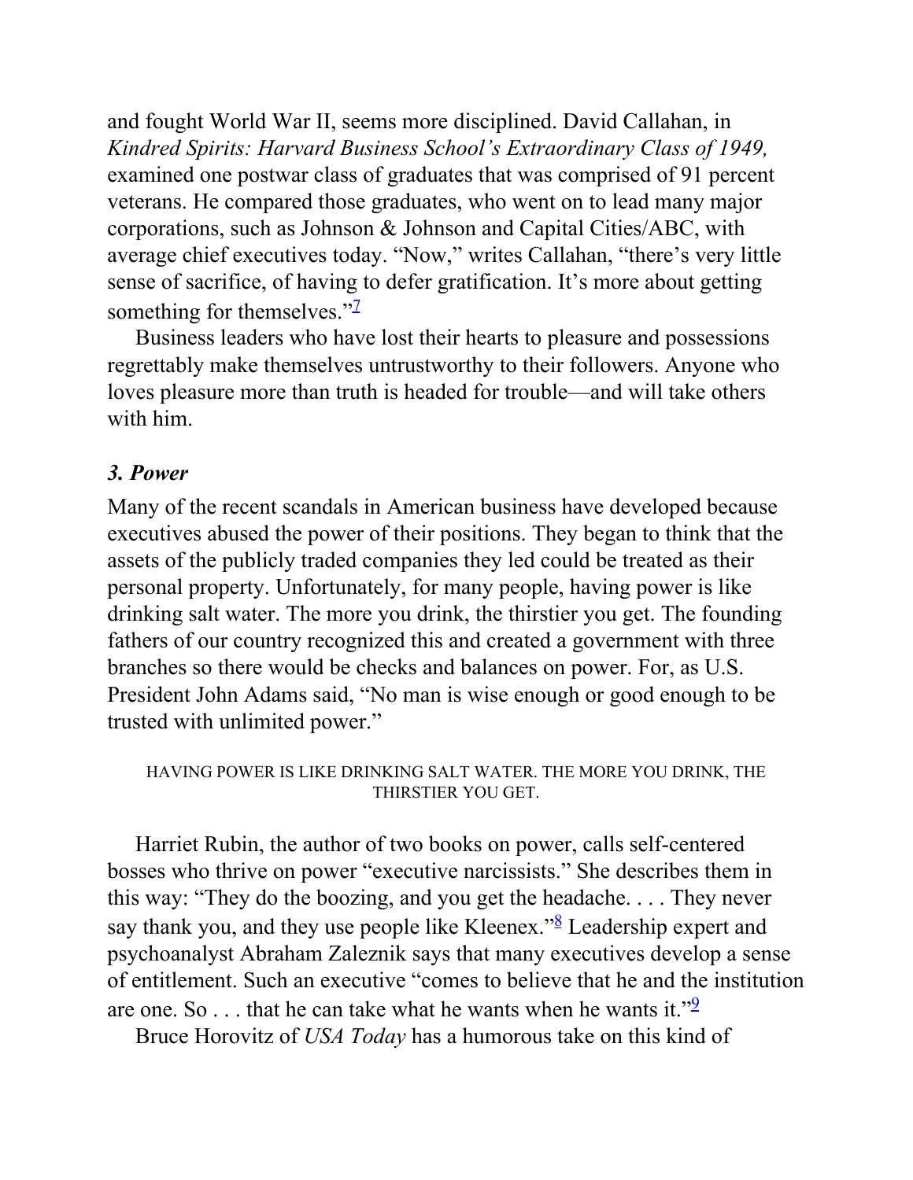and fought World War II, seems more disciplined. David Callahan, in *Kindred Spirits: Harvard Business School's Extraordinary Class of 1949,* examined one postwar class of graduates that was comprised of 91 percent veterans. He compared those graduates, who went on to lead many major corporations, such as Johnson & Johnson and Capital Cities/ABC, with average chief executives today. "Now," writes Callahan, "there's very little sense of sacrifice, of having to defer gratification. It's more about getting something for themselves."[7]

Business leaders who have lost their hearts to pleasure and possessions regrettably make themselves untrustworthy to their followers. Anyone who loves pleasure more than truth is headed for trouble—and will take others with him.

### *3. Power*

Many of the recent scandals in American business have developed because executives abused the power of their positions. They began to think that the assets of the publicly traded companies they led could be treated as their personal property. Unfortunately, for many people, having power is like drinking salt water. The more you drink, the thirstier you get. The founding fathers of our country recognized this and created a government with three branches so there would be checks and balances on power. For, as U.S. President John Adams said, "No man is wise enough or good enough to be trusted with unlimited power."

HAVING POWER IS LIKE DRINKING SALT WATER. THE MORE YOU DRINK, THE THIRSTIER YOU GET.

Harriet Rubin, the author of two books on power, calls self-centered bosses who thrive on power "executive narcissists." She describes them in this way: "They do the boozing, and you get the headache. . . . They never say thank you, and they use people like Kleenex."[8] Leadership expert and psychoanalyst Abraham Zaleznik says that many executives develop a sense of entitlement. Such an executive "comes to believe that he and the institution are one. So . . . that he can take what he wants when he wants it."[9]

Bruce Horovitz of *USA Today* has a humorous take on this kind of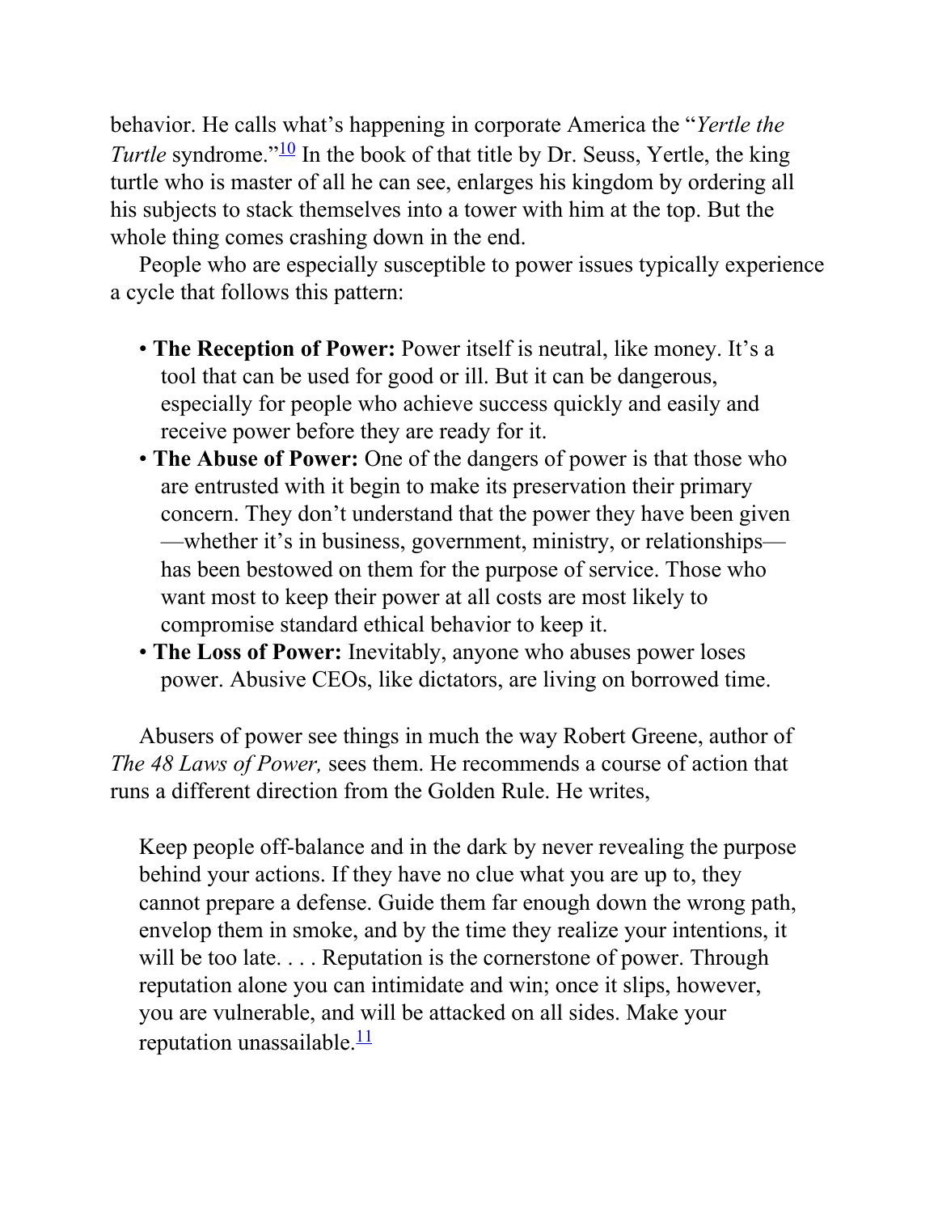behavior. He calls what's happening in corporate America the "*Yertle the Turtle* syndrome."[10] In the book of that title by Dr. Seuss, Yertle, the king turtle who is master of all he can see, enlarges his kingdom by ordering all his subjects to stack themselves into a tower with him at the top. But the whole thing comes crashing down in the end.

People who are especially susceptible to power issues typically experience a cycle that follows this pattern:

- **The Reception of Power:** Power itself is neutral, like money. It's a tool that can be used for good or ill. But it can be dangerous, especially for people who achieve success quickly and easily and receive power before they are ready for it.
- **The Abuse of Power:** One of the dangers of power is that those who are entrusted with it begin to make its preservation their primary concern. They don't understand that the power they have been given—whether it's in business, government, ministry, or relationships—has been bestowed on them for the purpose of service. Those who want most to keep their power at all costs are most likely to compromise standard ethical behavior to keep it.
- **The Loss of Power:** Inevitably, anyone who abuses power loses power. Abusive CEOs, like dictators, are living on borrowed time.

Abusers of power see things in much the way Robert Greene, author of *The 48 Laws of Power,* sees them. He recommends a course of action that runs a different direction from the Golden Rule. He writes,

> Keep people off-balance and in the dark by never revealing the purpose behind your actions. If they have no clue what you are up to, they cannot prepare a defense. Guide them far enough down the wrong path, envelop them in smoke, and by the time they realize your intentions, it will be too late. . . . Reputation is the cornerstone of power. Through reputation alone you can intimidate and win; once it slips, however, you are vulnerable, and will be attacked on all sides. Make your reputation unassailable.[11]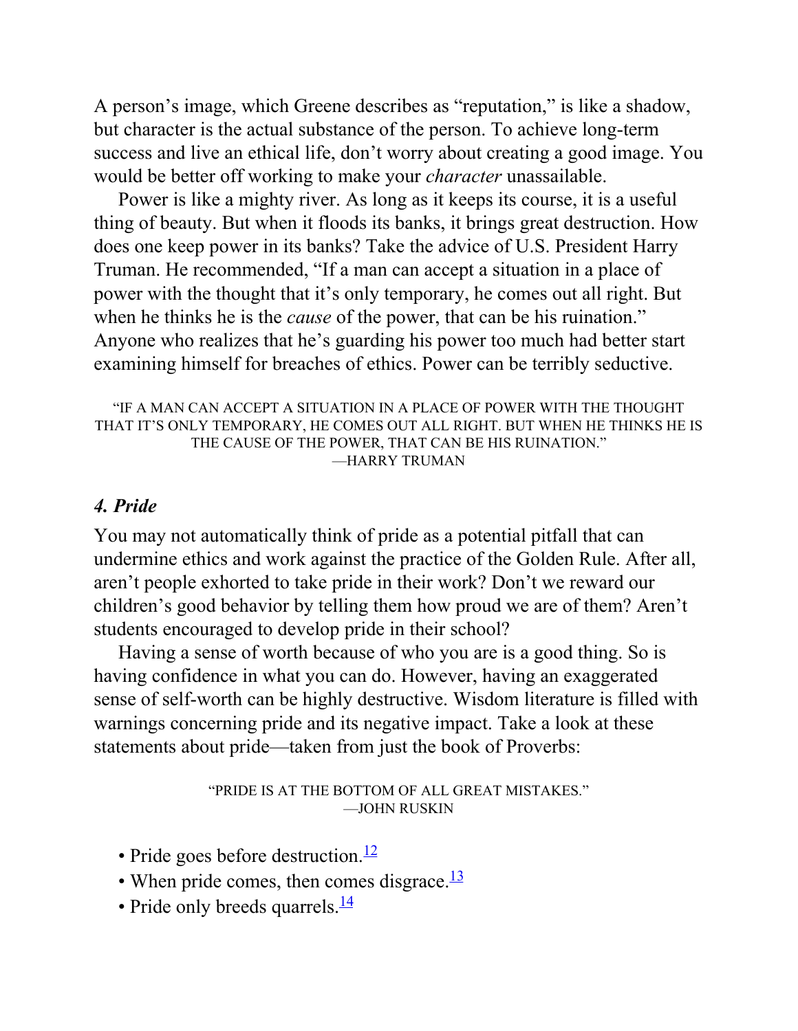A person's image, which Greene describes as "reputation," is like a shadow, but character is the actual substance of the person. To achieve long-term success and live an ethical life, don't worry about creating a good image. You would be better off working to make your *character* unassailable.

Power is like a mighty river. As long as it keeps its course, it is a useful thing of beauty. But when it floods its banks, it brings great destruction. How does one keep power in its banks? Take the advice of U.S. President Harry Truman. He recommended, "If a man can accept a situation in a place of power with the thought that it's only temporary, he comes out all right. But when he thinks he is the *cause* of the power, that can be his ruination." Anyone who realizes that he's guarding his power too much had better start examining himself for breaches of ethics. Power can be terribly seductive.

> "IF A MAN CAN ACCEPT A SITUATION IN A PLACE OF POWER WITH THE THOUGHT THAT IT'S ONLY TEMPORARY, HE COMES OUT ALL RIGHT. BUT WHEN HE THINKS HE IS THE CAUSE OF THE POWER, THAT CAN BE HIS RUINATION."
> —HARRY TRUMAN

### *4. Pride*

You may not automatically think of pride as a potential pitfall that can undermine ethics and work against the practice of the Golden Rule. After all, aren't people exhorted to take pride in their work? Don't we reward our children's good behavior by telling them how proud we are of them? Aren't students encouraged to develop pride in their school?

Having a sense of worth because of who you are is a good thing. So is having confidence in what you can do. However, having an exaggerated sense of self-worth can be highly destructive. Wisdom literature is filled with warnings concerning pride and its negative impact. Take a look at these statements about pride—taken from just the book of Proverbs:

> "PRIDE IS AT THE BOTTOM OF ALL GREAT MISTAKES."
> —JOHN RUSKIN

- Pride goes before destruction.[12]
- When pride comes, then comes disgrace.[13]
- Pride only breeds quarrels.[14]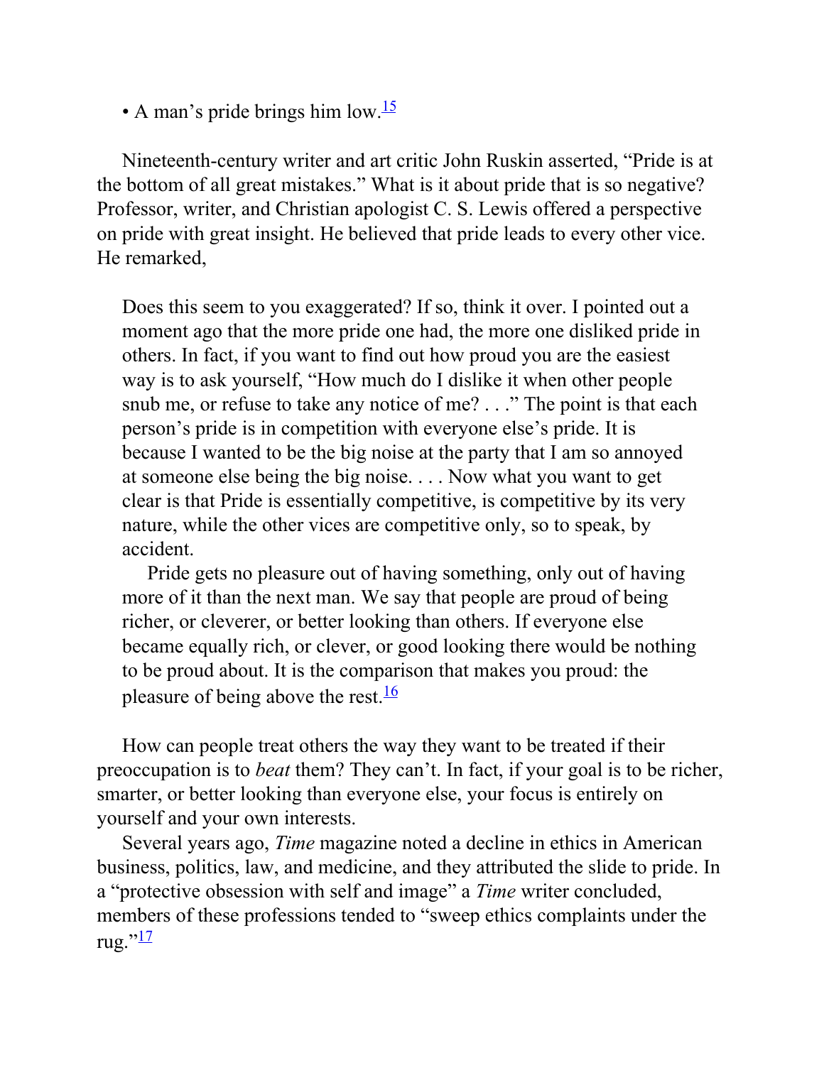- A man's pride brings him low.[15]

Nineteenth-century writer and art critic John Ruskin asserted, "Pride is at the bottom of all great mistakes." What is it about pride that is so negative? Professor, writer, and Christian apologist C. S. Lewis offered a perspective on pride with great insight. He believed that pride leads to every other vice. He remarked,

> Does this seem to you exaggerated? If so, think it over. I pointed out a moment ago that the more pride one had, the more one disliked pride in others. In fact, if you want to find out how proud you are the easiest way is to ask yourself, "How much do I dislike it when other people snub me, or refuse to take any notice of me? . . ." The point is that each person's pride is in competition with everyone else's pride. It is because I wanted to be the big noise at the party that I am so annoyed at someone else being the big noise. . . . Now what you want to get clear is that Pride is essentially competitive, is competitive by its very nature, while the other vices are competitive only, so to speak, by accident.
>
> Pride gets no pleasure out of having something, only out of having more of it than the next man. We say that people are proud of being richer, or cleverer, or better looking than others. If everyone else became equally rich, or clever, or good looking there would be nothing to be proud about. It is the comparison that makes you proud: the pleasure of being above the rest.[16]

How can people treat others the way they want to be treated if their preoccupation is to *beat* them? They can't. In fact, if your goal is to be richer, smarter, or better looking than everyone else, your focus is entirely on yourself and your own interests.

Several years ago, *Time* magazine noted a decline in ethics in American business, politics, law, and medicine, and they attributed the slide to pride. In a "protective obsession with self and image" a *Time* writer concluded, members of these professions tended to "sweep ethics complaints under the rug."[17]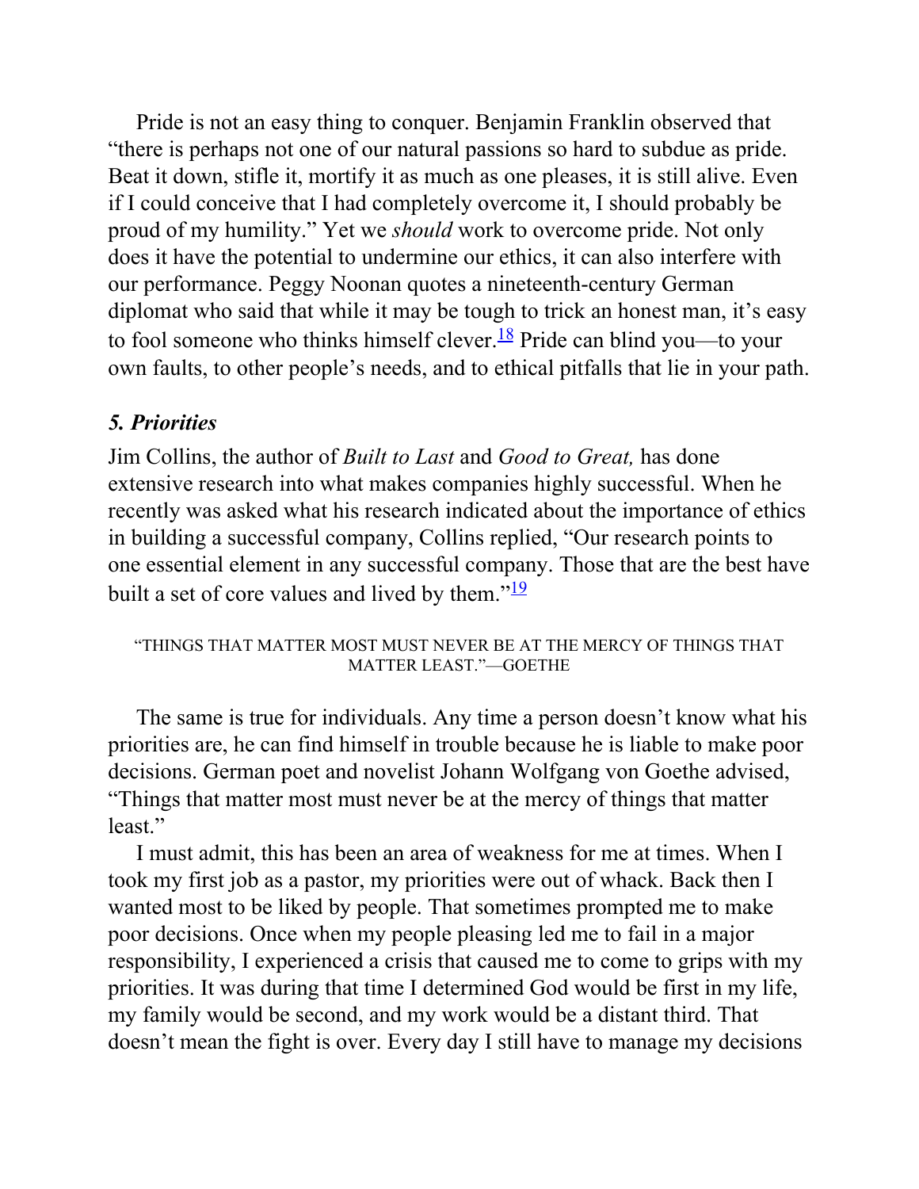Pride is not an easy thing to conquer. Benjamin Franklin observed that "there is perhaps not one of our natural passions so hard to subdue as pride. Beat it down, stifle it, mortify it as much as one pleases, it is still alive. Even if I could conceive that I had completely overcome it, I should probably be proud of my humility." Yet we *should* work to overcome pride. Not only does it have the potential to undermine our ethics, it can also interfere with our performance. Peggy Noonan quotes a nineteenth-century German diplomat who said that while it may be tough to trick an honest man, it's easy to fool someone who thinks himself clever.[18] Pride can blind you—to your own faults, to other people's needs, and to ethical pitfalls that lie in your path.

### *5. Priorities*

Jim Collins, the author of *Built to Last* and *Good to Great,* has done extensive research into what makes companies highly successful. When he recently was asked what his research indicated about the importance of ethics in building a successful company, Collins replied, "Our research points to one essential element in any successful company. Those that are the best have built a set of core values and lived by them."[19]

"THINGS THAT MATTER MOST MUST NEVER BE AT THE MERCY OF THINGS THAT MATTER LEAST."—GOETHE

The same is true for individuals. Any time a person doesn't know what his priorities are, he can find himself in trouble because he is liable to make poor decisions. German poet and novelist Johann Wolfgang von Goethe advised, "Things that matter most must never be at the mercy of things that matter least."

I must admit, this has been an area of weakness for me at times. When I took my first job as a pastor, my priorities were out of whack. Back then I wanted most to be liked by people. That sometimes prompted me to make poor decisions. Once when my people pleasing led me to fail in a major responsibility, I experienced a crisis that caused me to come to grips with my priorities. It was during that time I determined God would be first in my life, my family would be second, and my work would be a distant third. That doesn't mean the fight is over. Every day I still have to manage my decisions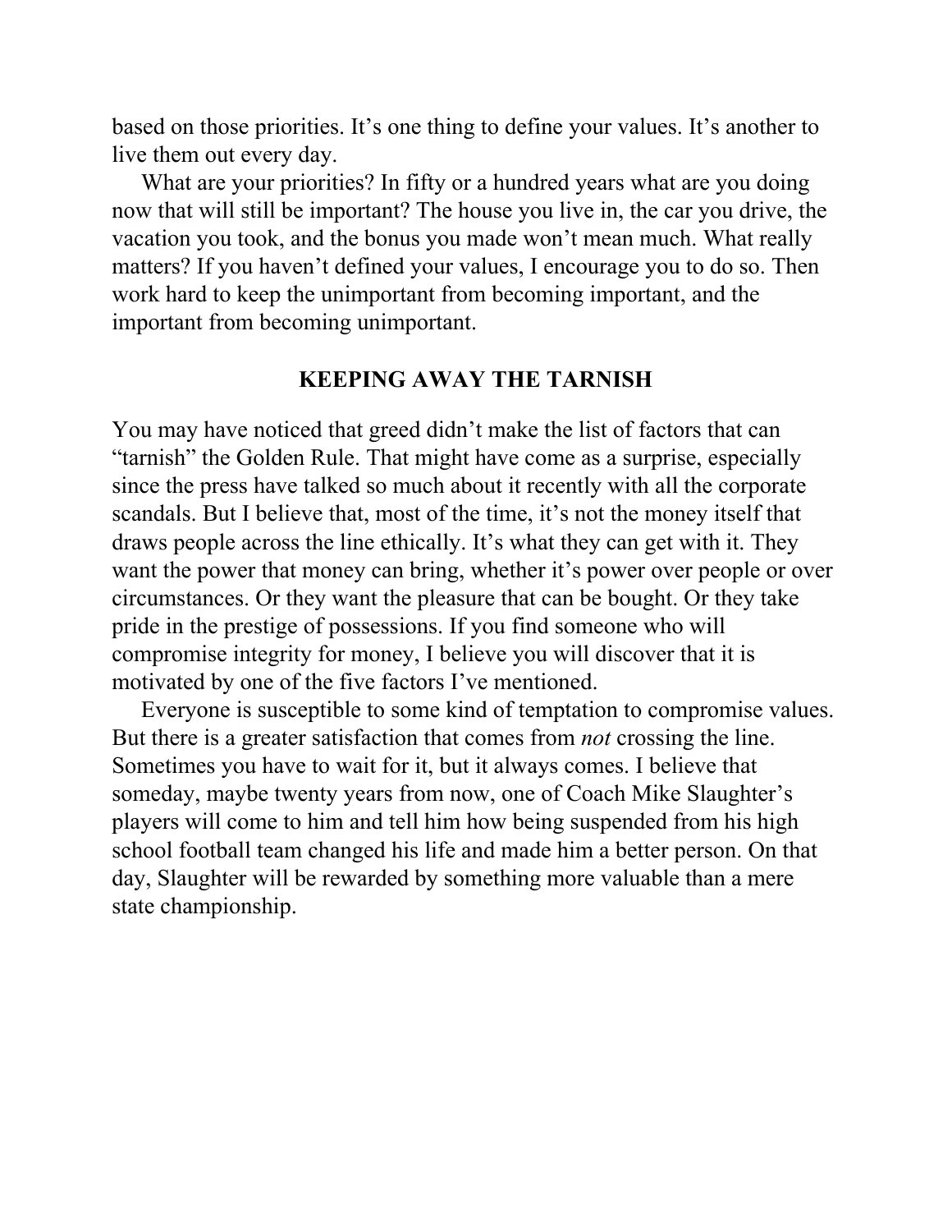based on those priorities. It's one thing to define your values. It's another to live them out every day.

What are your priorities? In fifty or a hundred years what are you doing now that will still be important? The house you live in, the car you drive, the vacation you took, and the bonus you made won't mean much. What really matters? If you haven't defined your values, I encourage you to do so. Then work hard to keep the unimportant from becoming important, and the important from becoming unimportant.

## KEEPING AWAY THE TARNISH

You may have noticed that greed didn't make the list of factors that can "tarnish" the Golden Rule. That might have come as a surprise, especially since the press have talked so much about it recently with all the corporate scandals. But I believe that, most of the time, it's not the money itself that draws people across the line ethically. It's what they can get with it. They want the power that money can bring, whether it's power over people or over circumstances. Or they want the pleasure that can be bought. Or they take pride in the prestige of possessions. If you find someone who will compromise integrity for money, I believe you will discover that it is motivated by one of the five factors I've mentioned.

Everyone is susceptible to some kind of temptation to compromise values. But there is a greater satisfaction that comes from *not* crossing the line. Sometimes you have to wait for it, but it always comes. I believe that someday, maybe twenty years from now, one of Coach Mike Slaughter's players will come to him and tell him how being suspended from his high school football team changed his life and made him a better person. On that day, Slaughter will be rewarded by something more valuable than a mere state championship.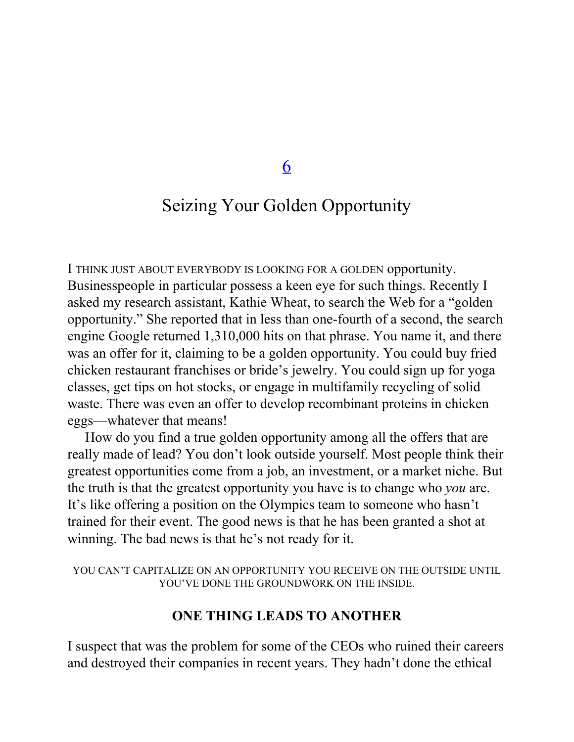# 6

# Seizing Your Golden Opportunity

I THINK JUST ABOUT EVERYBODY IS LOOKING FOR A GOLDEN opportunity. Businesspeople in particular possess a keen eye for such things. Recently I asked my research assistant, Kathie Wheat, to search the Web for a "golden opportunity." She reported that in less than one-fourth of a second, the search engine Google returned 1,310,000 hits on that phrase. You name it, and there was an offer for it, claiming to be a golden opportunity. You could buy fried chicken restaurant franchises or bride's jewelry. You could sign up for yoga classes, get tips on hot stocks, or engage in multifamily recycling of solid waste. There was even an offer to develop recombinant proteins in chicken eggs—whatever that means!

How do you find a true golden opportunity among all the offers that are really made of lead? You don't look outside yourself. Most people think their greatest opportunities come from a job, an investment, or a market niche. But the truth is that the greatest opportunity you have is to change who *you* are. It's like offering a position on the Olympics team to someone who hasn't trained for their event. The good news is that he has been granted a shot at winning. The bad news is that he's not ready for it.

YOU CAN'T CAPITALIZE ON AN OPPORTUNITY YOU RECEIVE ON THE OUTSIDE UNTIL YOU'VE DONE THE GROUNDWORK ON THE INSIDE.

## ONE THING LEADS TO ANOTHER

I suspect that was the problem for some of the CEOs who ruined their careers and destroyed their companies in recent years. They hadn't done the ethical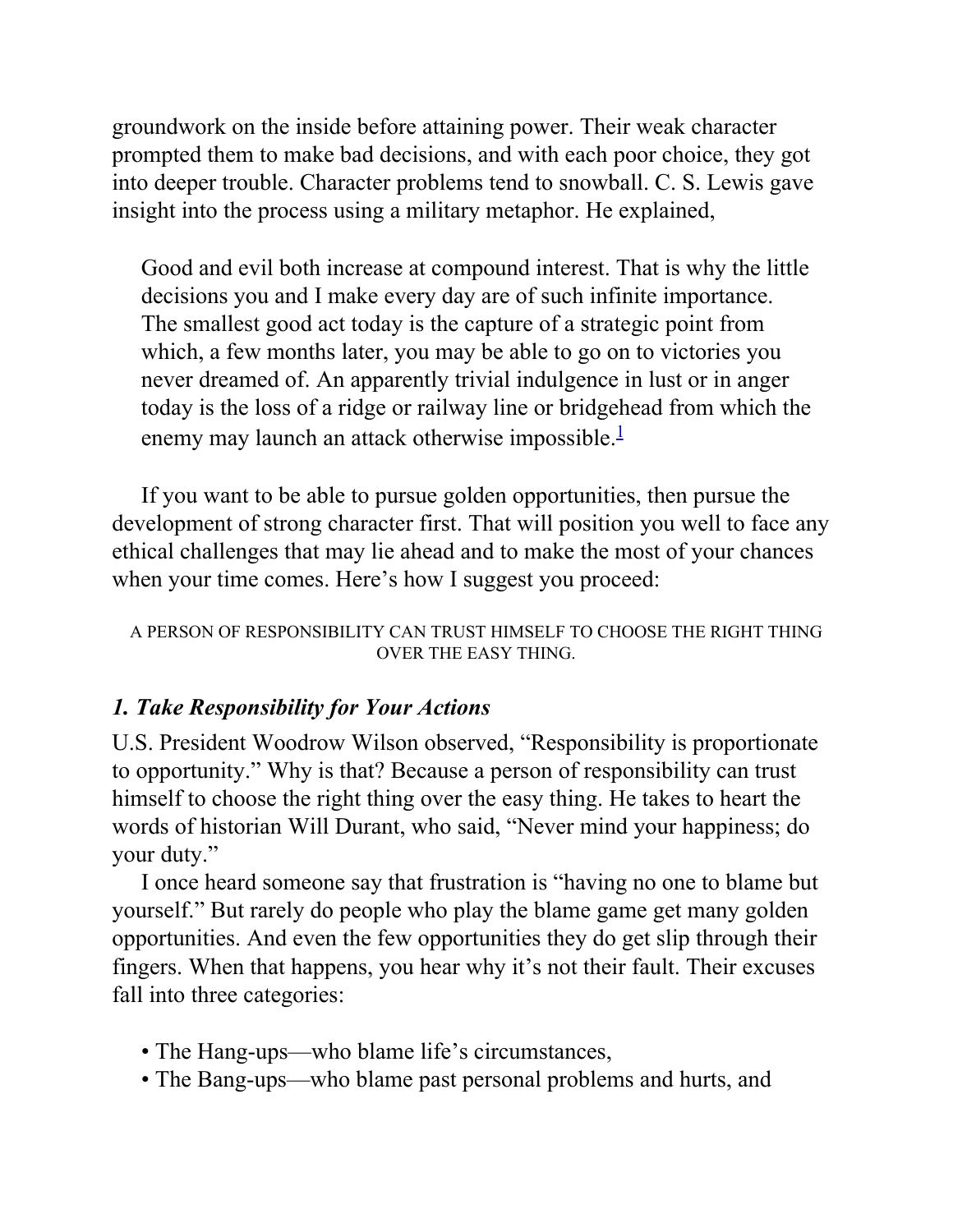groundwork on the inside before attaining power. Their weak character prompted them to make bad decisions, and with each poor choice, they got into deeper trouble. Character problems tend to snowball. C. S. Lewis gave insight into the process using a military metaphor. He explained,

> Good and evil both increase at compound interest. That is why the little decisions you and I make every day are of such infinite importance. The smallest good act today is the capture of a strategic point from which, a few months later, you may be able to go on to victories you never dreamed of. An apparently trivial indulgence in lust or in anger today is the loss of a ridge or railway line or bridgehead from which the enemy may launch an attack otherwise impossible.[1]

If you want to be able to pursue golden opportunities, then pursue the development of strong character first. That will position you well to face any ethical challenges that may lie ahead and to make the most of your chances when your time comes. Here's how I suggest you proceed:

A PERSON OF RESPONSIBILITY CAN TRUST HIMSELF TO CHOOSE THE RIGHT THING OVER THE EASY THING.

### *1. Take Responsibility for Your Actions*

U.S. President Woodrow Wilson observed, "Responsibility is proportionate to opportunity." Why is that? Because a person of responsibility can trust himself to choose the right thing over the easy thing. He takes to heart the words of historian Will Durant, who said, "Never mind your happiness; do your duty."

I once heard someone say that frustration is "having no one to blame but yourself." But rarely do people who play the blame game get many golden opportunities. And even the few opportunities they do get slip through their fingers. When that happens, you hear why it's not their fault. Their excuses fall into three categories:

- The Hang-ups—who blame life's circumstances,
- The Bang-ups—who blame past personal problems and hurts, and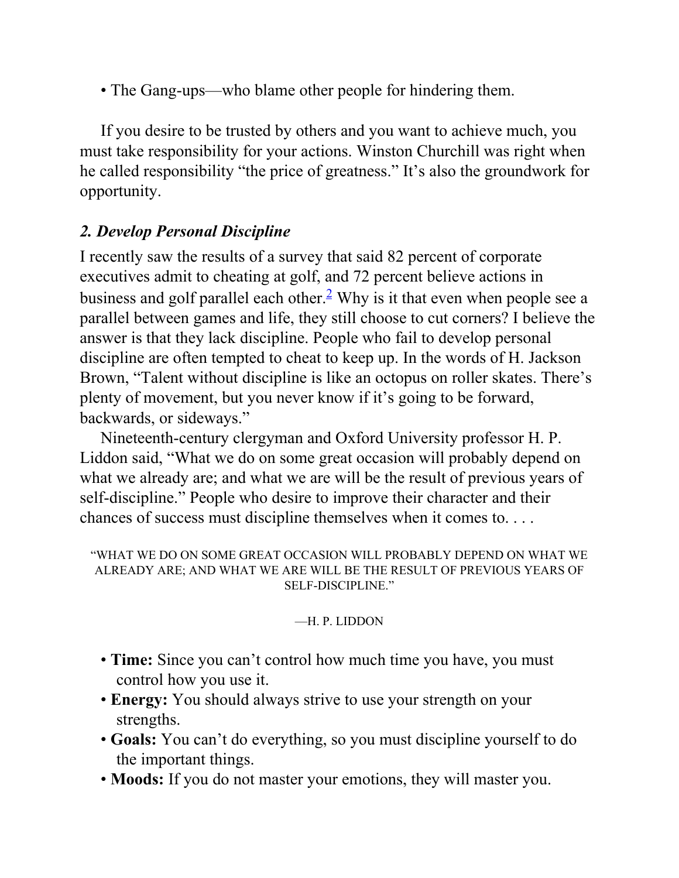- The Gang-ups—who blame other people for hindering them.

If you desire to be trusted by others and you want to achieve much, you must take responsibility for your actions. Winston Churchill was right when he called responsibility "the price of greatness." It's also the groundwork for opportunity.

### *2. Develop Personal Discipline*

I recently saw the results of a survey that said 82 percent of corporate executives admit to cheating at golf, and 72 percent believe actions in business and golf parallel each other.[2] Why is it that even when people see a parallel between games and life, they still choose to cut corners? I believe the answer is that they lack discipline. People who fail to develop personal discipline are often tempted to cheat to keep up. In the words of H. Jackson Brown, "Talent without discipline is like an octopus on roller skates. There's plenty of movement, but you never know if it's going to be forward, backwards, or sideways."

Nineteenth-century clergyman and Oxford University professor H. P. Liddon said, "What we do on some great occasion will probably depend on what we already are; and what we are will be the result of previous years of self-discipline." People who desire to improve their character and their chances of success must discipline themselves when it comes to. . . .

> "WHAT WE DO ON SOME GREAT OCCASION WILL PROBABLY DEPEND ON WHAT WE ALREADY ARE; AND WHAT WE ARE WILL BE THE RESULT OF PREVIOUS YEARS OF SELF-DISCIPLINE."
>
> —H. P. LIDDON

- **Time:** Since you can't control how much time you have, you must control how you use it.
- **Energy:** You should always strive to use your strength on your strengths.
- **Goals:** You can't do everything, so you must discipline yourself to do the important things.
- **Moods:** If you do not master your emotions, they will master you.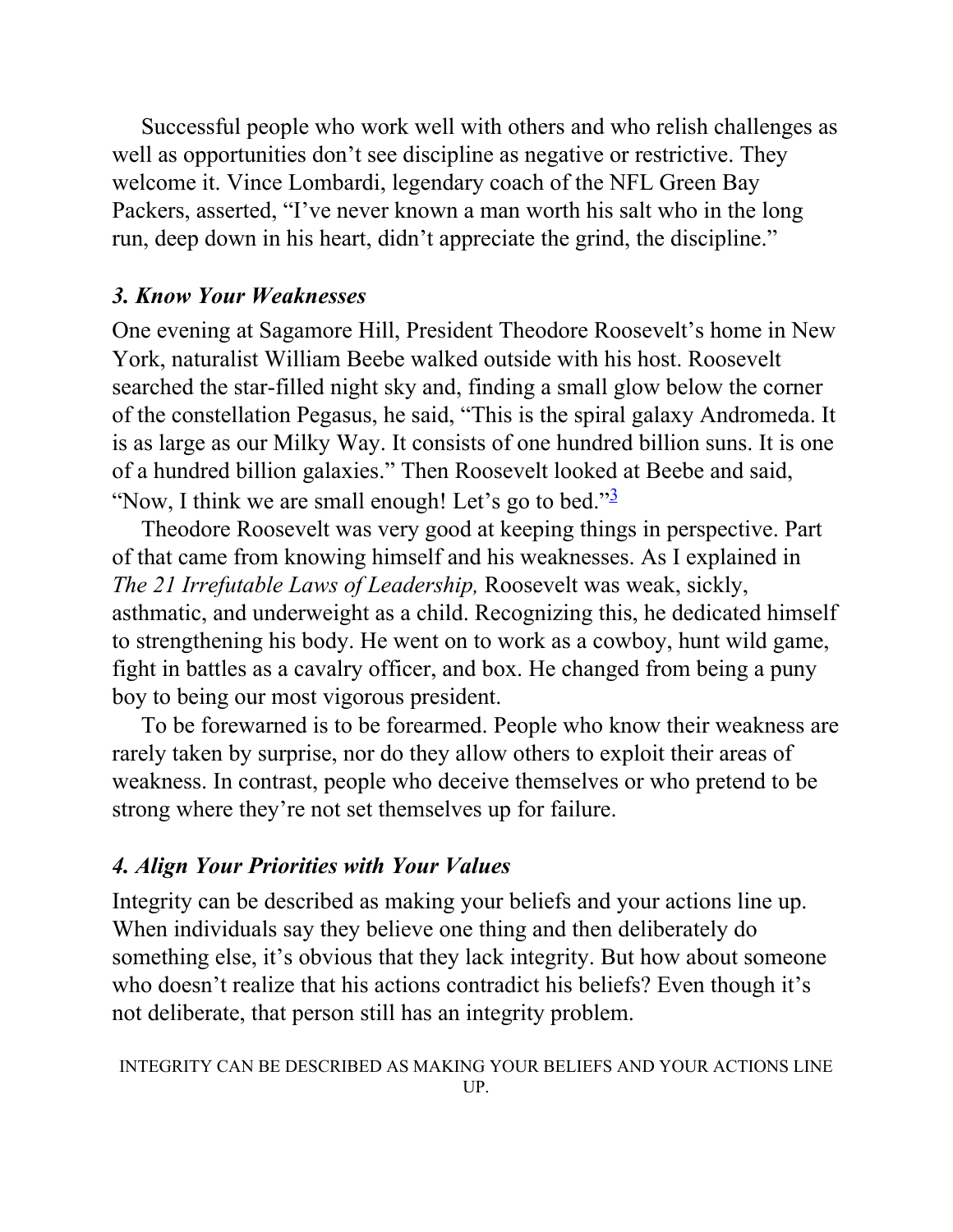Successful people who work well with others and who relish challenges as well as opportunities don't see discipline as negative or restrictive. They welcome it. Vince Lombardi, legendary coach of the NFL Green Bay Packers, asserted, "I've never known a man worth his salt who in the long run, deep down in his heart, didn't appreciate the grind, the discipline."

### *3. Know Your Weaknesses*

One evening at Sagamore Hill, President Theodore Roosevelt's home in New York, naturalist William Beebe walked outside with his host. Roosevelt searched the star-filled night sky and, finding a small glow below the corner of the constellation Pegasus, he said, "This is the spiral galaxy Andromeda. It is as large as our Milky Way. It consists of one hundred billion suns. It is one of a hundred billion galaxies." Then Roosevelt looked at Beebe and said, "Now, I think we are small enough! Let's go to bed."[3]

Theodore Roosevelt was very good at keeping things in perspective. Part of that came from knowing himself and his weaknesses. As I explained in *The 21 Irrefutable Laws of Leadership,* Roosevelt was weak, sickly, asthmatic, and underweight as a child. Recognizing this, he dedicated himself to strengthening his body. He went on to work as a cowboy, hunt wild game, fight in battles as a cavalry officer, and box. He changed from being a puny boy to being our most vigorous president.

To be forewarned is to be forearmed. People who know their weakness are rarely taken by surprise, nor do they allow others to exploit their areas of weakness. In contrast, people who deceive themselves or who pretend to be strong where they're not set themselves up for failure.

### *4. Align Your Priorities with Your Values*

Integrity can be described as making your beliefs and your actions line up. When individuals say they believe one thing and then deliberately do something else, it's obvious that they lack integrity. But how about someone who doesn't realize that his actions contradict his beliefs? Even though it's not deliberate, that person still has an integrity problem.

INTEGRITY CAN BE DESCRIBED AS MAKING YOUR BELIEFS AND YOUR ACTIONS LINE UP.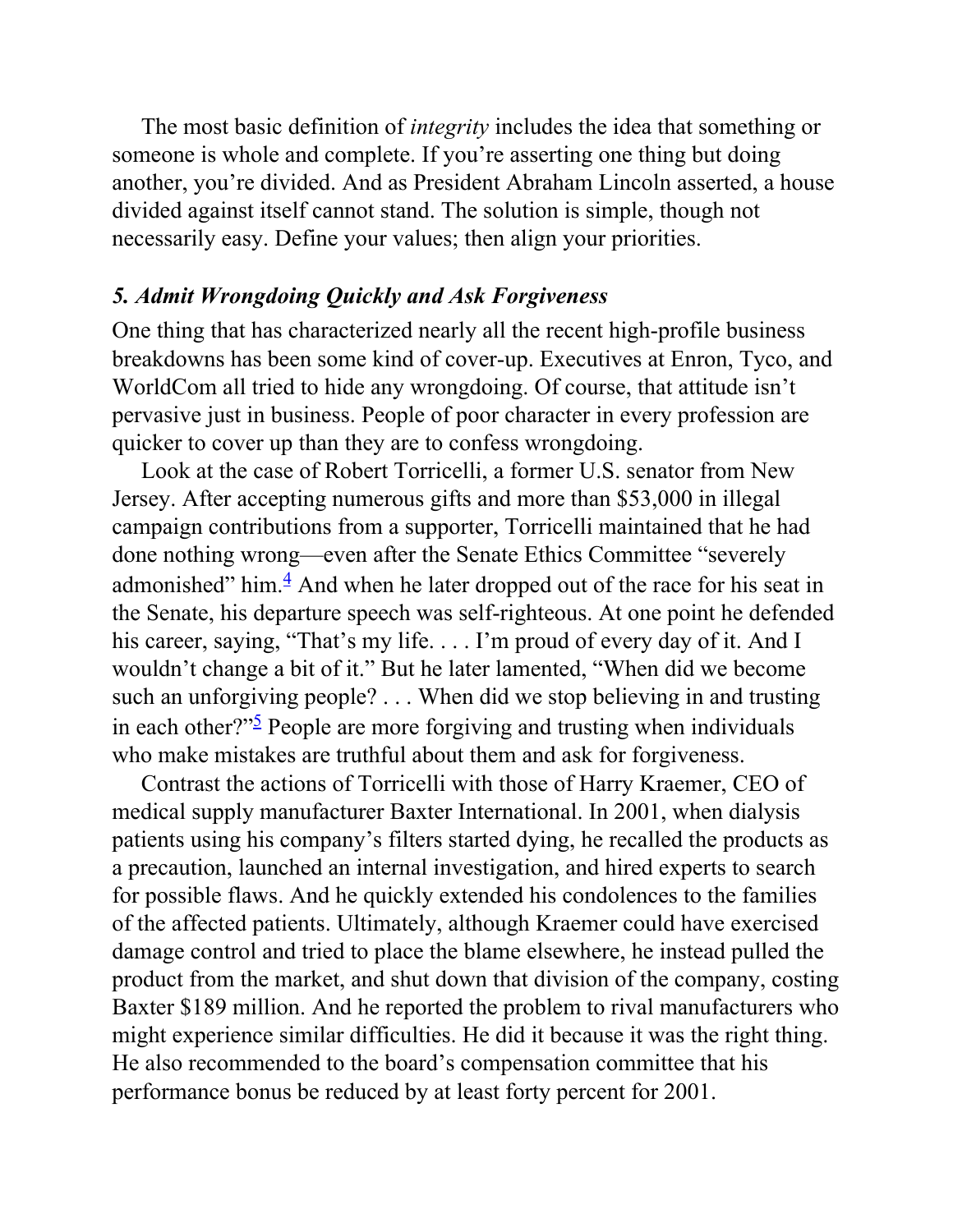The most basic definition of *integrity* includes the idea that something or someone is whole and complete. If you're asserting one thing but doing another, you're divided. And as President Abraham Lincoln asserted, a house divided against itself cannot stand. The solution is simple, though not necessarily easy. Define your values; then align your priorities.

### *5. Admit Wrongdoing Quickly and Ask Forgiveness*

One thing that has characterized nearly all the recent high-profile business breakdowns has been some kind of cover-up. Executives at Enron, Tyco, and WorldCom all tried to hide any wrongdoing. Of course, that attitude isn't pervasive just in business. People of poor character in every profession are quicker to cover up than they are to confess wrongdoing.

Look at the case of Robert Torricelli, a former U.S. senator from New Jersey. After accepting numerous gifts and more than $53,000 in illegal campaign contributions from a supporter, Torricelli maintained that he had done nothing wrong—even after the Senate Ethics Committee "severely admonished" him.[4] And when he later dropped out of the race for his seat in the Senate, his departure speech was self-righteous. At one point he defended his career, saying, "That's my life. . . . I'm proud of every day of it. And I wouldn't change a bit of it." But he later lamented, "When did we become such an unforgiving people? . . . When did we stop believing in and trusting in each other?"[5] People are more forgiving and trusting when individuals who make mistakes are truthful about them and ask for forgiveness.

Contrast the actions of Torricelli with those of Harry Kraemer, CEO of medical supply manufacturer Baxter International. In 2001, when dialysis patients using his company's filters started dying, he recalled the products as a precaution, launched an internal investigation, and hired experts to search for possible flaws. And he quickly extended his condolences to the families of the affected patients. Ultimately, although Kraemer could have exercised damage control and tried to place the blame elsewhere, he instead pulled the product from the market, and shut down that division of the company, costing Baxter $189 million. And he reported the problem to rival manufacturers who might experience similar difficulties. He did it because it was the right thing. He also recommended to the board's compensation committee that his performance bonus be reduced by at least forty percent for 2001.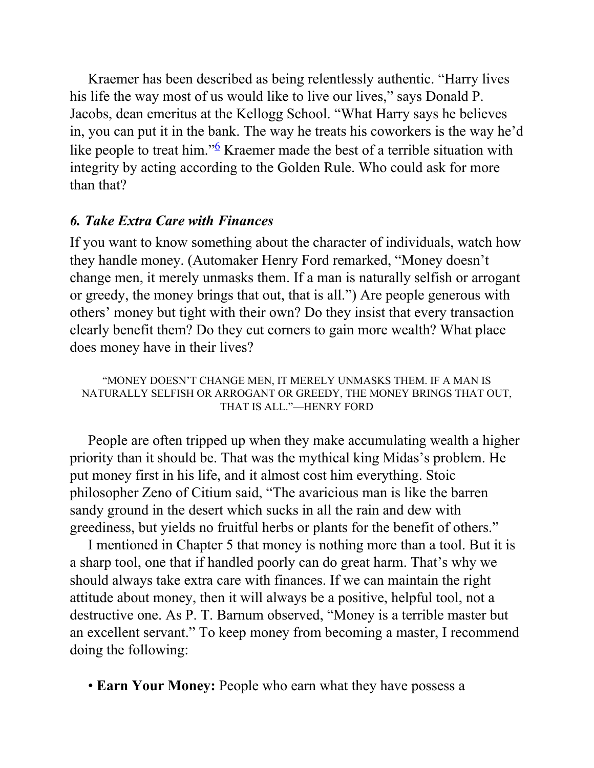Kraemer has been described as being relentlessly authentic. “Harry lives his life the way most of us would like to live our lives,” says Donald P. Jacobs, dean emeritus at the Kellogg School. “What Harry says he believes in, you can put it in the bank. The way he treats his coworkers is the way he’d like people to treat him.”[6] Kraemer made the best of a terrible situation with integrity by acting according to the Golden Rule. Who could ask for more than that?

### *6. Take Extra Care with Finances*

If you want to know something about the character of individuals, watch how they handle money. (Automaker Henry Ford remarked, “Money doesn’t change men, it merely unmasks them. If a man is naturally selfish or arrogant or greedy, the money brings that out, that is all.”) Are people generous with others’ money but tight with their own? Do they insist that every transaction clearly benefit them? Do they cut corners to gain more wealth? What place does money have in their lives?

> “MONEY DOESN’T CHANGE MEN, IT MERELY UNMASKS THEM. IF A MAN IS NATURALLY SELFISH OR ARROGANT OR GREEDY, THE MONEY BRINGS THAT OUT, THAT IS ALL.”—HENRY FORD

People are often tripped up when they make accumulating wealth a higher priority than it should be. That was the mythical king Midas’s problem. He put money first in his life, and it almost cost him everything. Stoic philosopher Zeno of Citium said, “The avaricious man is like the barren sandy ground in the desert which sucks in all the rain and dew with greediness, but yields no fruitful herbs or plants for the benefit of others.”

I mentioned in Chapter 5 that money is nothing more than a tool. But it is a sharp tool, one that if handled poorly can do great harm. That’s why we should always take extra care with finances. If we can maintain the right attitude about money, then it will always be a positive, helpful tool, not a destructive one. As P. T. Barnum observed, “Money is a terrible master but an excellent servant.” To keep money from becoming a master, I recommend doing the following:

- **Earn Your Money:** People who earn what they have possess a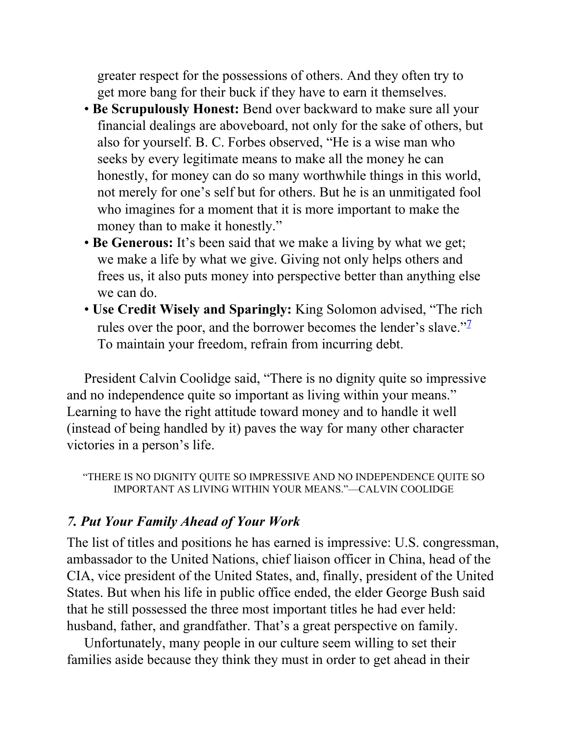greater respect for the possessions of others. And they often try to get more bang for their buck if they have to earn it themselves.

- **Be Scrupulously Honest:** Bend over backward to make sure all your financial dealings are aboveboard, not only for the sake of others, but also for yourself. B. C. Forbes observed, "He is a wise man who seeks by every legitimate means to make all the money he can honestly, for money can do so many worthwhile things in this world, not merely for one's self but for others. But he is an unmitigated fool who imagines for a moment that it is more important to make the money than to make it honestly."
- **Be Generous:** It's been said that we make a living by what we get; we make a life by what we give. Giving not only helps others and frees us, it also puts money into perspective better than anything else we can do.
- **Use Credit Wisely and Sparingly:** King Solomon advised, "The rich rules over the poor, and the borrower becomes the lender's slave."[7] To maintain your freedom, refrain from incurring debt.

President Calvin Coolidge said, "There is no dignity quite so impressive and no independence quite so important as living within your means." Learning to have the right attitude toward money and to handle it well (instead of being handled by it) paves the way for many other character victories in a person's life.

"THERE IS NO DIGNITY QUITE SO IMPRESSIVE AND NO INDEPENDENCE QUITE SO IMPORTANT AS LIVING WITHIN YOUR MEANS."—CALVIN COOLIDGE

### *7. Put Your Family Ahead of Your Work*

The list of titles and positions he has earned is impressive: U.S. congressman, ambassador to the United Nations, chief liaison officer in China, head of the CIA, vice president of the United States, and, finally, president of the United States. But when his life in public office ended, the elder George Bush said that he still possessed the three most important titles he had ever held: husband, father, and grandfather. That's a great perspective on family.

Unfortunately, many people in our culture seem willing to set their families aside because they think they must in order to get ahead in their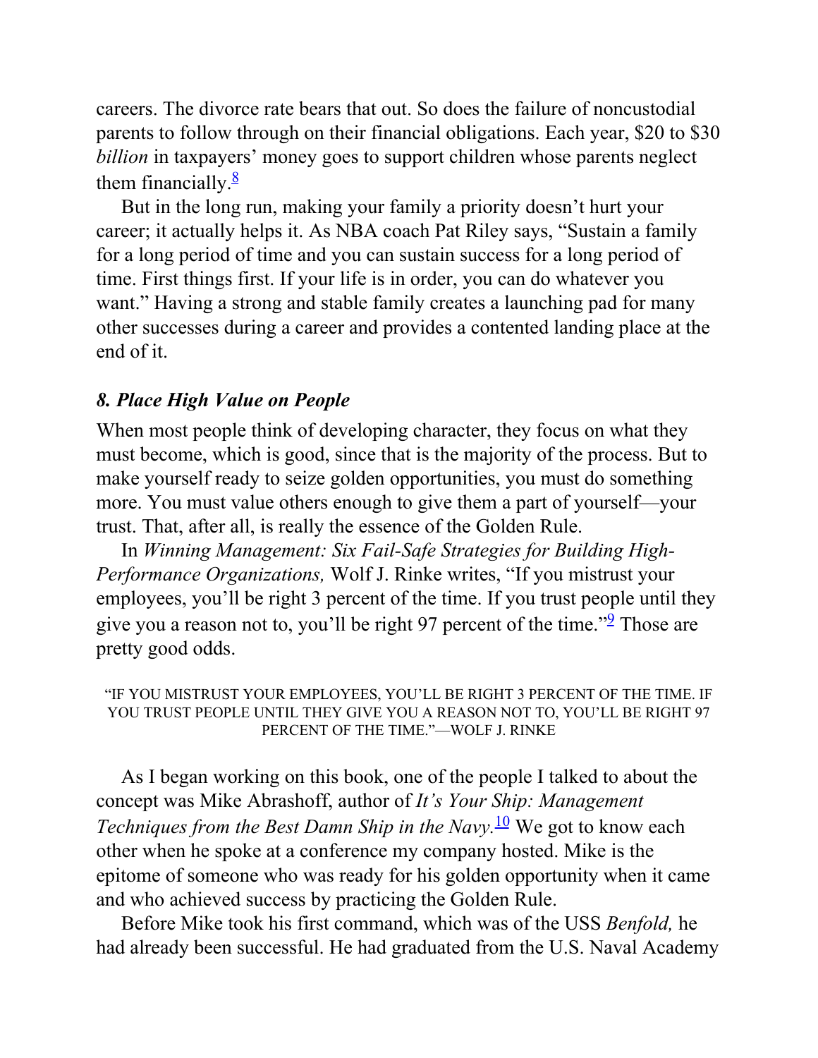careers. The divorce rate bears that out. So does the failure of noncustodial parents to follow through on their financial obligations. Each year, $20 to $30 *billion* in taxpayers' money goes to support children whose parents neglect them financially.[8]

But in the long run, making your family a priority doesn't hurt your career; it actually helps it. As NBA coach Pat Riley says, "Sustain a family for a long period of time and you can sustain success for a long period of time. First things first. If your life is in order, you can do whatever you want." Having a strong and stable family creates a launching pad for many other successes during a career and provides a contented landing place at the end of it.

### *8. Place High Value on People*

When most people think of developing character, they focus on what they must become, which is good, since that is the majority of the process. But to make yourself ready to seize golden opportunities, you must do something more. You must value others enough to give them a part of yourself—your trust. That, after all, is really the essence of the Golden Rule.

In *Winning Management: Six Fail-Safe Strategies for Building High-Performance Organizations,* Wolf J. Rinke writes, "If you mistrust your employees, you'll be right 3 percent of the time. If you trust people until they give you a reason not to, you'll be right 97 percent of the time."[9] Those are pretty good odds.

> "IF YOU MISTRUST YOUR EMPLOYEES, YOU'LL BE RIGHT 3 PERCENT OF THE TIME. IF YOU TRUST PEOPLE UNTIL THEY GIVE YOU A REASON NOT TO, YOU'LL BE RIGHT 97 PERCENT OF THE TIME."—WOLF J. RINKE

As I began working on this book, one of the people I talked to about the concept was Mike Abrashoff, author of *It's Your Ship: Management Techniques from the Best Damn Ship in the Navy.*[10] We got to know each other when he spoke at a conference my company hosted. Mike is the epitome of someone who was ready for his golden opportunity when it came and who achieved success by practicing the Golden Rule.

Before Mike took his first command, which was of the USS *Benfold,* he had already been successful. He had graduated from the U.S. Naval Academy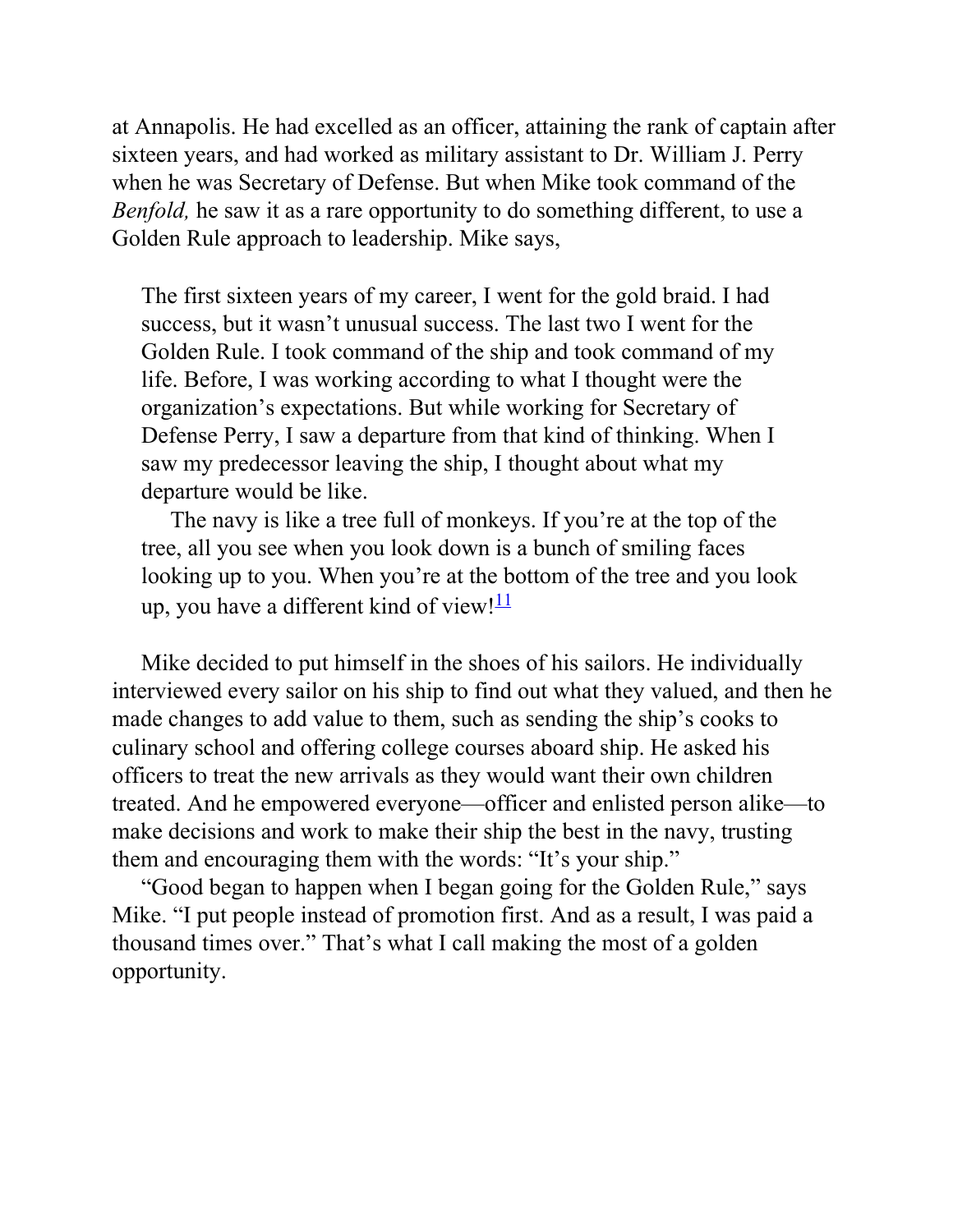at Annapolis. He had excelled as an officer, attaining the rank of captain after sixteen years, and had worked as military assistant to Dr. William J. Perry when he was Secretary of Defense. But when Mike took command of the *Benfold,* he saw it as a rare opportunity to do something different, to use a Golden Rule approach to leadership. Mike says,

> The first sixteen years of my career, I went for the gold braid. I had success, but it wasn't unusual success. The last two I went for the Golden Rule. I took command of the ship and took command of my life. Before, I was working according to what I thought were the organization's expectations. But while working for Secretary of Defense Perry, I saw a departure from that kind of thinking. When I saw my predecessor leaving the ship, I thought about what my departure would be like.
>
> The navy is like a tree full of monkeys. If you're at the top of the tree, all you see when you look down is a bunch of smiling faces looking up to you. When you're at the bottom of the tree and you look up, you have a different kind of view![11]

Mike decided to put himself in the shoes of his sailors. He individually interviewed every sailor on his ship to find out what they valued, and then he made changes to add value to them, such as sending the ship's cooks to culinary school and offering college courses aboard ship. He asked his officers to treat the new arrivals as they would want their own children treated. And he empowered everyone—officer and enlisted person alike—to make decisions and work to make their ship the best in the navy, trusting them and encouraging them with the words: "It's your ship."

"Good began to happen when I began going for the Golden Rule," says Mike. "I put people instead of promotion first. And as a result, I was paid a thousand times over." That's what I call making the most of a golden opportunity.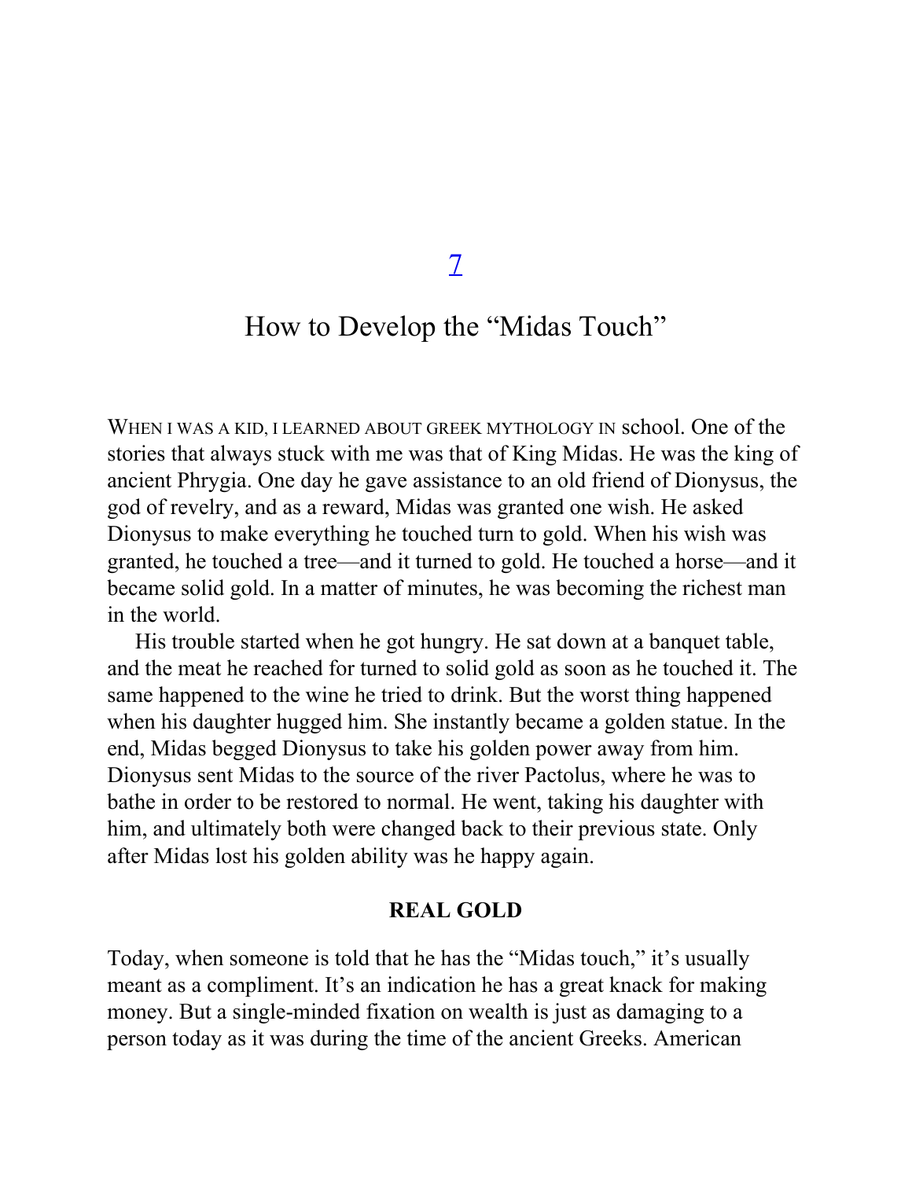# 7

# How to Develop the "Midas Touch"

WHEN I WAS A KID, I LEARNED ABOUT GREEK MYTHOLOGY IN school. One of the stories that always stuck with me was that of King Midas. He was the king of ancient Phrygia. One day he gave assistance to an old friend of Dionysus, the god of revelry, and as a reward, Midas was granted one wish. He asked Dionysus to make everything he touched turn to gold. When his wish was granted, he touched a tree—and it turned to gold. He touched a horse—and it became solid gold. In a matter of minutes, he was becoming the richest man in the world.

His trouble started when he got hungry. He sat down at a banquet table, and the meat he reached for turned to solid gold as soon as he touched it. The same happened to the wine he tried to drink. But the worst thing happened when his daughter hugged him. She instantly became a golden statue. In the end, Midas begged Dionysus to take his golden power away from him. Dionysus sent Midas to the source of the river Pactolus, where he was to bathe in order to be restored to normal. He went, taking his daughter with him, and ultimately both were changed back to their previous state. Only after Midas lost his golden ability was he happy again.

## REAL GOLD

Today, when someone is told that he has the "Midas touch," it's usually meant as a compliment. It's an indication he has a great knack for making money. But a single-minded fixation on wealth is just as damaging to a person today as it was during the time of the ancient Greeks. American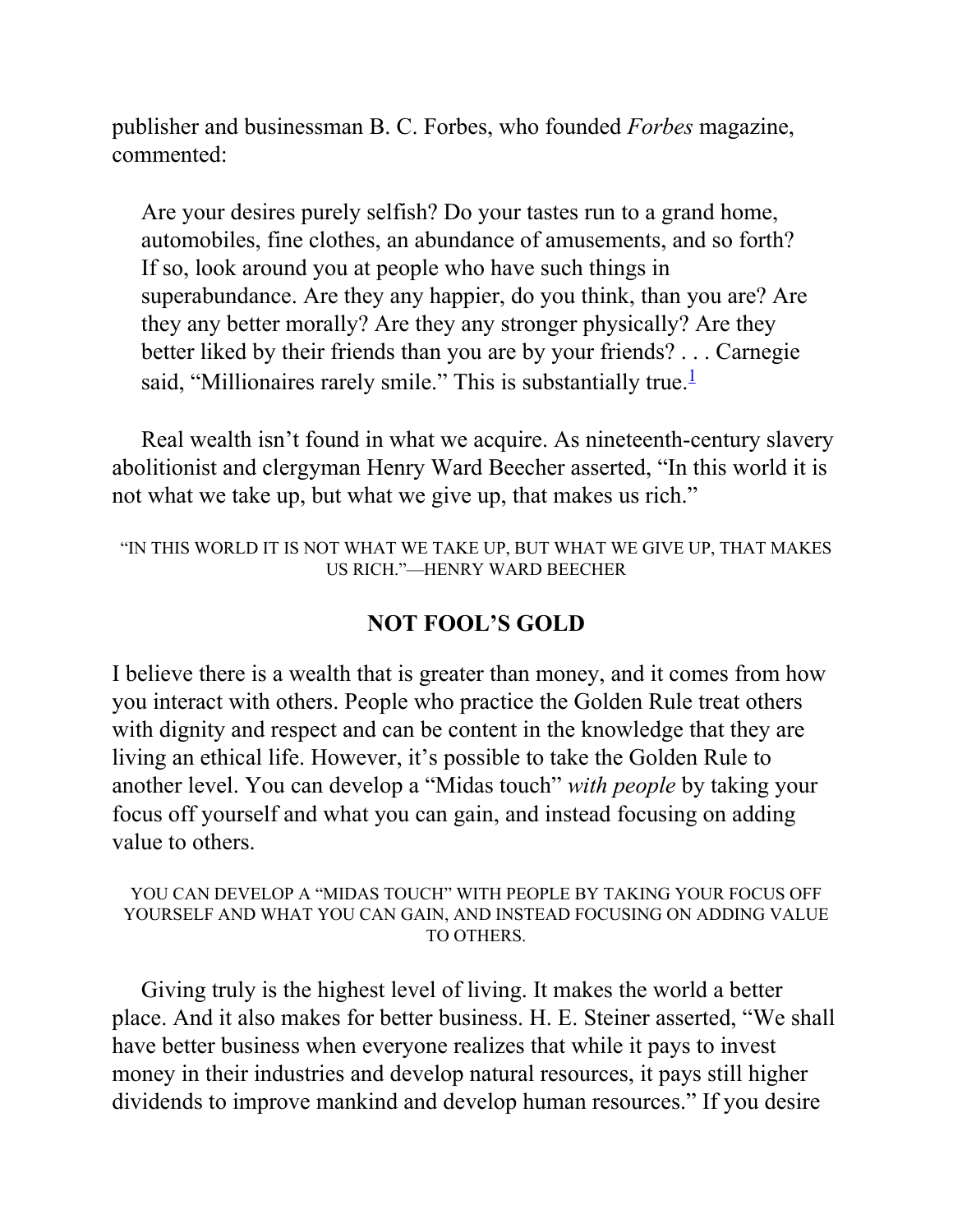publisher and businessman B. C. Forbes, who founded *Forbes* magazine, commented:

> Are your desires purely selfish? Do your tastes run to a grand home, automobiles, fine clothes, an abundance of amusements, and so forth? If so, look around you at people who have such things in superabundance. Are they any happier, do you think, than you are? Are they any better morally? Are they any stronger physically? Are they better liked by their friends than you are by your friends? . . . Carnegie said, "Millionaires rarely smile." This is substantially true.[1]

Real wealth isn't found in what we acquire. As nineteenth-century slavery abolitionist and clergyman Henry Ward Beecher asserted, "In this world it is not what we take up, but what we give up, that makes us rich."

"IN THIS WORLD IT IS NOT WHAT WE TAKE UP, BUT WHAT WE GIVE UP, THAT MAKES US RICH."—HENRY WARD BEECHER

## NOT FOOL'S GOLD

I believe there is a wealth that is greater than money, and it comes from how you interact with others. People who practice the Golden Rule treat others with dignity and respect and can be content in the knowledge that they are living an ethical life. However, it's possible to take the Golden Rule to another level. You can develop a "Midas touch" *with people* by taking your focus off yourself and what you can gain, and instead focusing on adding value to others.

YOU CAN DEVELOP A "MIDAS TOUCH" WITH PEOPLE BY TAKING YOUR FOCUS OFF YOURSELF AND WHAT YOU CAN GAIN, AND INSTEAD FOCUSING ON ADDING VALUE TO OTHERS.

Giving truly is the highest level of living. It makes the world a better place. And it also makes for better business. H. E. Steiner asserted, "We shall have better business when everyone realizes that while it pays to invest money in their industries and develop natural resources, it pays still higher dividends to improve mankind and develop human resources." If you desire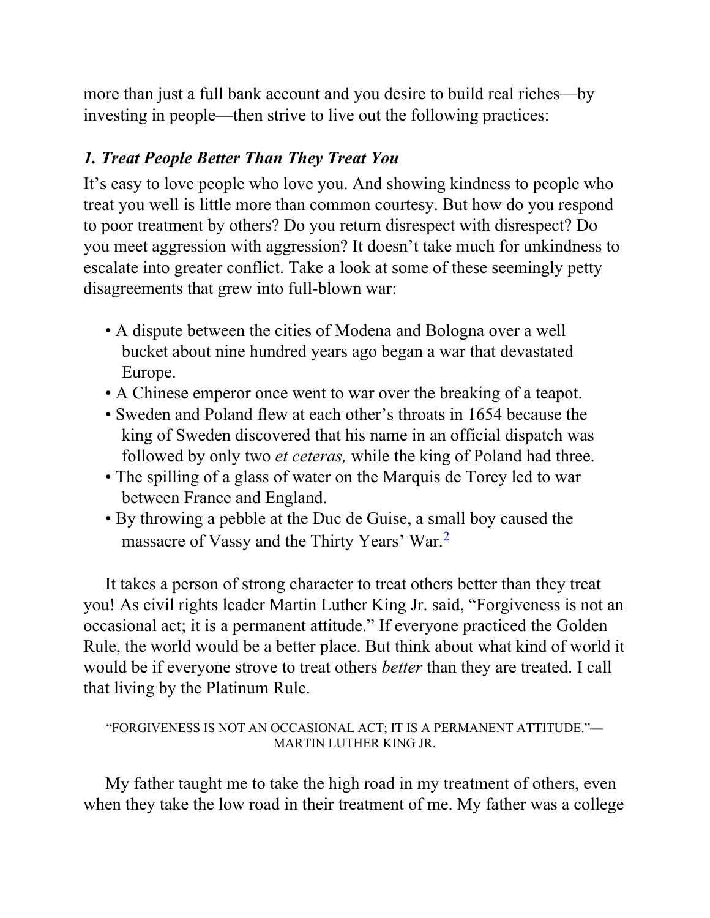more than just a full bank account and you desire to build real riches—by investing in people—then strive to live out the following practices:

### *1. Treat People Better Than They Treat You*

It's easy to love people who love you. And showing kindness to people who treat you well is little more than common courtesy. But how do you respond to poor treatment by others? Do you return disrespect with disrespect? Do you meet aggression with aggression? It doesn't take much for unkindness to escalate into greater conflict. Take a look at some of these seemingly petty disagreements that grew into full-blown war:

- A dispute between the cities of Modena and Bologna over a well bucket about nine hundred years ago began a war that devastated Europe.
- A Chinese emperor once went to war over the breaking of a teapot.
- Sweden and Poland flew at each other's throats in 1654 because the king of Sweden discovered that his name in an official dispatch was followed by only two *et ceteras,* while the king of Poland had three.
- The spilling of a glass of water on the Marquis de Torey led to war between France and England.
- By throwing a pebble at the Duc de Guise, a small boy caused the massacre of Vassy and the Thirty Years' War.[2]

It takes a person of strong character to treat others better than they treat you! As civil rights leader Martin Luther King Jr. said, "Forgiveness is not an occasional act; it is a permanent attitude." If everyone practiced the Golden Rule, the world would be a better place. But think about what kind of world it would be if everyone strove to treat others *better* than they are treated. I call that living by the Platinum Rule.

"FORGIVENESS IS NOT AN OCCASIONAL ACT; IT IS A PERMANENT ATTITUDE."—MARTIN LUTHER KING JR.

My father taught me to take the high road in my treatment of others, even when they take the low road in their treatment of me. My father was a college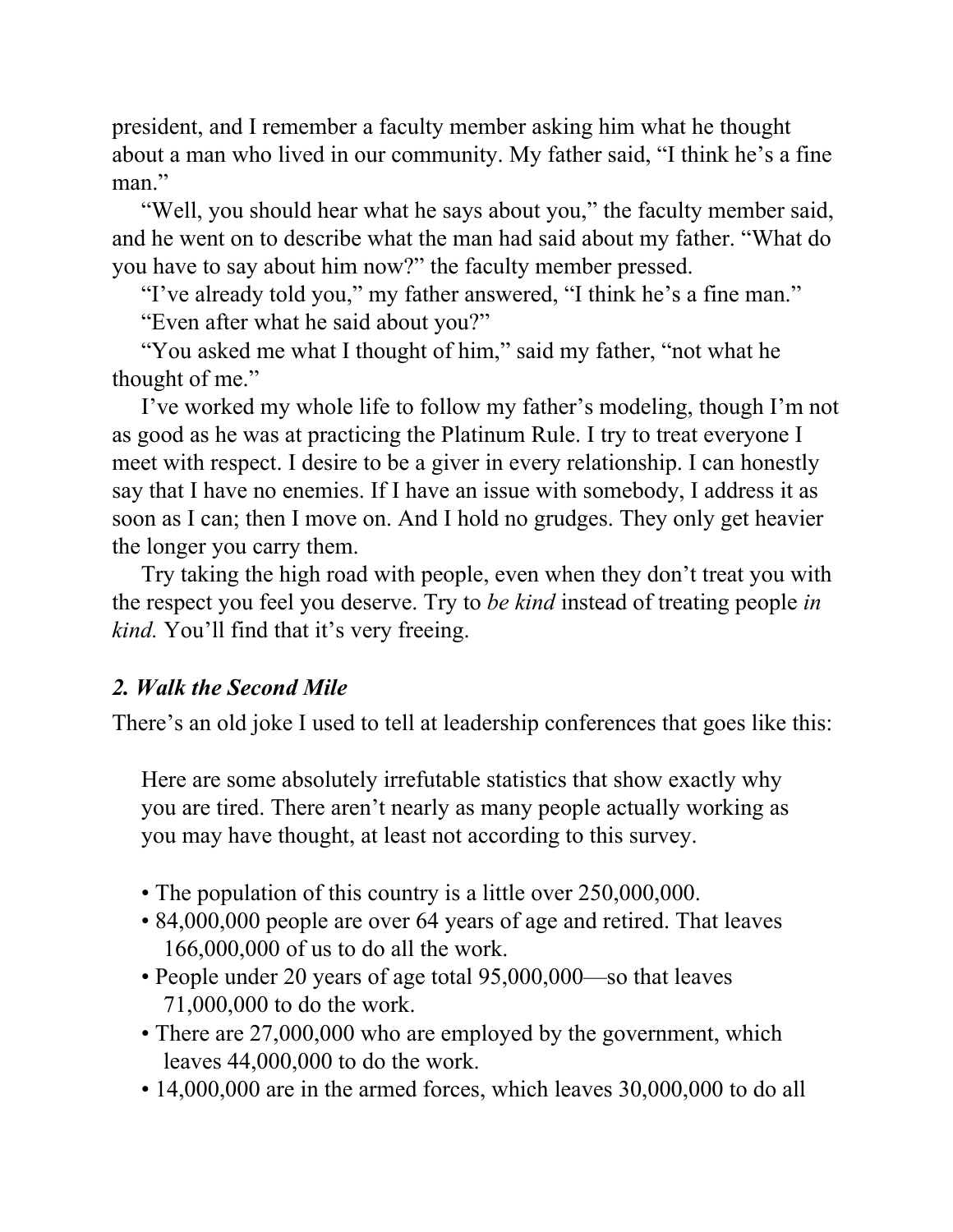president, and I remember a faculty member asking him what he thought about a man who lived in our community. My father said, “I think he’s a fine man.”

“Well, you should hear what he says about you,” the faculty member said, and he went on to describe what the man had said about my father. “What do you have to say about him now?” the faculty member pressed.

“I’ve already told you,” my father answered, “I think he’s a fine man.”

“Even after what he said about you?”

“You asked me what I thought of him,” said my father, “not what he thought of me.”

I’ve worked my whole life to follow my father’s modeling, though I’m not as good as he was at practicing the Platinum Rule. I try to treat everyone I meet with respect. I desire to be a giver in every relationship. I can honestly say that I have no enemies. If I have an issue with somebody, I address it as soon as I can; then I move on. And I hold no grudges. They only get heavier the longer you carry them.

Try taking the high road with people, even when they don’t treat you with the respect you feel you deserve. Try to *be kind* instead of treating people *in kind.* You’ll find that it’s very freeing.

### *2. Walk the Second Mile*

There’s an old joke I used to tell at leadership conferences that goes like this:

> Here are some absolutely irrefutable statistics that show exactly why you are tired. There aren’t nearly as many people actually working as you may have thought, at least not according to this survey.
>
> - The population of this country is a little over 250,000,000.
> - 84,000,000 people are over 64 years of age and retired. That leaves 166,000,000 of us to do all the work.
> - People under 20 years of age total 95,000,000—so that leaves 71,000,000 to do the work.
> - There are 27,000,000 who are employed by the government, which leaves 44,000,000 to do the work.
> - 14,000,000 are in the armed forces, which leaves 30,000,000 to do all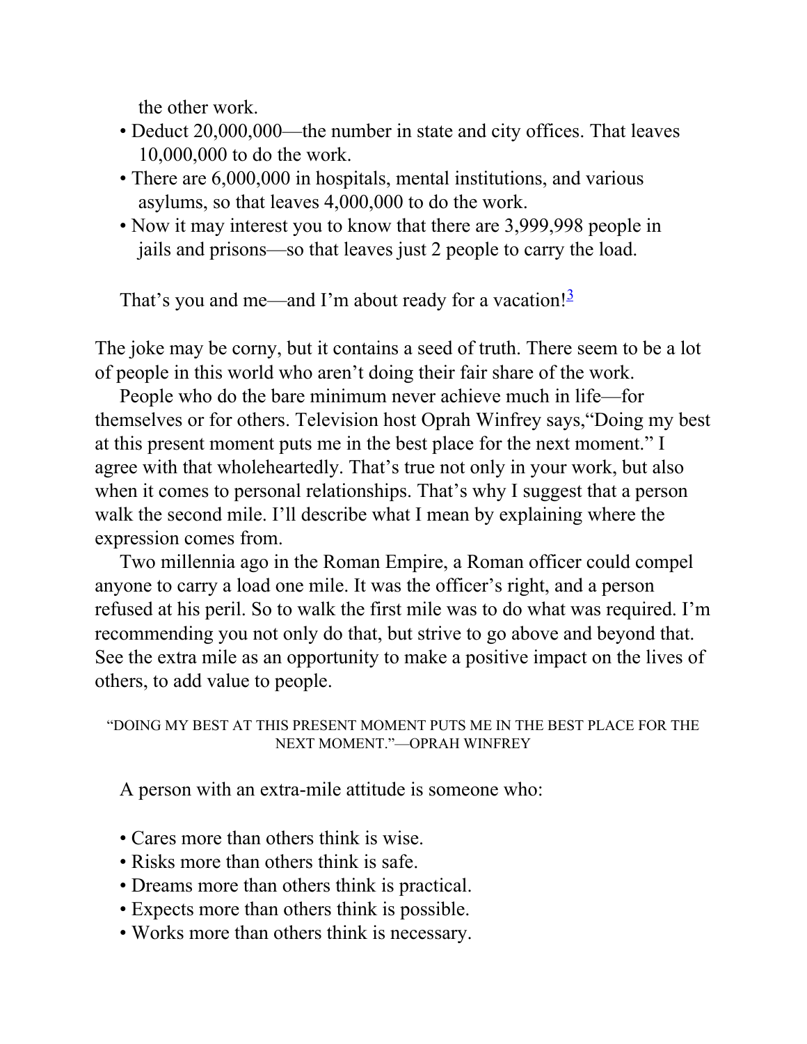the other work.

- Deduct 20,000,000—the number in state and city offices. That leaves 10,000,000 to do the work.
- There are 6,000,000 in hospitals, mental institutions, and various asylums, so that leaves 4,000,000 to do the work.
- Now it may interest you to know that there are 3,999,998 people in jails and prisons—so that leaves just 2 people to carry the load.

That's you and me—and I'm about ready for a vacation![3]

The joke may be corny, but it contains a seed of truth. There seem to be a lot of people in this world who aren't doing their fair share of the work.

People who do the bare minimum never achieve much in life—for themselves or for others. Television host Oprah Winfrey says,"Doing my best at this present moment puts me in the best place for the next moment." I agree with that wholeheartedly. That's true not only in your work, but also when it comes to personal relationships. That's why I suggest that a person walk the second mile. I'll describe what I mean by explaining where the expression comes from.

Two millennia ago in the Roman Empire, a Roman officer could compel anyone to carry a load one mile. It was the officer's right, and a person refused at his peril. So to walk the first mile was to do what was required. I'm recommending you not only do that, but strive to go above and beyond that. See the extra mile as an opportunity to make a positive impact on the lives of others, to add value to people.

"DOING MY BEST AT THIS PRESENT MOMENT PUTS ME IN THE BEST PLACE FOR THE NEXT MOMENT."—OPRAH WINFREY

A person with an extra-mile attitude is someone who:

- Cares more than others think is wise.
- Risks more than others think is safe.
- Dreams more than others think is practical.
- Expects more than others think is possible.
- Works more than others think is necessary.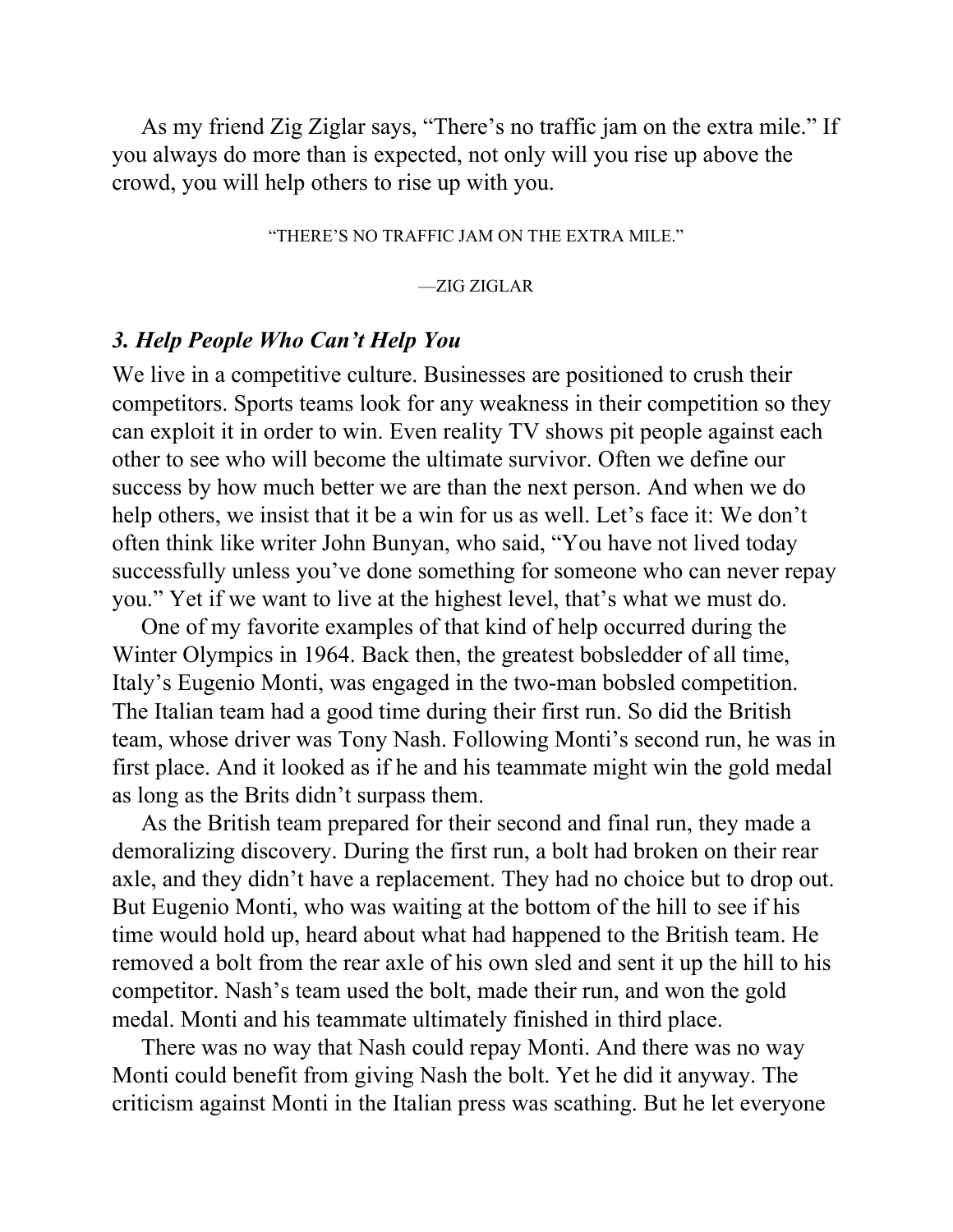As my friend Zig Ziglar says, “There’s no traffic jam on the extra mile.” If you always do more than is expected, not only will you rise up above the crowd, you will help others to rise up with you.

“THERE’S NO TRAFFIC JAM ON THE EXTRA MILE.”

—ZIG ZIGLAR

### *3. Help People Who Can’t Help You*

We live in a competitive culture. Businesses are positioned to crush their competitors. Sports teams look for any weakness in their competition so they can exploit it in order to win. Even reality TV shows pit people against each other to see who will become the ultimate survivor. Often we define our success by how much better we are than the next person. And when we do help others, we insist that it be a win for us as well. Let’s face it: We don’t often think like writer John Bunyan, who said, “You have not lived today successfully unless you’ve done something for someone who can never repay you.” Yet if we want to live at the highest level, that’s what we must do.

One of my favorite examples of that kind of help occurred during the Winter Olympics in 1964. Back then, the greatest bobsledder of all time, Italy’s Eugenio Monti, was engaged in the two-man bobsled competition. The Italian team had a good time during their first run. So did the British team, whose driver was Tony Nash. Following Monti’s second run, he was in first place. And it looked as if he and his teammate might win the gold medal as long as the Brits didn’t surpass them.

As the British team prepared for their second and final run, they made a demoralizing discovery. During the first run, a bolt had broken on their rear axle, and they didn’t have a replacement. They had no choice but to drop out. But Eugenio Monti, who was waiting at the bottom of the hill to see if his time would hold up, heard about what had happened to the British team. He removed a bolt from the rear axle of his own sled and sent it up the hill to his competitor. Nash’s team used the bolt, made their run, and won the gold medal. Monti and his teammate ultimately finished in third place.

There was no way that Nash could repay Monti. And there was no way Monti could benefit from giving Nash the bolt. Yet he did it anyway. The criticism against Monti in the Italian press was scathing. But he let everyone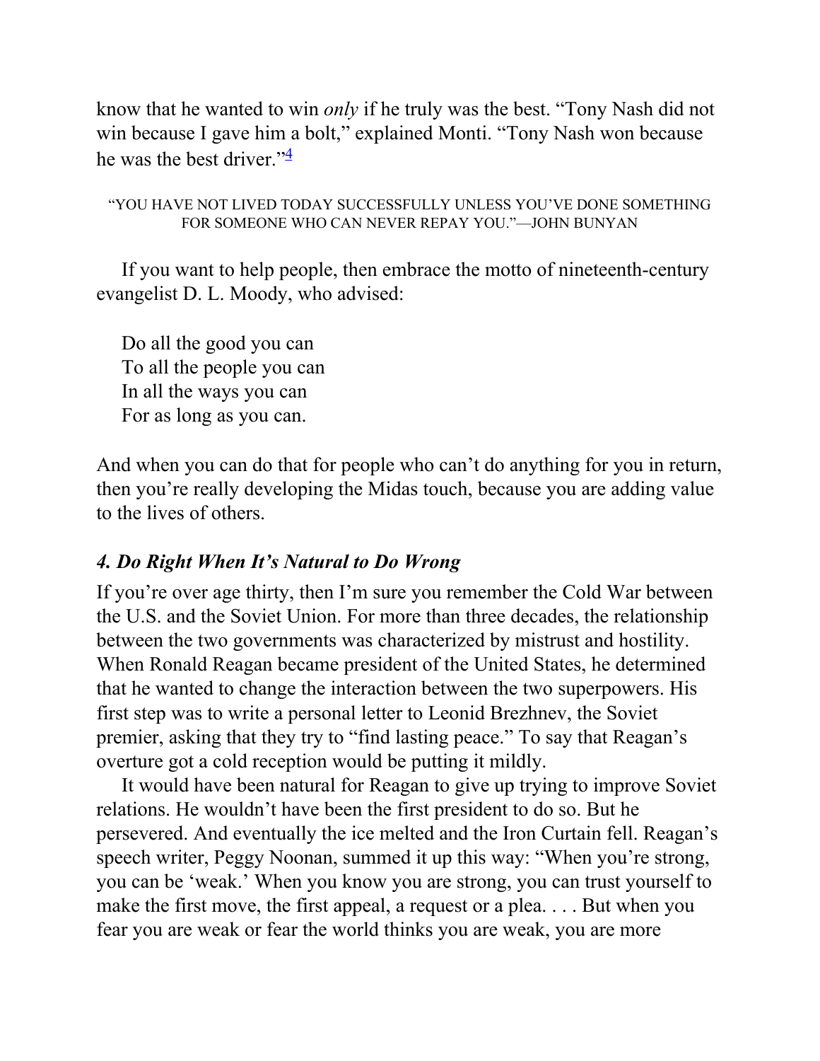know that he wanted to win *only* if he truly was the best. “Tony Nash did not win because I gave him a bolt,” explained Monti. “Tony Nash won because he was the best driver.”[4]

“YOU HAVE NOT LIVED TODAY SUCCESSFULLY UNLESS YOU’VE DONE SOMETHING FOR SOMEONE WHO CAN NEVER REPAY YOU.”—JOHN BUNYAN

If you want to help people, then embrace the motto of nineteenth-century evangelist D. L. Moody, who advised:

Do all the good you can  
To all the people you can  
In all the ways you can  
For as long as you can.

And when you can do that for people who can’t do anything for you in return, then you’re really developing the Midas touch, because you are adding value to the lives of others.

### *4. Do Right When It’s Natural to Do Wrong*

If you’re over age thirty, then I’m sure you remember the Cold War between the U.S. and the Soviet Union. For more than three decades, the relationship between the two governments was characterized by mistrust and hostility. When Ronald Reagan became president of the United States, he determined that he wanted to change the interaction between the two superpowers. His first step was to write a personal letter to Leonid Brezhnev, the Soviet premier, asking that they try to “find lasting peace.” To say that Reagan’s overture got a cold reception would be putting it mildly.

It would have been natural for Reagan to give up trying to improve Soviet relations. He wouldn’t have been the first president to do so. But he persevered. And eventually the ice melted and the Iron Curtain fell. Reagan’s speech writer, Peggy Noonan, summed it up this way: “When you’re strong, you can be ‘weak.’ When you know you are strong, you can trust yourself to make the first move, the first appeal, a request or a plea. . . . But when you fear you are weak or fear the world thinks you are weak, you are more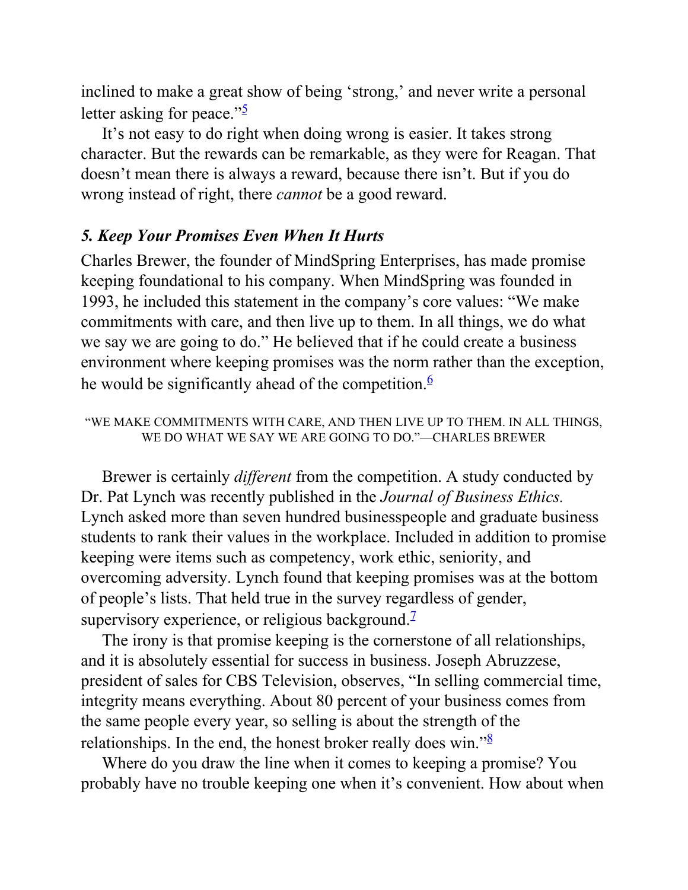inclined to make a great show of being ‘strong,’ and never write a personal letter asking for peace.”[5]

It’s not easy to do right when doing wrong is easier. It takes strong character. But the rewards can be remarkable, as they were for Reagan. That doesn’t mean there is always a reward, because there isn’t. But if you do wrong instead of right, there *cannot* be a good reward.

### *5. Keep Your Promises Even When It Hurts*

Charles Brewer, the founder of MindSpring Enterprises, has made promise keeping foundational to his company. When MindSpring was founded in 1993, he included this statement in the company’s core values: “We make commitments with care, and then live up to them. In all things, we do what we say we are going to do.” He believed that if he could create a business environment where keeping promises was the norm rather than the exception, he would be significantly ahead of the competition.[6]

“WE MAKE COMMITMENTS WITH CARE, AND THEN LIVE UP TO THEM. IN ALL THINGS, WE DO WHAT WE SAY WE ARE GOING TO DO.”—CHARLES BREWER

Brewer is certainly *different* from the competition. A study conducted by Dr. Pat Lynch was recently published in the *Journal of Business Ethics.* Lynch asked more than seven hundred businesspeople and graduate business students to rank their values in the workplace. Included in addition to promise keeping were items such as competency, work ethic, seniority, and overcoming adversity. Lynch found that keeping promises was at the bottom of people’s lists. That held true in the survey regardless of gender, supervisory experience, or religious background.[7]

The irony is that promise keeping is the cornerstone of all relationships, and it is absolutely essential for success in business. Joseph Abruzzese, president of sales for CBS Television, observes, “In selling commercial time, integrity means everything. About 80 percent of your business comes from the same people every year, so selling is about the strength of the relationships. In the end, the honest broker really does win.”[8]

Where do you draw the line when it comes to keeping a promise? You probably have no trouble keeping one when it’s convenient. How about when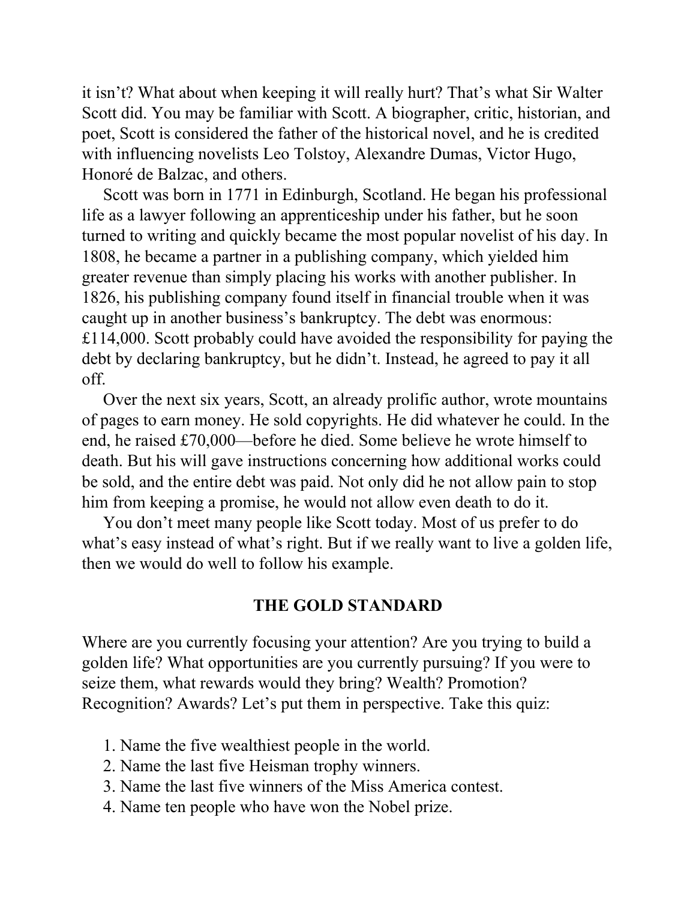it isn’t? What about when keeping it will really hurt? That’s what Sir Walter Scott did. You may be familiar with Scott. A biographer, critic, historian, and poet, Scott is considered the father of the historical novel, and he is credited with influencing novelists Leo Tolstoy, Alexandre Dumas, Victor Hugo, Honoré de Balzac, and others.

Scott was born in 1771 in Edinburgh, Scotland. He began his professional life as a lawyer following an apprenticeship under his father, but he soon turned to writing and quickly became the most popular novelist of his day. In 1808, he became a partner in a publishing company, which yielded him greater revenue than simply placing his works with another publisher. In 1826, his publishing company found itself in financial trouble when it was caught up in another business’s bankruptcy. The debt was enormous: £114,000. Scott probably could have avoided the responsibility for paying the debt by declaring bankruptcy, but he didn’t. Instead, he agreed to pay it all off.

Over the next six years, Scott, an already prolific author, wrote mountains of pages to earn money. He sold copyrights. He did whatever he could. In the end, he raised £70,000—before he died. Some believe he wrote himself to death. But his will gave instructions concerning how additional works could be sold, and the entire debt was paid. Not only did he not allow pain to stop him from keeping a promise, he would not allow even death to do it.

You don’t meet many people like Scott today. Most of us prefer to do what’s easy instead of what’s right. But if we really want to live a golden life, then we would do well to follow his example.

## THE GOLD STANDARD

Where are you currently focusing your attention? Are you trying to build a golden life? What opportunities are you currently pursuing? If you were to seize them, what rewards would they bring? Wealth? Promotion? Recognition? Awards? Let’s put them in perspective. Take this quiz:

1. Name the five wealthiest people in the world.
2. Name the last five Heisman trophy winners.
3. Name the last five winners of the Miss America contest.
4. Name ten people who have won the Nobel prize.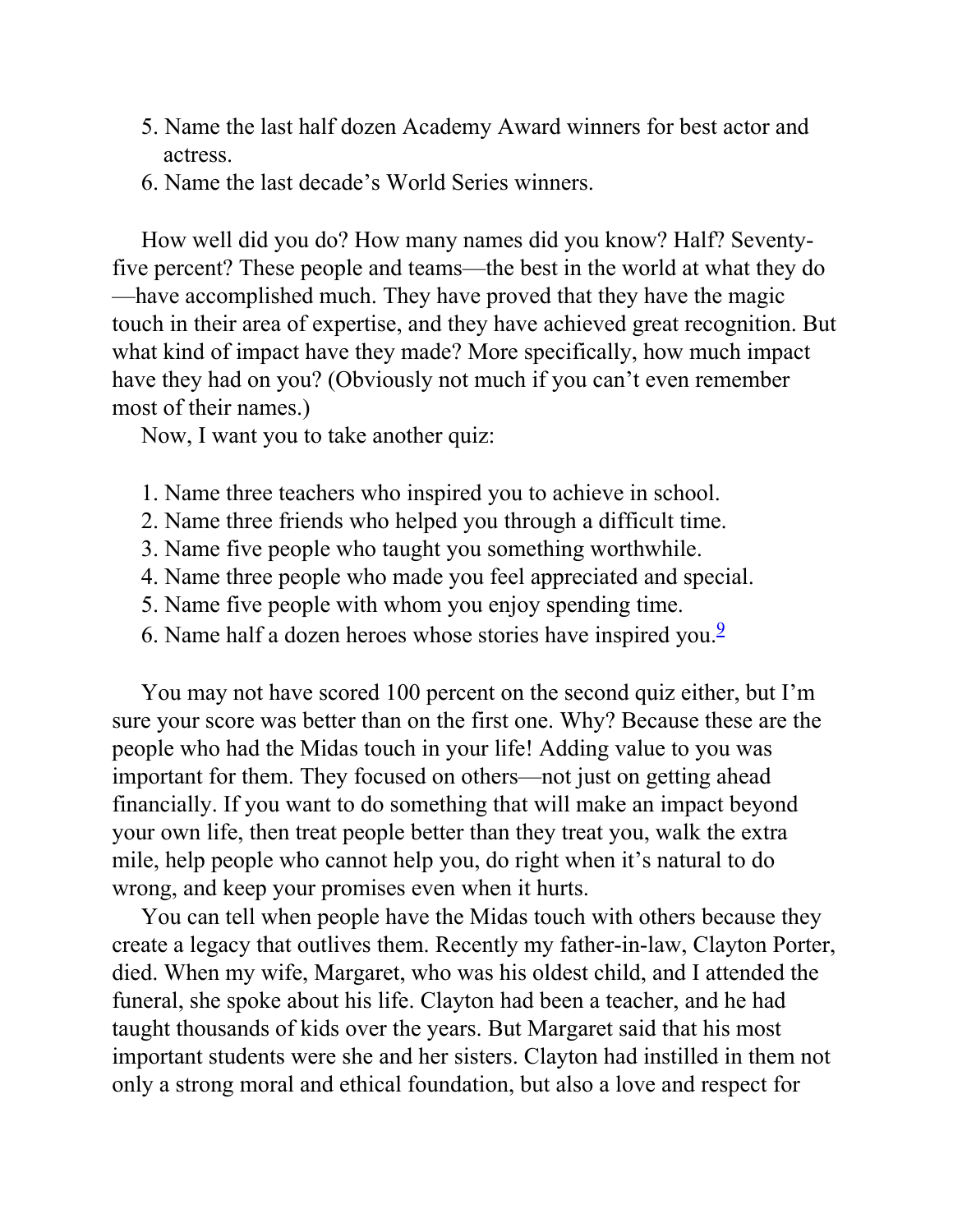5. Name the last half dozen Academy Award winners for best actor and actress.
6. Name the last decade's World Series winners.

How well did you do? How many names did you know? Half? Seventy-five percent? These people and teams—the best in the world at what they do—have accomplished much. They have proved that they have the magic touch in their area of expertise, and they have achieved great recognition. But what kind of impact have they made? More specifically, how much impact have they had on you? (Obviously not much if you can't even remember most of their names.)

Now, I want you to take another quiz:

1. Name three teachers who inspired you to achieve in school.
2. Name three friends who helped you through a difficult time.
3. Name five people who taught you something worthwhile.
4. Name three people who made you feel appreciated and special.
5. Name five people with whom you enjoy spending time.
6. Name half a dozen heroes whose stories have inspired you.[9]

You may not have scored 100 percent on the second quiz either, but I'm sure your score was better than on the first one. Why? Because these are the people who had the Midas touch in your life! Adding value to you was important for them. They focused on others—not just on getting ahead financially. If you want to do something that will make an impact beyond your own life, then treat people better than they treat you, walk the extra mile, help people who cannot help you, do right when it's natural to do wrong, and keep your promises even when it hurts.

You can tell when people have the Midas touch with others because they create a legacy that outlives them. Recently my father-in-law, Clayton Porter, died. When my wife, Margaret, who was his oldest child, and I attended the funeral, she spoke about his life. Clayton had been a teacher, and he had taught thousands of kids over the years. But Margaret said that his most important students were she and her sisters. Clayton had instilled in them not only a strong moral and ethical foundation, but also a love and respect for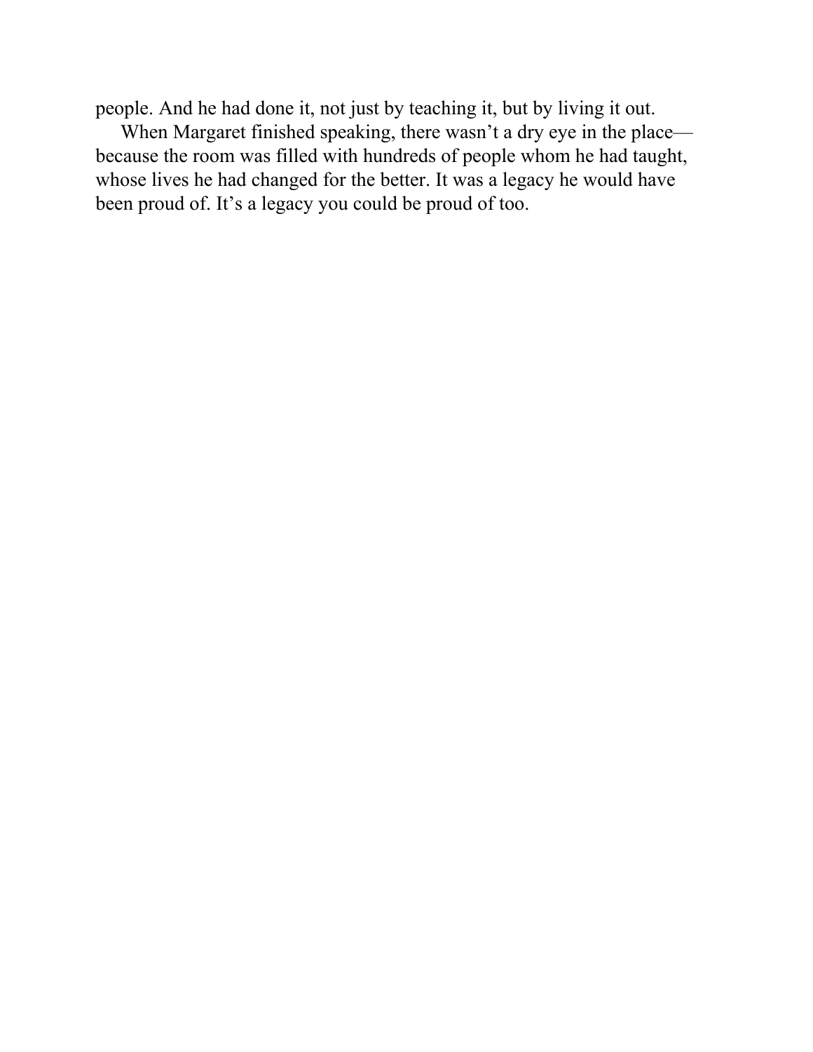people. And he had done it, not just by teaching it, but by living it out.

When Margaret finished speaking, there wasn't a dry eye in the place—because the room was filled with hundreds of people whom he had taught, whose lives he had changed for the better. It was a legacy he would have been proud of. It's a legacy you could be proud of too.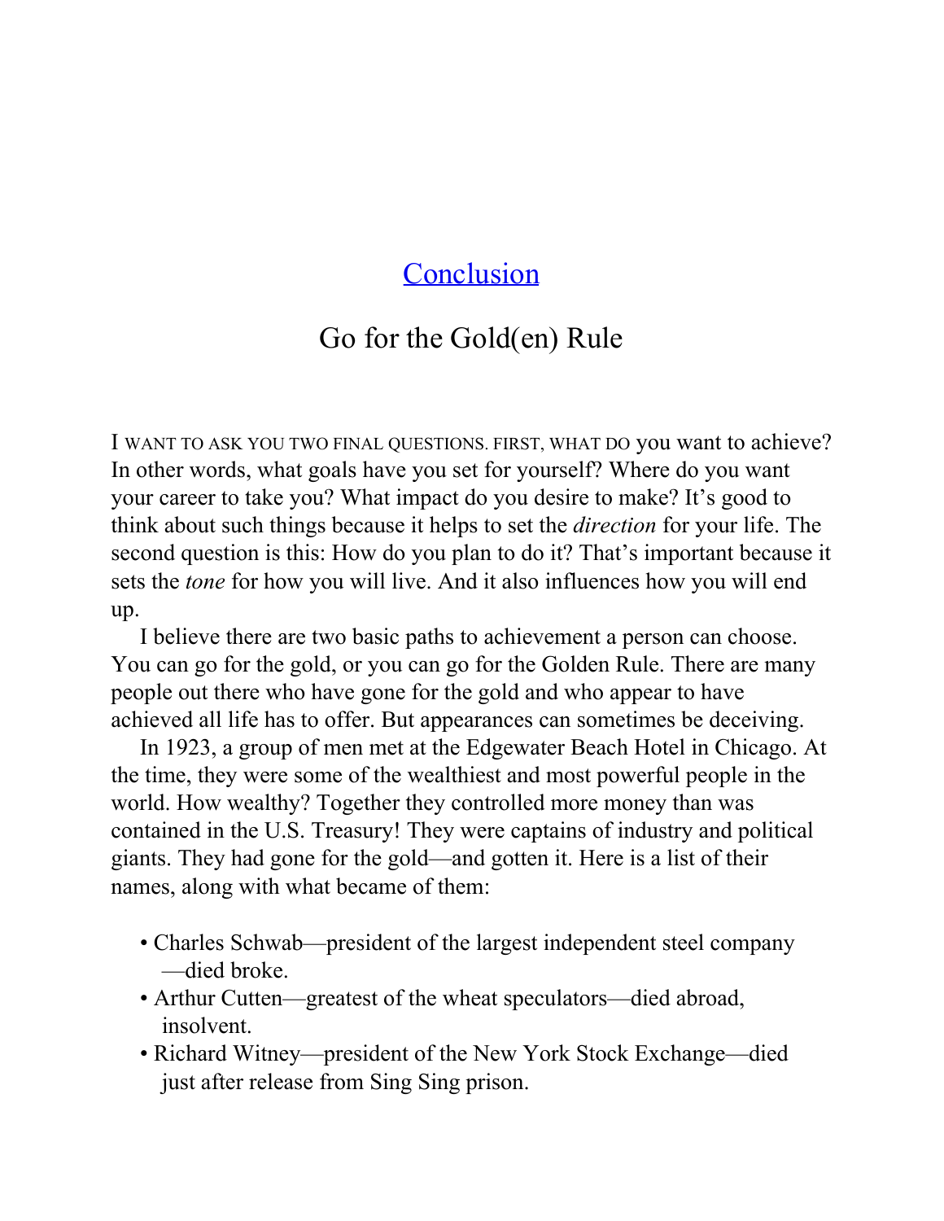# Conclusion

## Go for the Gold(en) Rule

I WANT TO ASK YOU TWO FINAL QUESTIONS. FIRST, WHAT DO you want to achieve? In other words, what goals have you set for yourself? Where do you want your career to take you? What impact do you desire to make? It's good to think about such things because it helps to set the *direction* for your life. The second question is this: How do you plan to do it? That's important because it sets the *tone* for how you will live. And it also influences how you will end up.

I believe there are two basic paths to achievement a person can choose. You can go for the gold, or you can go for the Golden Rule. There are many people out there who have gone for the gold and who appear to have achieved all life has to offer. But appearances can sometimes be deceiving.

In 1923, a group of men met at the Edgewater Beach Hotel in Chicago. At the time, they were some of the wealthiest and most powerful people in the world. How wealthy? Together they controlled more money than was contained in the U.S. Treasury! They were captains of industry and political giants. They had gone for the gold—and gotten it. Here is a list of their names, along with what became of them:

- Charles Schwab—president of the largest independent steel company—died broke.
- Arthur Cutten—greatest of the wheat speculators—died abroad, insolvent.
- Richard Witney—president of the New York Stock Exchange—died just after release from Sing Sing prison.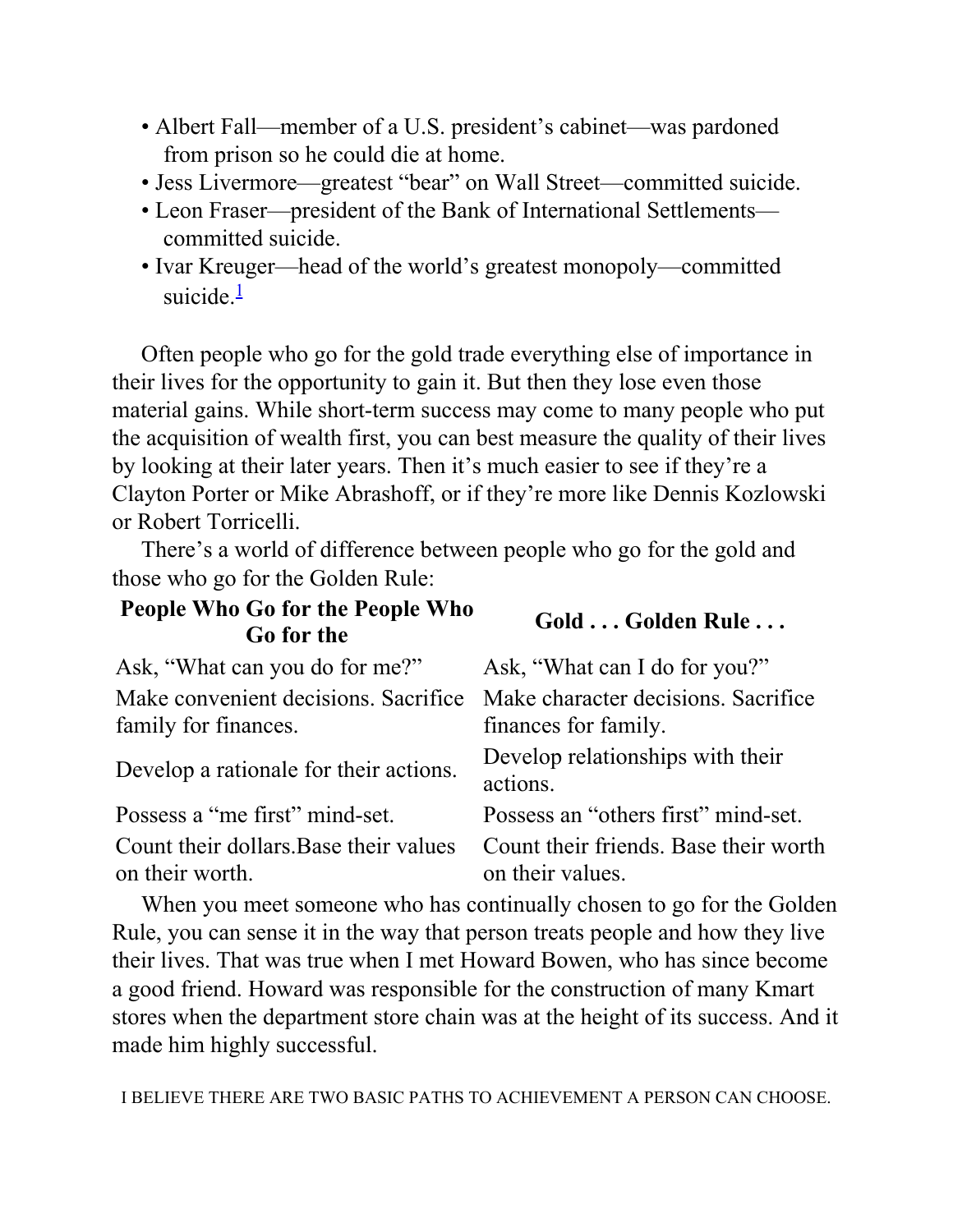- Albert Fall—member of a U.S. president's cabinet—was pardoned from prison so he could die at home.
- Jess Livermore—greatest "bear" on Wall Street—committed suicide.
- Leon Fraser—president of the Bank of International Settlements—committed suicide.
- Ivar Kreuger—head of the world's greatest monopoly—committed suicide.[1]

Often people who go for the gold trade everything else of importance in their lives for the opportunity to gain it. But then they lose even those material gains. While short-term success may come to many people who put the acquisition of wealth first, you can best measure the quality of their lives by looking at their later years. Then it's much easier to see if they're a Clayton Porter or Mike Abrashoff, or if they're more like Dennis Kozlowski or Robert Torricelli.

There's a world of difference between people who go for the gold and those who go for the Golden Rule:

| People Who Go for the Gold . . . | People Who Go for the Golden Rule . . . |
|---|---|
| Ask, "What can you do for me?" | Ask, "What can I do for you?" |
| Make convenient decisions. Sacrifice family for finances. | Make character decisions. Sacrifice finances for family. |
| Develop a rationale for their actions. | Develop relationships with their actions. |
| Possess a "me first" mind-set. | Possess an "others first" mind-set. |
| Count their dollars.Base their values on their worth. | Count their friends. Base their worth on their values. |

When you meet someone who has continually chosen to go for the Golden Rule, you can sense it in the way that person treats people and how they live their lives. That was true when I met Howard Bowen, who has since become a good friend. Howard was responsible for the construction of many Kmart stores when the department store chain was at the height of its success. And it made him highly successful.

I BELIEVE THERE ARE TWO BASIC PATHS TO ACHIEVEMENT A PERSON CAN CHOOSE.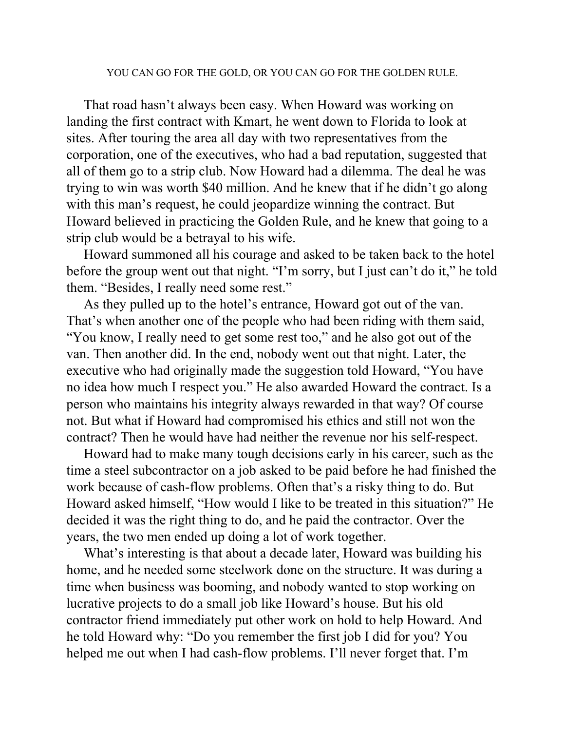That road hasn't always been easy. When Howard was working on landing the first contract with Kmart, he went down to Florida to look at sites. After touring the area all day with two representatives from the corporation, one of the executives, who had a bad reputation, suggested that all of them go to a strip club. Now Howard had a dilemma. The deal he was trying to win was worth $40 million. And he knew that if he didn't go along with this man's request, he could jeopardize winning the contract. But Howard believed in practicing the Golden Rule, and he knew that going to a strip club would be a betrayal to his wife.

Howard summoned all his courage and asked to be taken back to the hotel before the group went out that night. "I'm sorry, but I just can't do it," he told them. "Besides, I really need some rest."

As they pulled up to the hotel's entrance, Howard got out of the van. That's when another one of the people who had been riding with them said, "You know, I really need to get some rest too," and he also got out of the van. Then another did. In the end, nobody went out that night. Later, the executive who had originally made the suggestion told Howard, "You have no idea how much I respect you." He also awarded Howard the contract. Is a person who maintains his integrity always rewarded in that way? Of course not. But what if Howard had compromised his ethics and still not won the contract? Then he would have had neither the revenue nor his self-respect.

Howard had to make many tough decisions early in his career, such as the time a steel subcontractor on a job asked to be paid before he had finished the work because of cash-flow problems. Often that's a risky thing to do. But Howard asked himself, "How would I like to be treated in this situation?" He decided it was the right thing to do, and he paid the contractor. Over the years, the two men ended up doing a lot of work together.

What's interesting is that about a decade later, Howard was building his home, and he needed some steelwork done on the structure. It was during a time when business was booming, and nobody wanted to stop working on lucrative projects to do a small job like Howard's house. But his old contractor friend immediately put other work on hold to help Howard. And he told Howard why: "Do you remember the first job I did for you? You helped me out when I had cash-flow problems. I'll never forget that. I'm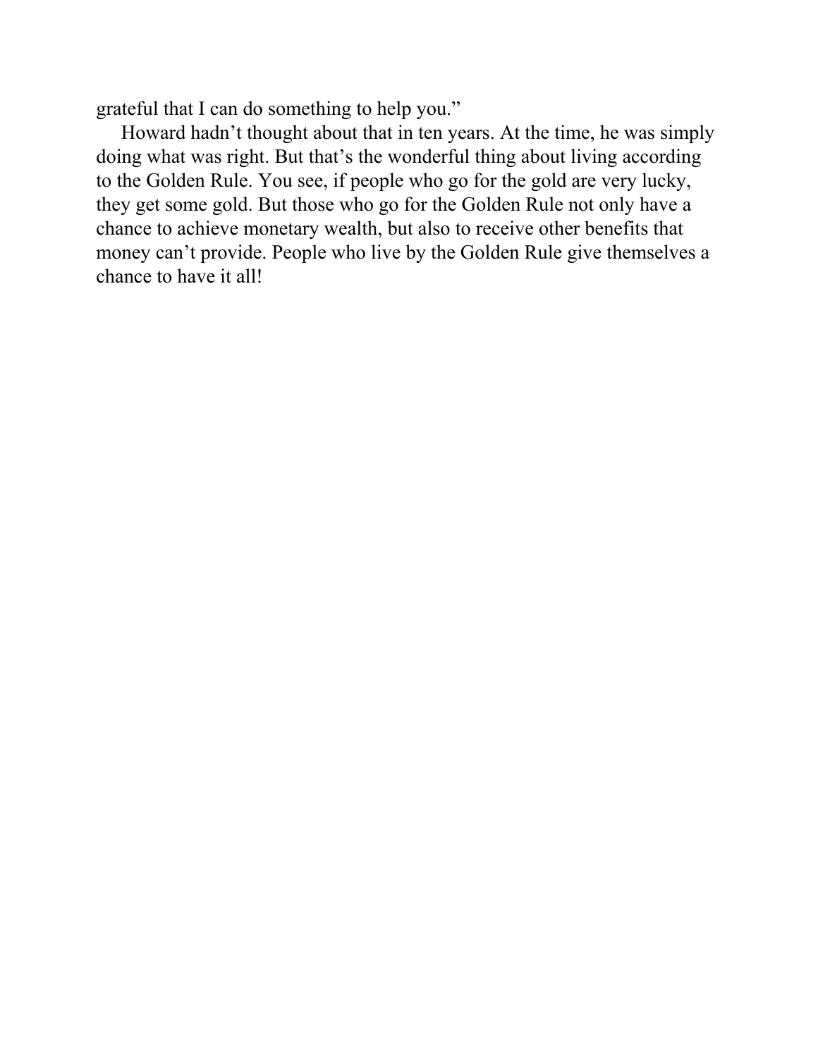grateful that I can do something to help you."

Howard hadn't thought about that in ten years. At the time, he was simply doing what was right. But that's the wonderful thing about living according to the Golden Rule. You see, if people who go for the gold are very lucky, they get some gold. But those who go for the Golden Rule not only have a chance to achieve monetary wealth, but also to receive other benefits that money can't provide. People who live by the Golden Rule give themselves a chance to have it all!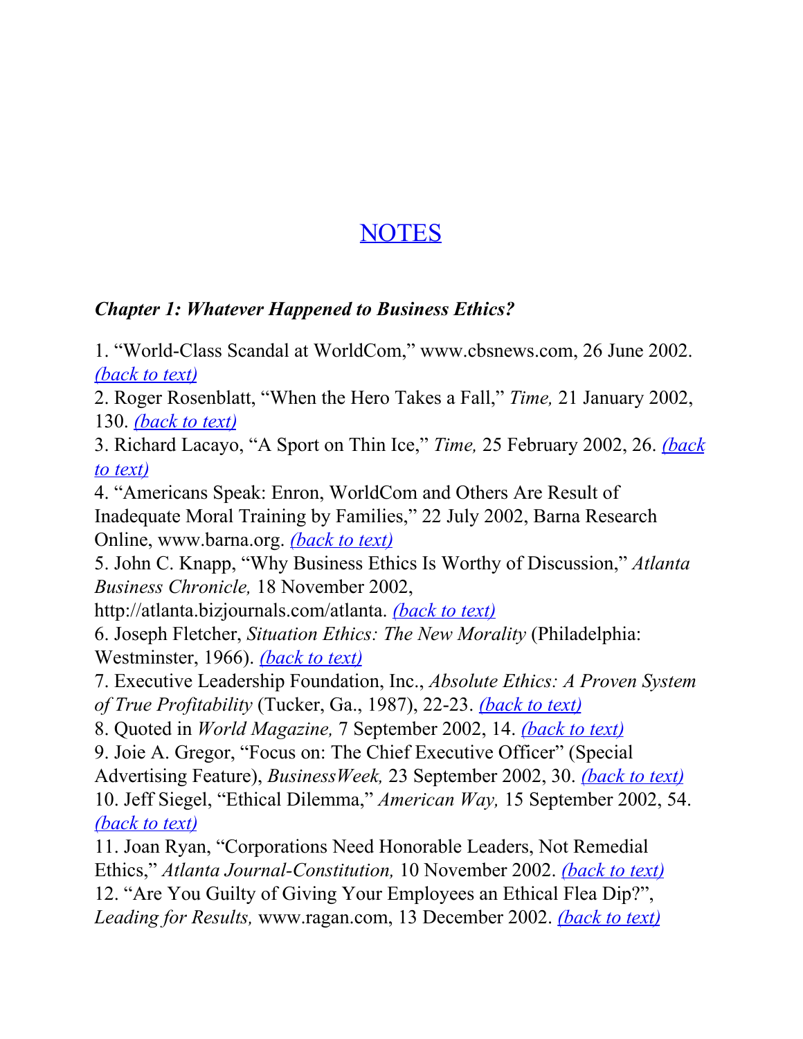# NOTES

### *Chapter 1: Whatever Happened to Business Ethics?*

1. "World-Class Scandal at WorldCom," www.cbsnews.com, 26 June 2002. *(back to text)*
2. Roger Rosenblatt, "When the Hero Takes a Fall," *Time,* 21 January 2002, 130. *(back to text)*
3. Richard Lacayo, "A Sport on Thin Ice," *Time,* 25 February 2002, 26. *(back to text)*
4. "Americans Speak: Enron, WorldCom and Others Are Result of Inadequate Moral Training by Families," 22 July 2002, Barna Research Online, www.barna.org. *(back to text)*
5. John C. Knapp, "Why Business Ethics Is Worthy of Discussion," *Atlanta Business Chronicle,* 18 November 2002, http://atlanta.bizjournals.com/atlanta. *(back to text)*
6. Joseph Fletcher, *Situation Ethics: The New Morality* (Philadelphia: Westminster, 1966). *(back to text)*
7. Executive Leadership Foundation, Inc., *Absolute Ethics: A Proven System of True Profitability* (Tucker, Ga., 1987), 22-23. *(back to text)*
8. Quoted in *World Magazine,* 7 September 2002, 14. *(back to text)*
9. Joie A. Gregor, "Focus on: The Chief Executive Officer" (Special Advertising Feature), *BusinessWeek,* 23 September 2002, 30. *(back to text)*
10. Jeff Siegel, "Ethical Dilemma," *American Way,* 15 September 2002, 54. *(back to text)*
11. Joan Ryan, "Corporations Need Honorable Leaders, Not Remedial Ethics," *Atlanta Journal-Constitution,* 10 November 2002. *(back to text)*
12. "Are You Guilty of Giving Your Employees an Ethical Flea Dip?", *Leading for Results,* www.ragan.com, 13 December 2002. *(back to text)*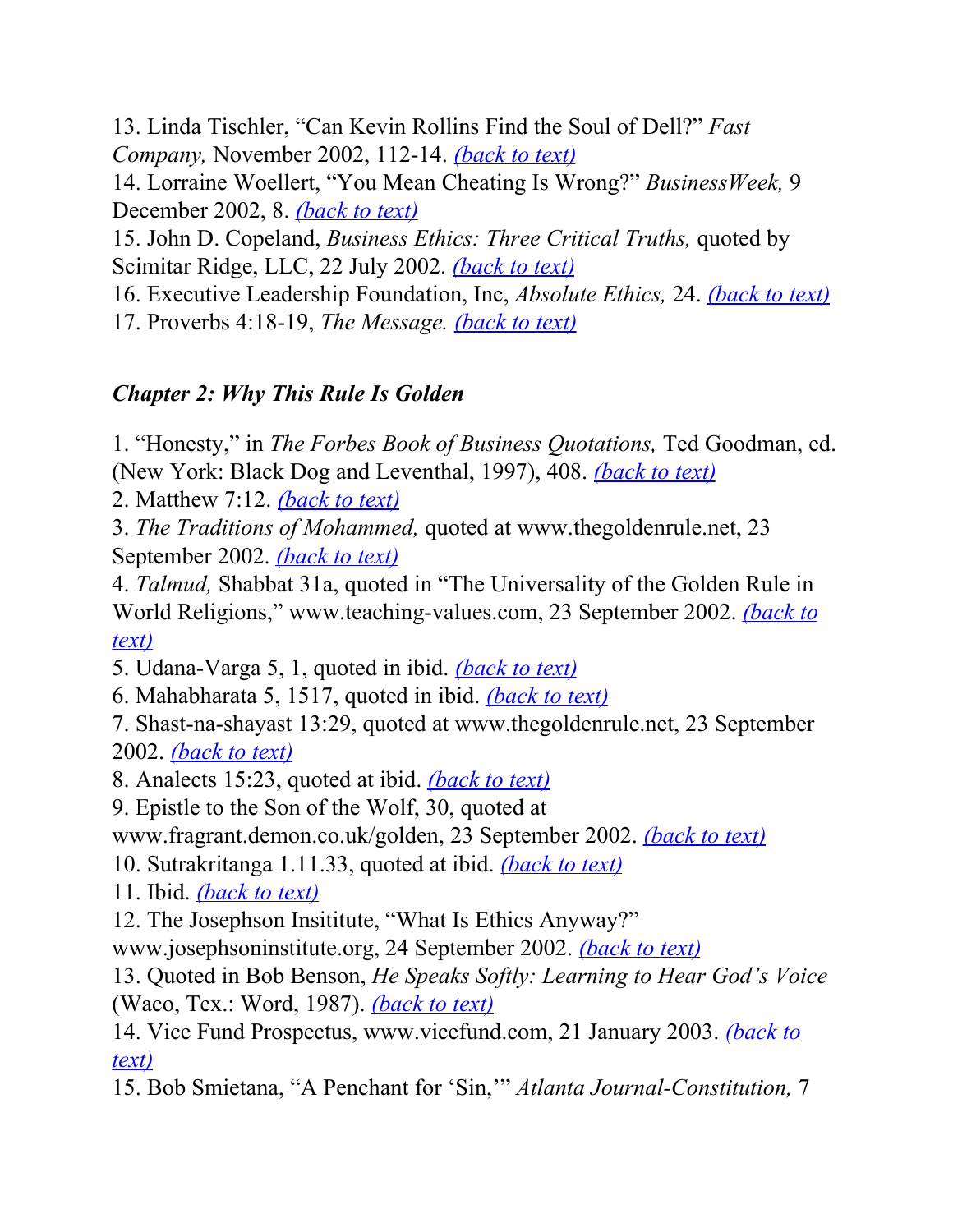13. Linda Tischler, "Can Kevin Rollins Find the Soul of Dell?" *Fast Company,* November 2002, 112-14. (back to text)
14. Lorraine Woellert, "You Mean Cheating Is Wrong?" *BusinessWeek,* 9 December 2002, 8. (back to text)
15. John D. Copeland, *Business Ethics: Three Critical Truths,* quoted by Scimitar Ridge, LLC, 22 July 2002. (back to text)
16. Executive Leadership Foundation, Inc, *Absolute Ethics,* 24. (back to text)
17. Proverbs 4:18-19, *The Message.* (back to text)

### *Chapter 2: Why This Rule Is Golden*

1. "Honesty," in *The Forbes Book of Business Quotations,* Ted Goodman, ed. (New York: Black Dog and Leventhal, 1997), 408. (back to text)
2. Matthew 7:12. (back to text)
3. *The Traditions of Mohammed,* quoted at www.thegoldenrule.net, 23 September 2002. (back to text)
4. *Talmud,* Shabbat 31a, quoted in "The Universality of the Golden Rule in World Religions," www.teaching-values.com, 23 September 2002. (back to text)
5. Udana-Varga 5, 1, quoted in ibid. (back to text)
6. Mahabharata 5, 1517, quoted in ibid. (back to text)
7. Shast-na-shayast 13:29, quoted at www.thegoldenrule.net, 23 September 2002. (back to text)
8. Analects 15:23, quoted at ibid. (back to text)
9. Epistle to the Son of the Wolf, 30, quoted at www.fragrant.demon.co.uk/golden, 23 September 2002. (back to text)
10. Sutrakritanga 1.11.33, quoted at ibid. (back to text)
11. Ibid. (back to text)
12. The Josephson Insititute, "What Is Ethics Anyway?" www.josephsoninstitute.org, 24 September 2002. (back to text)
13. Quoted in Bob Benson, *He Speaks Softly: Learning to Hear God's Voice* (Waco, Tex.: Word, 1987). (back to text)
14. Vice Fund Prospectus, www.vicefund.com, 21 January 2003. (back to text)
15. Bob Smietana, "A Penchant for 'Sin,'" *Atlanta Journal-Constitution,* 7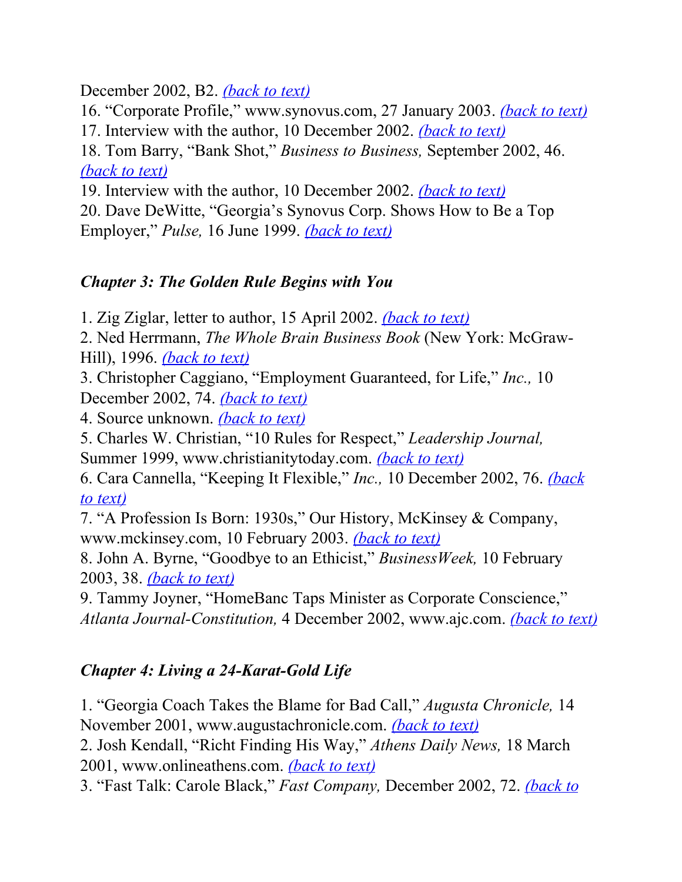December 2002, B2. *(back to text)*

16. “Corporate Profile,” www.synovus.com, 27 January 2003. *(back to text)*

17. Interview with the author, 10 December 2002. *(back to text)*

18. Tom Barry, “Bank Shot,” *Business to Business,* September 2002, 46. *(back to text)*

19. Interview with the author, 10 December 2002. *(back to text)*

20. Dave DeWitte, “Georgia’s Synovus Corp. Shows How to Be a Top Employer,” *Pulse,* 16 June 1999. *(back to text)*

### *Chapter 3: The Golden Rule Begins with You*

1. Zig Ziglar, letter to author, 15 April 2002. *(back to text)*

2. Ned Herrmann, *The Whole Brain Business Book* (New York: McGraw-Hill), 1996. *(back to text)*

3. Christopher Caggiano, “Employment Guaranteed, for Life,” *Inc.,* 10 December 2002, 74. *(back to text)*

4. Source unknown. *(back to text)*

5. Charles W. Christian, “10 Rules for Respect,” *Leadership Journal,* Summer 1999, www.christianitytoday.com. *(back to text)*

6. Cara Cannella, “Keeping It Flexible,” *Inc.,* 10 December 2002, 76. *(back to text)*

7. “A Profession Is Born: 1930s,” Our History, McKinsey & Company, www.mckinsey.com, 10 February 2003. *(back to text)*

8. John A. Byrne, “Goodbye to an Ethicist,” *BusinessWeek,* 10 February 2003, 38. *(back to text)*

9. Tammy Joyner, “HomeBanc Taps Minister as Corporate Conscience,” *Atlanta Journal-Constitution,* 4 December 2002, www.ajc.com. *(back to text)*

### *Chapter 4: Living a 24-Karat-Gold Life*

1. “Georgia Coach Takes the Blame for Bad Call,” *Augusta Chronicle,* 14 November 2001, www.augustachronicle.com. *(back to text)*

2. Josh Kendall, “Richt Finding His Way,” *Athens Daily News,* 18 March 2001, www.onlineathens.com. *(back to text)*

3. “Fast Talk: Carole Black,” *Fast Company,* December 2002, 72. *(back to*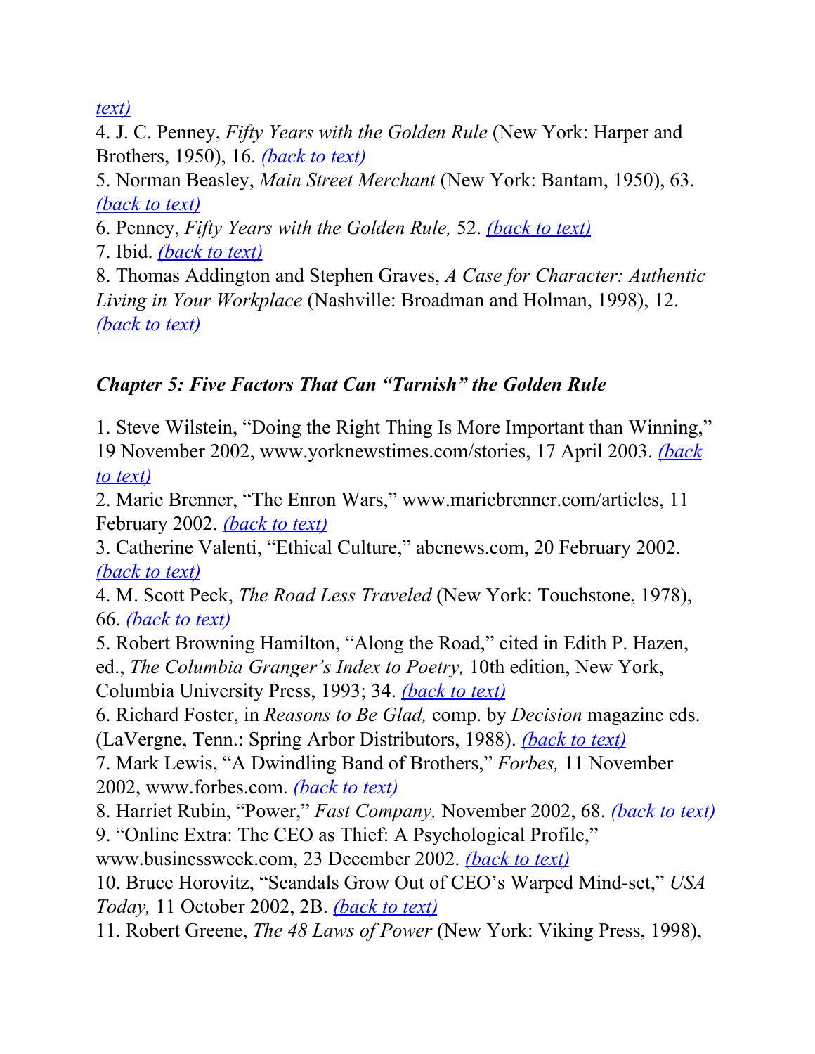[text)](#)

4. J. C. Penney, *Fifty Years with the Golden Rule* (New York: Harper and Brothers, 1950), 16. [*(back to text)*](#)

5. Norman Beasley, *Main Street Merchant* (New York: Bantam, 1950), 63. [*(back to text)*](#)

6. Penney, *Fifty Years with the Golden Rule,* 52. [*(back to text)*](#)

7. Ibid. [*(back to text)*](#)

8. Thomas Addington and Stephen Graves, *A Case for Character: Authentic Living in Your Workplace* (Nashville: Broadman and Holman, 1998), 12. [*(back to text)*](#)

### *Chapter 5: Five Factors That Can "Tarnish" the Golden Rule*

1. Steve Wilstein, "Doing the Right Thing Is More Important than Winning," 19 November 2002, www.yorknewstimes.com/stories, 17 April 2003. [*(back to text)*](#)

2. Marie Brenner, "The Enron Wars," www.mariebrenner.com/articles, 11 February 2002. [*(back to text)*](#)

3. Catherine Valenti, "Ethical Culture," abcnews.com, 20 February 2002. [*(back to text)*](#)

4. M. Scott Peck, *The Road Less Traveled* (New York: Touchstone, 1978), 66. [*(back to text)*](#)

5. Robert Browning Hamilton, "Along the Road," cited in Edith P. Hazen, ed., *The Columbia Granger's Index to Poetry,* 10th edition, New York, Columbia University Press, 1993; 34. [*(back to text)*](#)

6. Richard Foster, in *Reasons to Be Glad,* comp. by *Decision* magazine eds. (LaVergne, Tenn.: Spring Arbor Distributors, 1988). [*(back to text)*](#)

7. Mark Lewis, "A Dwindling Band of Brothers," *Forbes,* 11 November 2002, www.forbes.com. [*(back to text)*](#)

8. Harriet Rubin, "Power," *Fast Company,* November 2002, 68. [*(back to text)*](#)

9. "Online Extra: The CEO as Thief: A Psychological Profile," www.businessweek.com, 23 December 2002. [*(back to text)*](#)

10. Bruce Horovitz, "Scandals Grow Out of CEO's Warped Mind-set," *USA Today,* 11 October 2002, 2B. [*(back to text)*](#)

11. Robert Greene, *The 48 Laws of Power* (New York: Viking Press, 1998),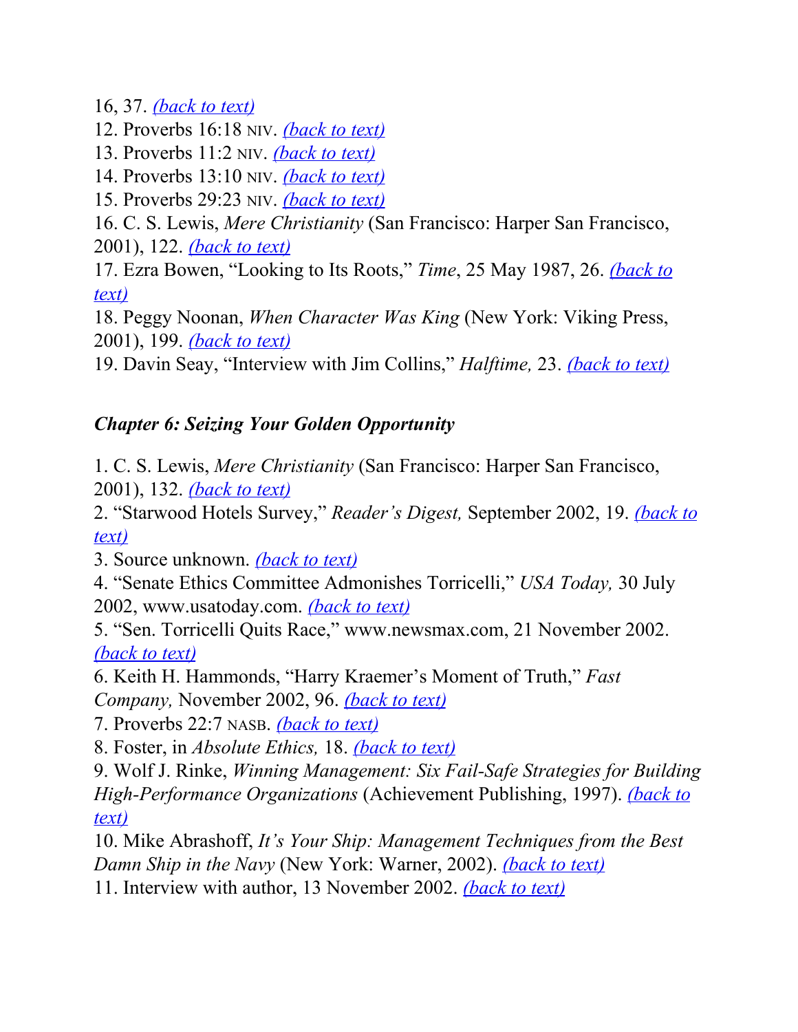16, 37. *(back to text)*
12. Proverbs 16:18 NIV. *(back to text)*
13. Proverbs 11:2 NIV. *(back to text)*
14. Proverbs 13:10 NIV. *(back to text)*
15. Proverbs 29:23 NIV. *(back to text)*
16. C. S. Lewis, *Mere Christianity* (San Francisco: Harper San Francisco, 2001), 122. *(back to text)*
17. Ezra Bowen, "Looking to Its Roots," *Time*, 25 May 1987, 26. *(back to text)*
18. Peggy Noonan, *When Character Was King* (New York: Viking Press, 2001), 199. *(back to text)*
19. Davin Seay, "Interview with Jim Collins," *Halftime,* 23. *(back to text)*

***Chapter 6: Seizing Your Golden Opportunity***

1. C. S. Lewis, *Mere Christianity* (San Francisco: Harper San Francisco, 2001), 132. *(back to text)*
2. "Starwood Hotels Survey," *Reader's Digest,* September 2002, 19. *(back to text)*
3. Source unknown. *(back to text)*
4. "Senate Ethics Committee Admonishes Torricelli," *USA Today,* 30 July 2002, www.usatoday.com. *(back to text)*
5. "Sen. Torricelli Quits Race," www.newsmax.com, 21 November 2002. *(back to text)*
6. Keith H. Hammonds, "Harry Kraemer's Moment of Truth," *Fast Company,* November 2002, 96. *(back to text)*
7. Proverbs 22:7 NASB. *(back to text)*
8. Foster, in *Absolute Ethics,* 18. *(back to text)*
9. Wolf J. Rinke, *Winning Management: Six Fail-Safe Strategies for Building High-Performance Organizations* (Achievement Publishing, 1997). *(back to text)*
10. Mike Abrashoff, *It's Your Ship: Management Techniques from the Best Damn Ship in the Navy* (New York: Warner, 2002). *(back to text)*
11. Interview with author, 13 November 2002. *(back to text)*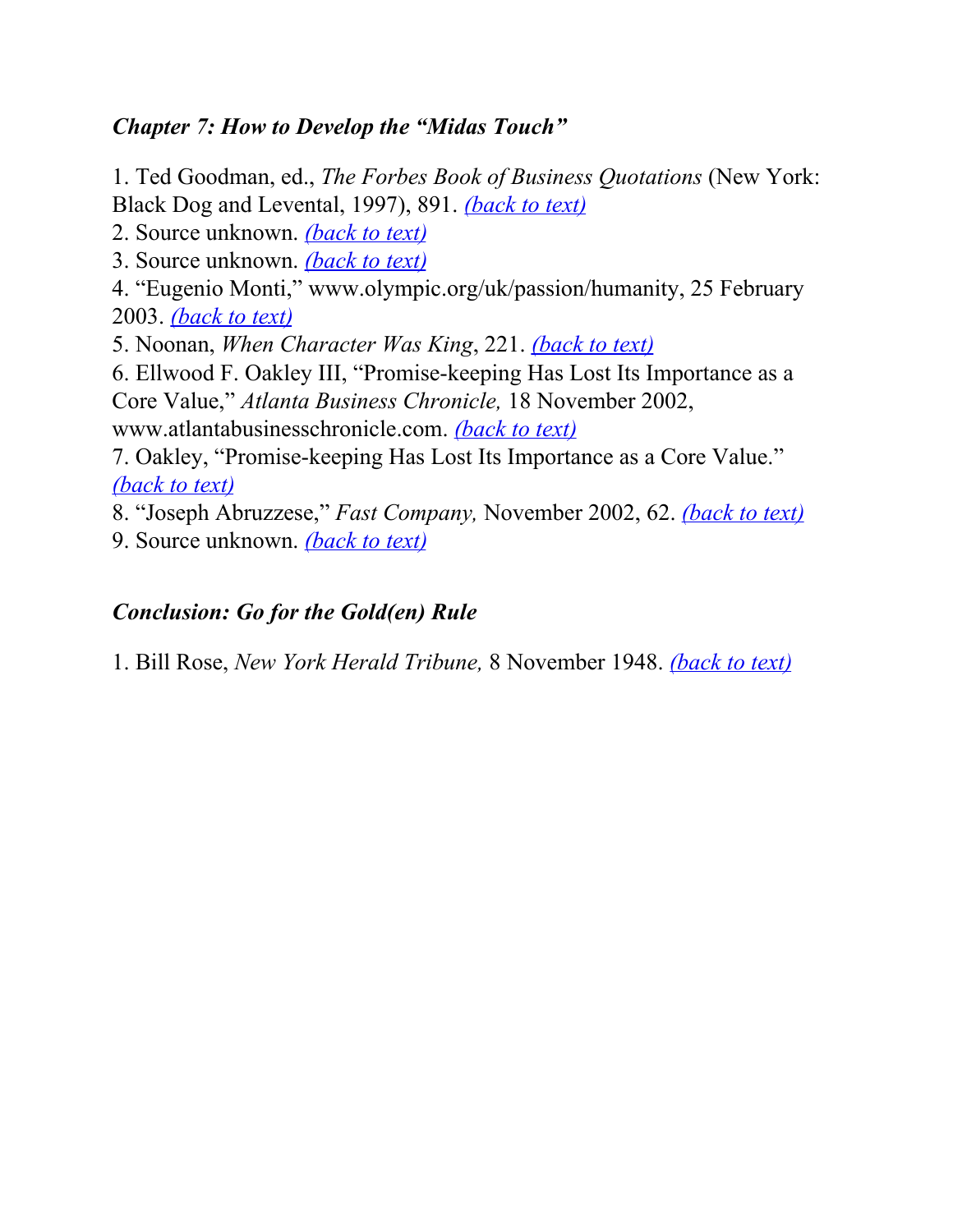### *Chapter 7: How to Develop the "Midas Touch"*

1. Ted Goodman, ed., *The Forbes Book of Business Quotations* (New York: Black Dog and Levental, 1997), 891. (back to text)
2. Source unknown. (back to text)
3. Source unknown. (back to text)
4. "Eugenio Monti," www.olympic.org/uk/passion/humanity, 25 February 2003. (back to text)
5. Noonan, *When Character Was King*, 221. (back to text)
6. Ellwood F. Oakley III, "Promise-keeping Has Lost Its Importance as a Core Value," *Atlanta Business Chronicle,* 18 November 2002, www.atlantabusinesschronicle.com. (back to text)
7. Oakley, "Promise-keeping Has Lost Its Importance as a Core Value." (back to text)
8. "Joseph Abruzzese," *Fast Company,* November 2002, 62. (back to text)
9. Source unknown. (back to text)

### *Conclusion: Go for the Gold(en) Rule*

1. Bill Rose, *New York Herald Tribune,* 8 November 1948. (back to text)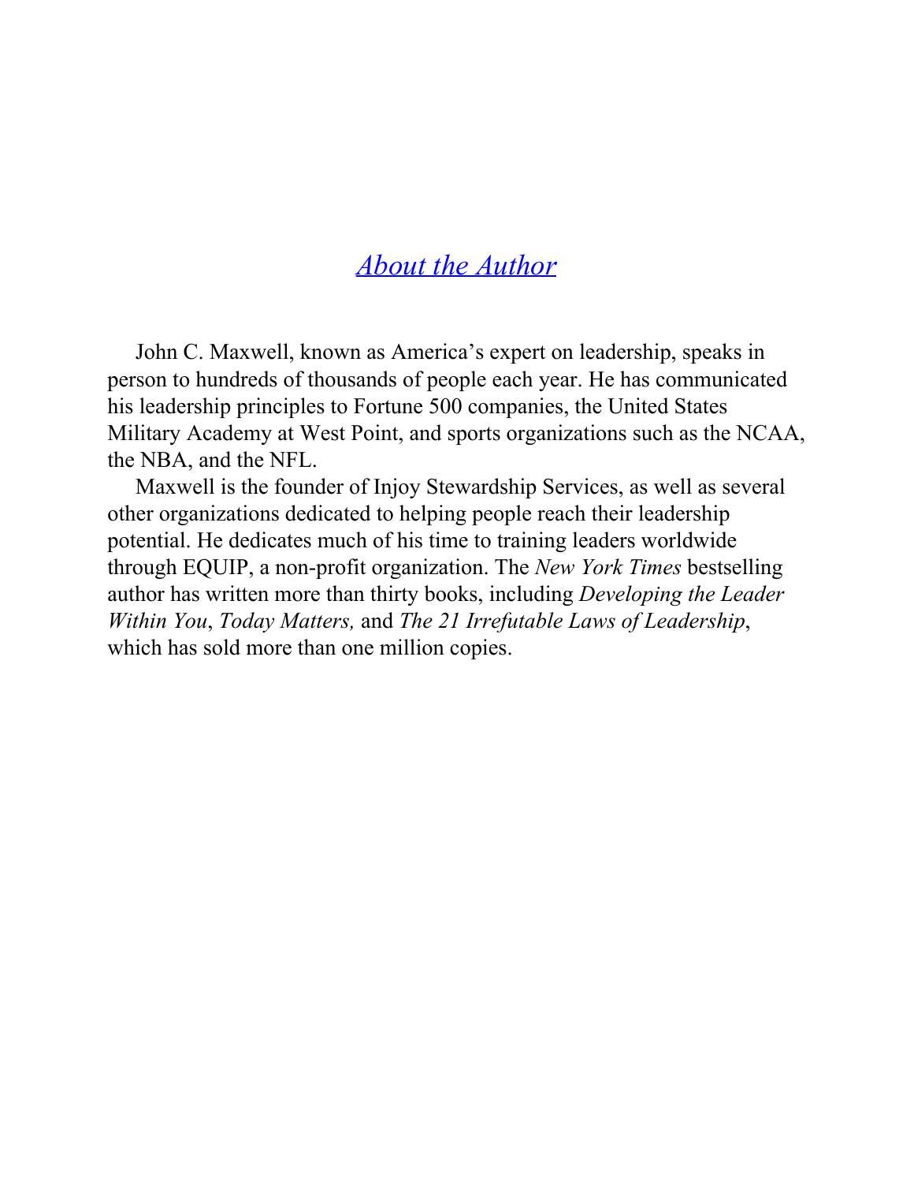# [About the Author]

John C. Maxwell, known as America's expert on leadership, speaks in person to hundreds of thousands of people each year. He has communicated his leadership principles to Fortune 500 companies, the United States Military Academy at West Point, and sports organizations such as the NCAA, the NBA, and the NFL.

Maxwell is the founder of Injoy Stewardship Services, as well as several other organizations dedicated to helping people reach their leadership potential. He dedicates much of his time to training leaders worldwide through EQUIP, a non-profit organization. The *New York Times* bestselling author has written more than thirty books, including *Developing the Leader Within You*, *Today Matters,* and *The 21 Irrefutable Laws of Leadership*, which has sold more than one million copies.